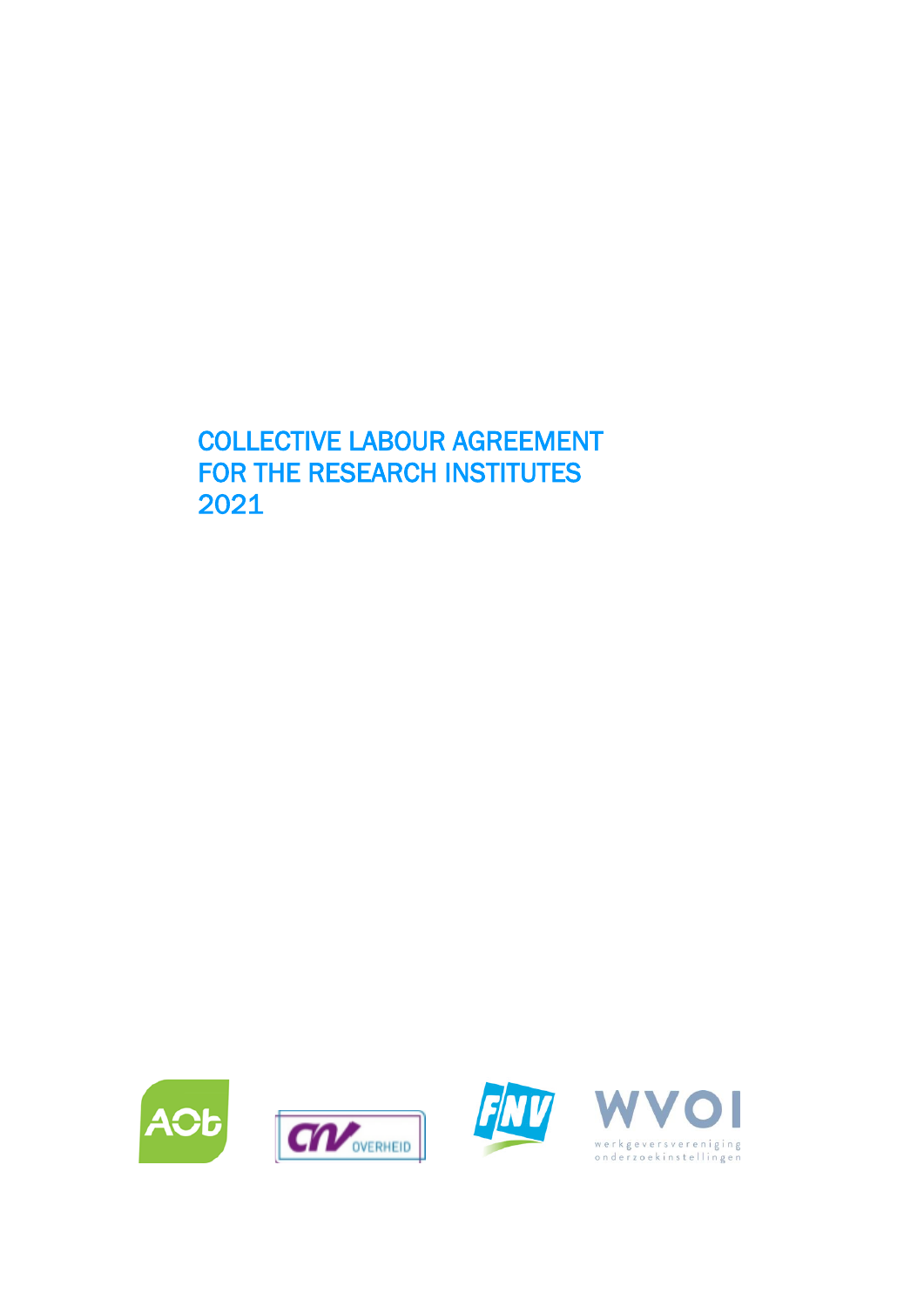# COLLECTIVE LABOUR AGREEMENT FOR THE RESEARCH INSTITUTES 2021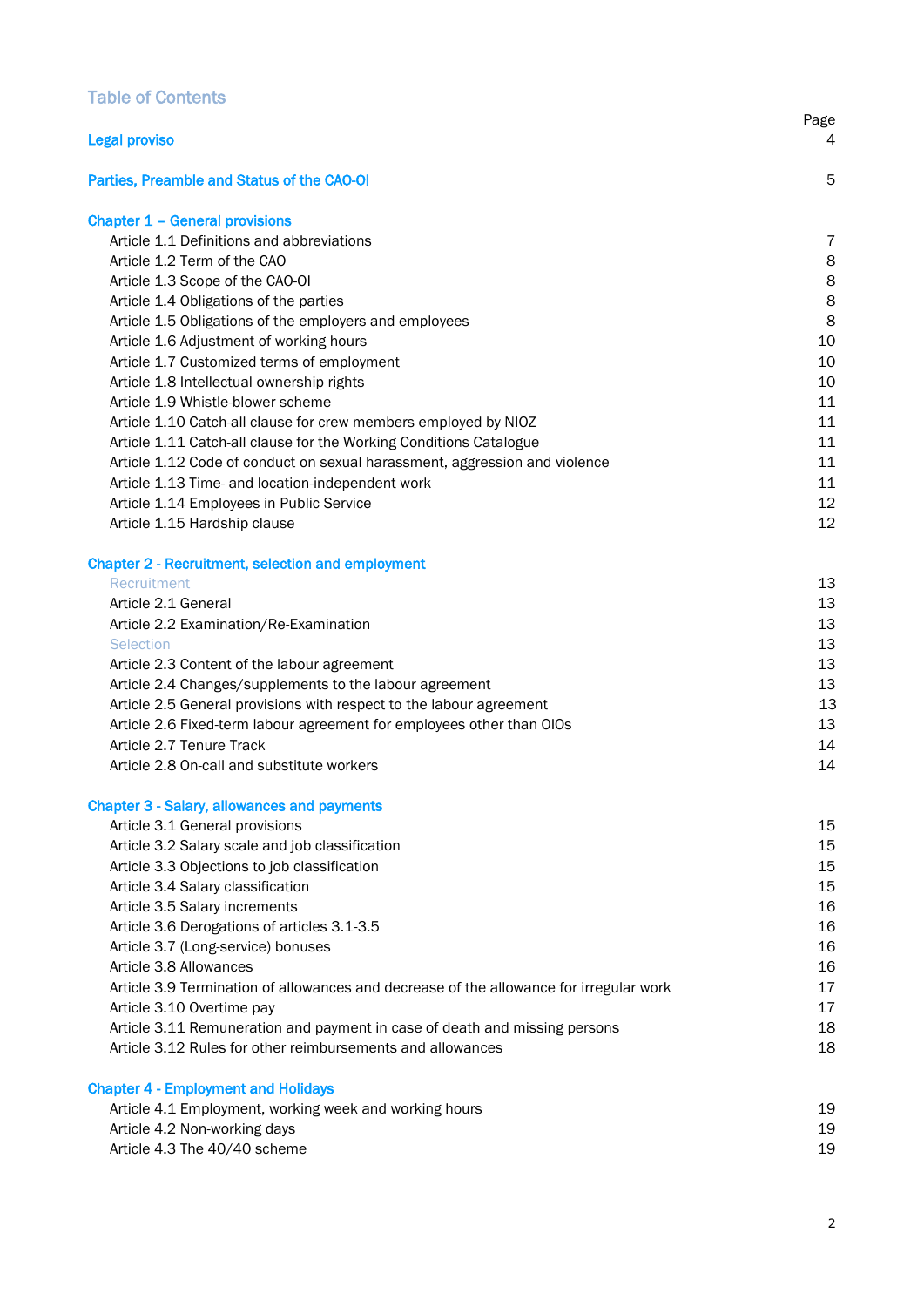## Table of Contents

| | Page |
|---|---|
| **Legal proviso** | 4 |
| **Parties, Preamble and Status of the CAO-OI** | 5 |
| **Chapter 1 – General provisions** | |
| Article 1.1 Definitions and abbreviations | 7 |
| Article 1.2 Term of the CAO | 8 |
| Article 1.3 Scope of the CAO-OI | 8 |
| Article 1.4 Obligations of the parties | 8 |
| Article 1.5 Obligations of the employers and employees | 8 |
| Article 1.6 Adjustment of working hours | 10 |
| Article 1.7 Customized terms of employment | 10 |
| Article 1.8 Intellectual ownership rights | 10 |
| Article 1.9 Whistle-blower scheme | 11 |
| Article 1.10 Catch-all clause for crew members employed by NIOZ | 11 |
| Article 1.11 Catch-all clause for the Working Conditions Catalogue | 11 |
| Article 1.12 Code of conduct on sexual harassment, aggression and violence | 11 |
| Article 1.13 Time- and location-independent work | 11 |
| Article 1.14 Employees in Public Service | 12 |
| Article 1.15 Hardship clause | 12 |
| **Chapter 2 - Recruitment, selection and employment** | |
| Recruitment | 13 |
| Article 2.1 General | 13 |
| Article 2.2 Examination/Re-Examination | 13 |
| Selection | 13 |
| Article 2.3 Content of the labour agreement | 13 |
| Article 2.4 Changes/supplements to the labour agreement | 13 |
| Article 2.5 General provisions with respect to the labour agreement | 13 |
| Article 2.6 Fixed-term labour agreement for employees other than OIOs | 13 |
| Article 2.7 Tenure Track | 14 |
| Article 2.8 On-call and substitute workers | 14 |
| **Chapter 3 - Salary, allowances and payments** | |
| Article 3.1 General provisions | 15 |
| Article 3.2 Salary scale and job classification | 15 |
| Article 3.3 Objections to job classification | 15 |
| Article 3.4 Salary classification | 15 |
| Article 3.5 Salary increments | 16 |
| Article 3.6 Derogations of articles 3.1-3.5 | 16 |
| Article 3.7 (Long-service) bonuses | 16 |
| Article 3.8 Allowances | 16 |
| Article 3.9 Termination of allowances and decrease of the allowance for irregular work | 17 |
| Article 3.10 Overtime pay | 17 |
| Article 3.11 Remuneration and payment in case of death and missing persons | 18 |
| Article 3.12 Rules for other reimbursements and allowances | 18 |
| **Chapter 4 - Employment and Holidays** | |
| Article 4.1 Employment, working week and working hours | 19 |
| Article 4.2 Non-working days | 19 |
| Article 4.3 The 40/40 scheme | 19 |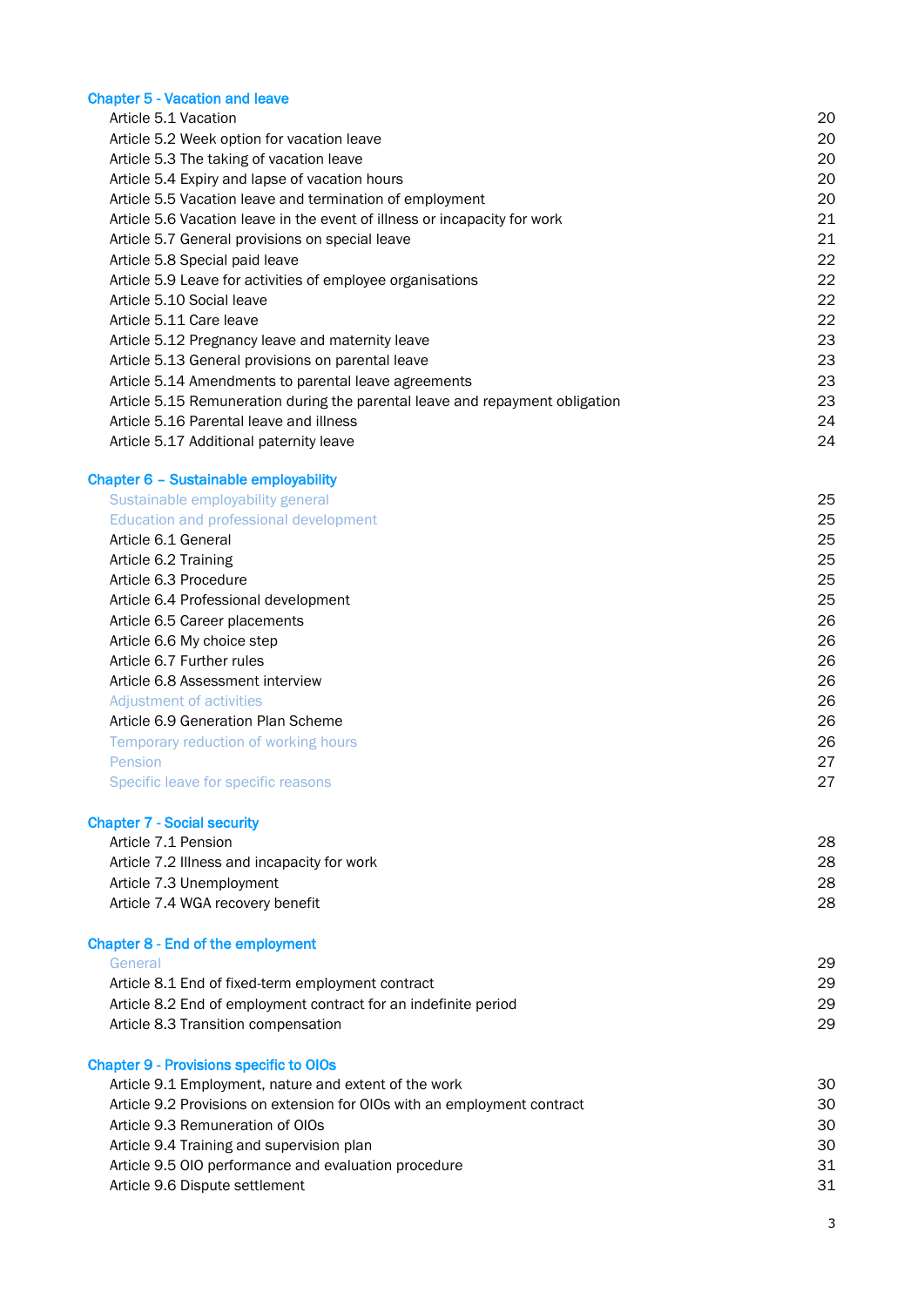**Chapter 5 - Vacation and leave**

| | |
|---|---|
| Article 5.1 Vacation | 20 |
| Article 5.2 Week option for vacation leave | 20 |
| Article 5.3 The taking of vacation leave | 20 |
| Article 5.4 Expiry and lapse of vacation hours | 20 |
| Article 5.5 Vacation leave and termination of employment | 20 |
| Article 5.6 Vacation leave in the event of illness or incapacity for work | 21 |
| Article 5.7 General provisions on special leave | 21 |
| Article 5.8 Special paid leave | 22 |
| Article 5.9 Leave for activities of employee organisations | 22 |
| Article 5.10 Social leave | 22 |
| Article 5.11 Care leave | 22 |
| Article 5.12 Pregnancy leave and maternity leave | 23 |
| Article 5.13 General provisions on parental leave | 23 |
| Article 5.14 Amendments to parental leave agreements | 23 |
| Article 5.15 Remuneration during the parental leave and repayment obligation | 23 |
| Article 5.16 Parental leave and illness | 24 |
| Article 5.17 Additional paternity leave | 24 |

**Chapter 6 – Sustainable employability**

| | |
|---|---|
| Sustainable employability general | 25 |
| Education and professional development | 25 |
| Article 6.1 General | 25 |
| Article 6.2 Training | 25 |
| Article 6.3 Procedure | 25 |
| Article 6.4 Professional development | 25 |
| Article 6.5 Career placements | 26 |
| Article 6.6 My choice step | 26 |
| Article 6.7 Further rules | 26 |
| Article 6.8 Assessment interview | 26 |
| Adjustment of activities | 26 |
| Article 6.9 Generation Plan Scheme | 26 |
| Temporary reduction of working hours | 26 |
| Pension | 27 |
| Specific leave for specific reasons | 27 |

**Chapter 7 - Social security**

| | |
|---|---|
| Article 7.1 Pension | 28 |
| Article 7.2 Illness and incapacity for work | 28 |
| Article 7.3 Unemployment | 28 |
| Article 7.4 WGA recovery benefit | 28 |

**Chapter 8 - End of the employment**

| | |
|---|---|
| General | 29 |
| Article 8.1 End of fixed-term employment contract | 29 |
| Article 8.2 End of employment contract for an indefinite period | 29 |
| Article 8.3 Transition compensation | 29 |

**Chapter 9 - Provisions specific to OIOs**

| | |
|---|---|
| Article 9.1 Employment, nature and extent of the work | 30 |
| Article 9.2 Provisions on extension for OIOs with an employment contract | 30 |
| Article 9.3 Remuneration of OIOs | 30 |
| Article 9.4 Training and supervision plan | 30 |
| Article 9.5 OIO performance and evaluation procedure | 31 |
| Article 9.6 Dispute settlement | 31 |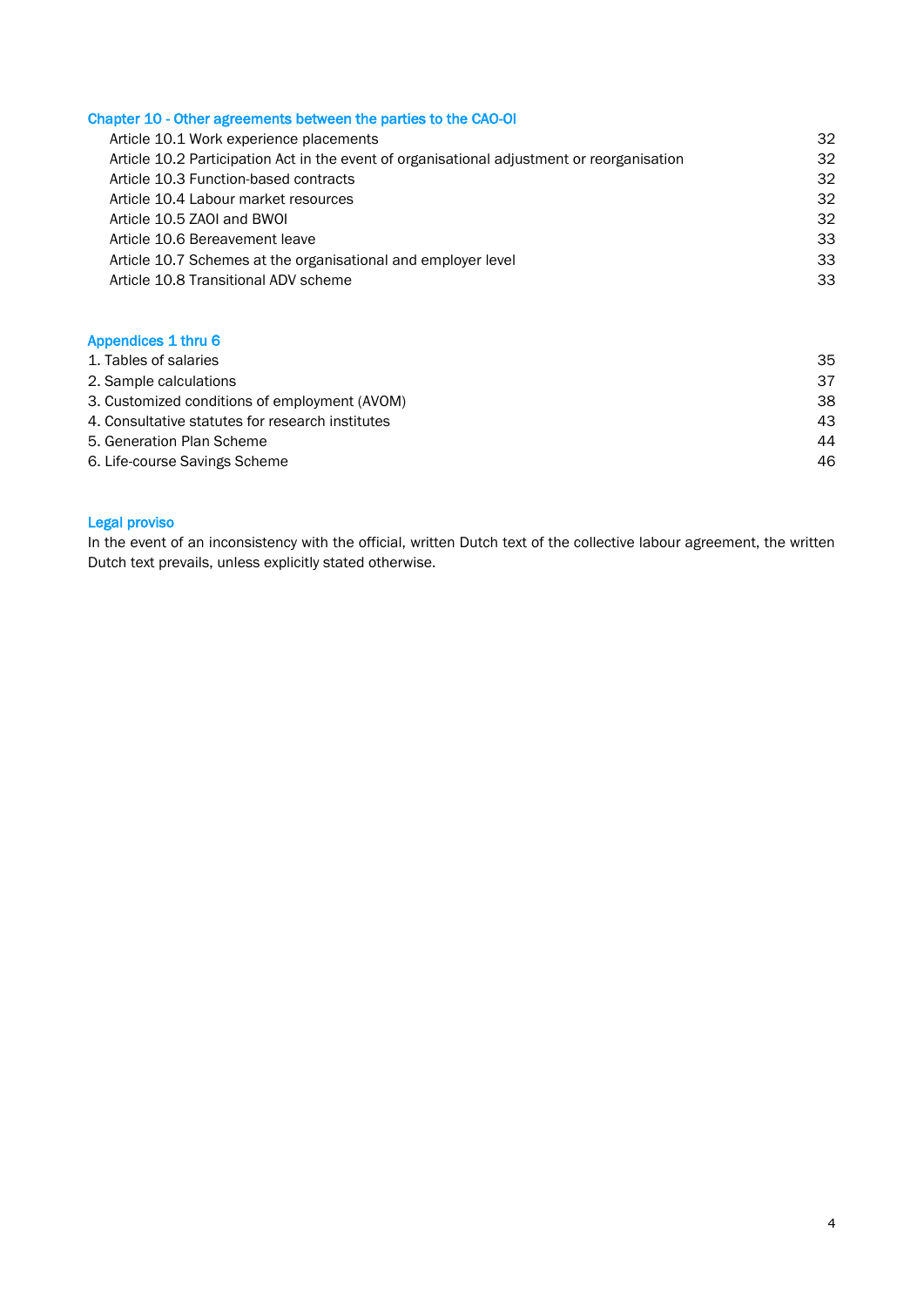## Chapter 10 - Other agreements between the parties to the CAO-OI

| | |
|---|---|
| Article 10.1 Work experience placements | 32 |
| Article 10.2 Participation Act in the event of organisational adjustment or reorganisation | 32 |
| Article 10.3 Function-based contracts | 32 |
| Article 10.4 Labour market resources | 32 |
| Article 10.5 ZAOI and BWOI | 32 |
| Article 10.6 Bereavement leave | 33 |
| Article 10.7 Schemes at the organisational and employer level | 33 |
| Article 10.8 Transitional ADV scheme | 33 |

## Appendices 1 thru 6

| | |
|---|---|
| 1. Tables of salaries | 35 |
| 2. Sample calculations | 37 |
| 3. Customized conditions of employment (AVOM) | 38 |
| 4. Consultative statutes for research institutes | 43 |
| 5. Generation Plan Scheme | 44 |
| 6. Life-course Savings Scheme | 46 |

## Legal proviso

In the event of an inconsistency with the official, written Dutch text of the collective labour agreement, the written Dutch text prevails, unless explicitly stated otherwise.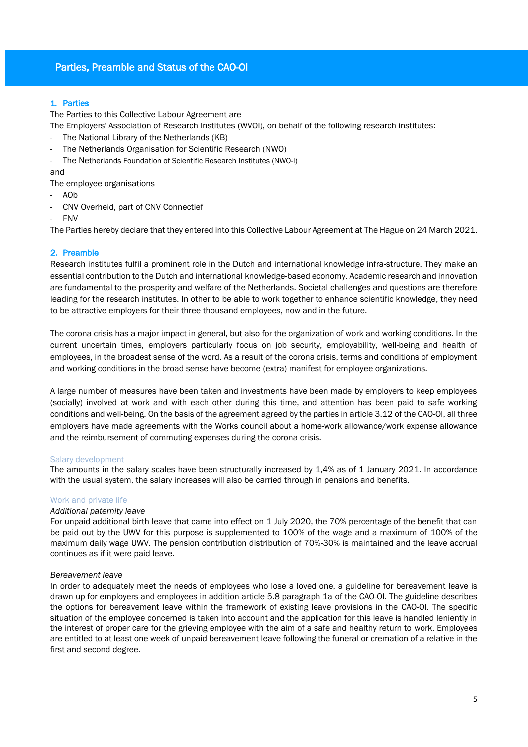# Parties, Preamble and Status of the CAO-OI

## 1. Parties

The Parties to this Collective Labour Agreement are

The Employers' Association of Research Institutes (WVOI), on behalf of the following research institutes:

- The National Library of the Netherlands (KB)
- The Netherlands Organisation for Scientific Research (NWO)
- The Netherlands Foundation of Scientific Research Institutes (NWO-I)

and

The employee organisations

- AOb
- CNV Overheid, part of CNV Connectief
- FNV

The Parties hereby declare that they entered into this Collective Labour Agreement at The Hague on 24 March 2021.

## 2. Preamble

Research institutes fulfil a prominent role in the Dutch and international knowledge infra-structure. They make an essential contribution to the Dutch and international knowledge-based economy. Academic research and innovation are fundamental to the prosperity and welfare of the Netherlands. Societal challenges and questions are therefore leading for the research institutes. In other to be able to work together to enhance scientific knowledge, they need to be attractive employers for their three thousand employees, now and in the future.

The corona crisis has a major impact in general, but also for the organization of work and working conditions. In the current uncertain times, employers particularly focus on job security, employability, well-being and health of employees, in the broadest sense of the word. As a result of the corona crisis, terms and conditions of employment and working conditions in the broad sense have become (extra) manifest for employee organizations.

A large number of measures have been taken and investments have been made by employers to keep employees (socially) involved at work and with each other during this time, and attention has been paid to safe working conditions and well-being. On the basis of the agreement agreed by the parties in article 3.12 of the CAO-OI, all three employers have made agreements with the Works council about a home-work allowance/work expense allowance and the reimbursement of commuting expenses during the corona crisis.

### Salary development

The amounts in the salary scales have been structurally increased by 1,4% as of 1 January 2021. In accordance with the usual system, the salary increases will also be carried through in pensions and benefits.

### Work and private life

*Additional paternity leave*

For unpaid additional birth leave that came into effect on 1 July 2020, the 70% percentage of the benefit that can be paid out by the UWV for this purpose is supplemented to 100% of the wage and a maximum of 100% of the maximum daily wage UWV. The pension contribution distribution of 70%-30% is maintained and the leave accrual continues as if it were paid leave.

*Bereavement leave*

In order to adequately meet the needs of employees who lose a loved one, a guideline for bereavement leave is drawn up for employers and employees in addition article 5.8 paragraph 1a of the CAO-OI. The guideline describes the options for bereavement leave within the framework of existing leave provisions in the CAO-OI. The specific situation of the employee concerned is taken into account and the application for this leave is handled leniently in the interest of proper care for the grieving employee with the aim of a safe and healthy return to work. Employees are entitled to at least one week of unpaid bereavement leave following the funeral or cremation of a relative in the first and second degree.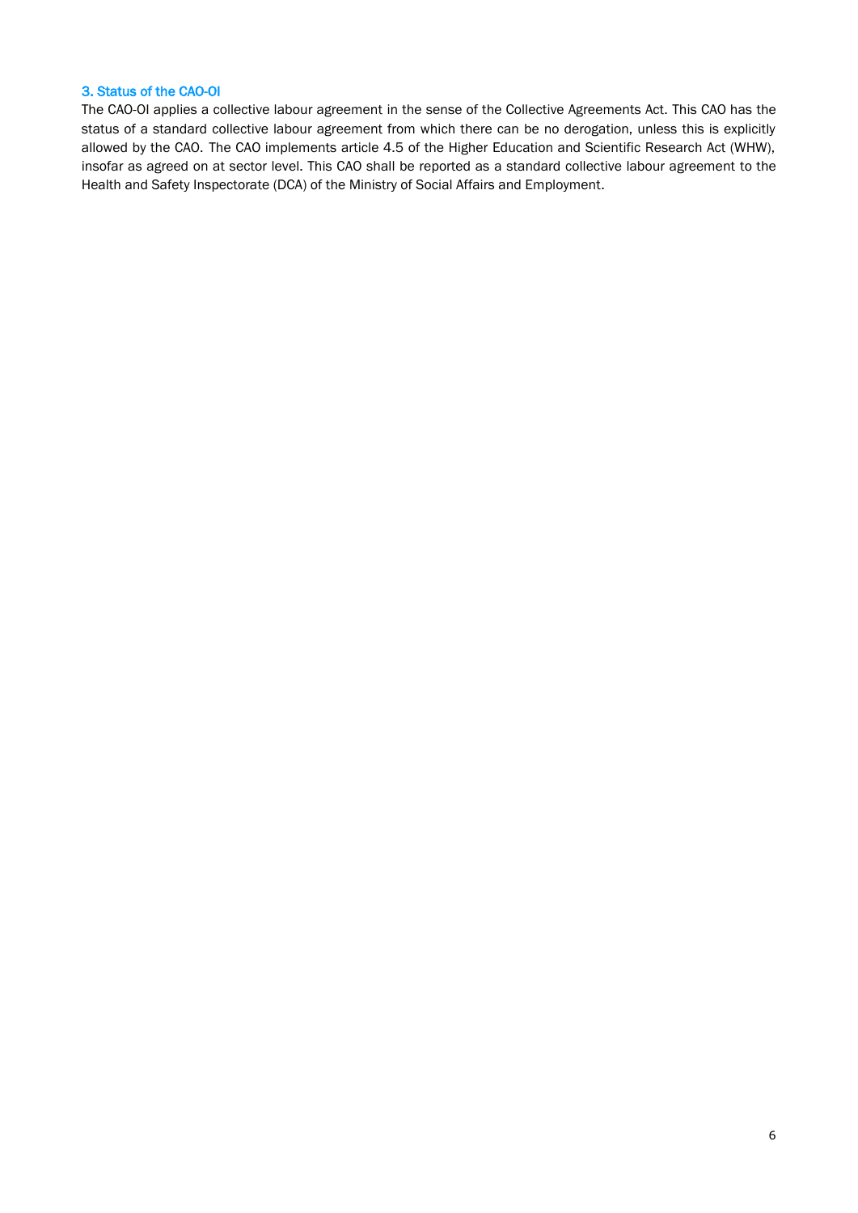## 3. Status of the CAO-OI

The CAO-OI applies a collective labour agreement in the sense of the Collective Agreements Act. This CAO has the status of a standard collective labour agreement from which there can be no derogation, unless this is explicitly allowed by the CAO. The CAO implements article 4.5 of the Higher Education and Scientific Research Act (WHW), insofar as agreed on at sector level. This CAO shall be reported as a standard collective labour agreement to the Health and Safety Inspectorate (DCA) of the Ministry of Social Affairs and Employment.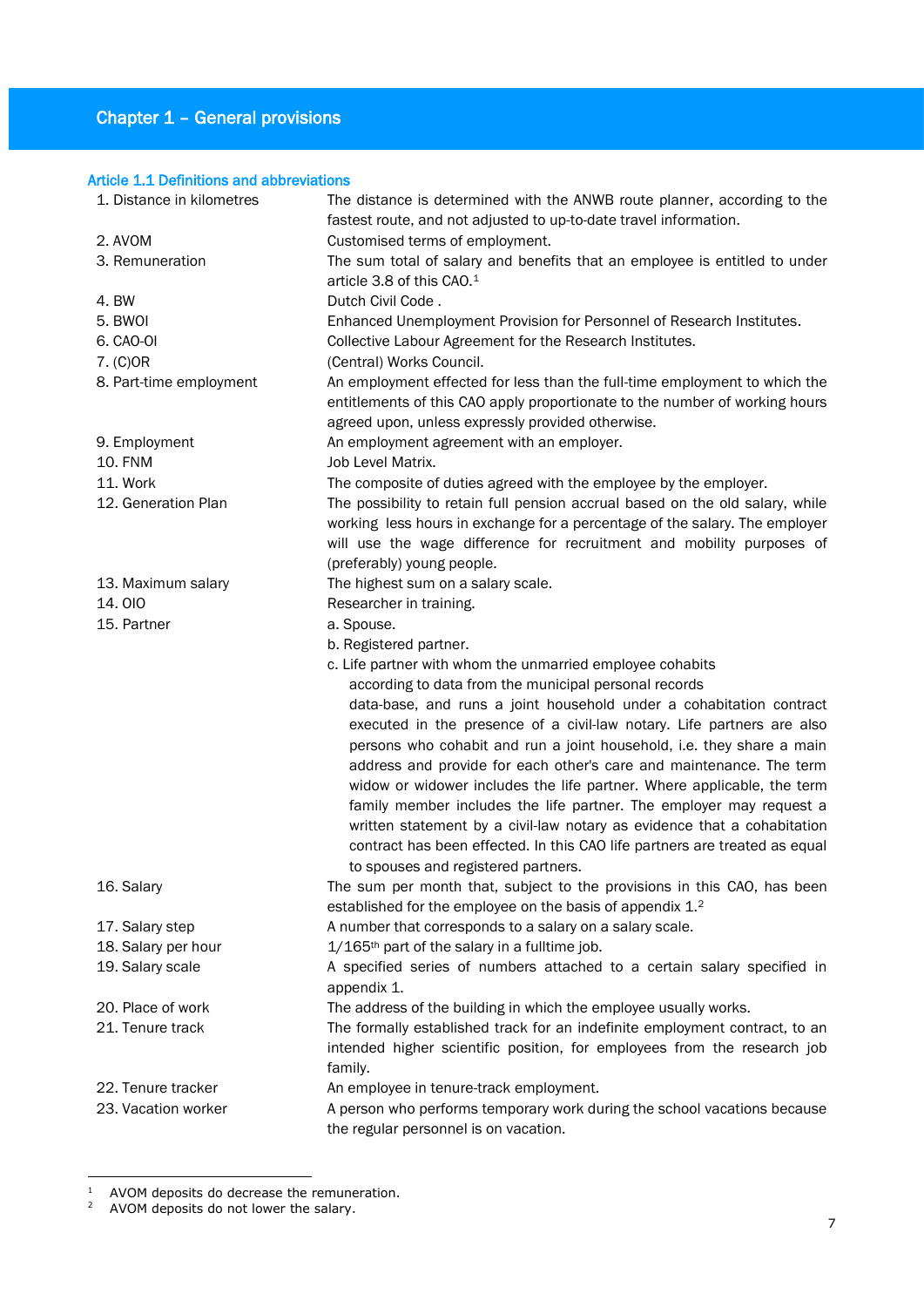# Chapter 1 – General provisions

## Article 1.1 Definitions and abbreviations

| | |
|---|---|
| 1. Distance in kilometres | The distance is determined with the ANWB route planner, according to the fastest route, and not adjusted to up-to-date travel information. |
| 2. AVOM | Customised terms of employment. |
| 3. Remuneration | The sum total of salary and benefits that an employee is entitled to under article 3.8 of this CAO.[1] |
| 4. BW | Dutch Civil Code . |
| 5. BWOI | Enhanced Unemployment Provision for Personnel of Research Institutes. |
| 6. CAO-OI | Collective Labour Agreement for the Research Institutes. |
| 7. (C)OR | (Central) Works Council. |
| 8. Part-time employment | An employment effected for less than the full-time employment to which the entitlements of this CAO apply proportionate to the number of working hours agreed upon, unless expressly provided otherwise. |
| 9. Employment | An employment agreement with an employer. |
| 10. FNM | Job Level Matrix. |
| 11. Work | The composite of duties agreed with the employee by the employer. |
| 12. Generation Plan | The possibility to retain full pension accrual based on the old salary, while working less hours in exchange for a percentage of the salary. The employer will use the wage difference for recruitment and mobility purposes of (preferably) young people. |
| 13. Maximum salary | The highest sum on a salary scale. |
| 14. OIO | Researcher in training. |
| 15. Partner | a. Spouse.<br>b. Registered partner.<br>c. Life partner with whom the unmarried employee cohabits according to data from the municipal personal records data-base, and runs a joint household under a cohabitation contract executed in the presence of a civil-law notary. Life partners are also persons who cohabit and run a joint household, i.e. they share a main address and provide for each other's care and maintenance. The term widow or widower includes the life partner. Where applicable, the term family member includes the life partner. The employer may request a written statement by a civil-law notary as evidence that a cohabitation contract has been effected. In this CAO life partners are treated as equal to spouses and registered partners. |
| 16. Salary | The sum per month that, subject to the provisions in this CAO, has been established for the employee on the basis of appendix 1.[2] |
| 17. Salary step | A number that corresponds to a salary on a salary scale. |
| 18. Salary per hour | 1/165th part of the salary in a fulltime job. |
| 19. Salary scale | A specified series of numbers attached to a certain salary specified in appendix 1. |
| 20. Place of work | The address of the building in which the employee usually works. |
| 21. Tenure track | The formally established track for an indefinite employment contract, to an intended higher scientific position, for employees from the research job family. |
| 22. Tenure tracker | An employee in tenure-track employment. |
| 23. Vacation worker | A person who performs temporary work during the school vacations because the regular personnel is on vacation. |

[1] AVOM deposits do decrease the remuneration.
[2] AVOM deposits do not lower the salary.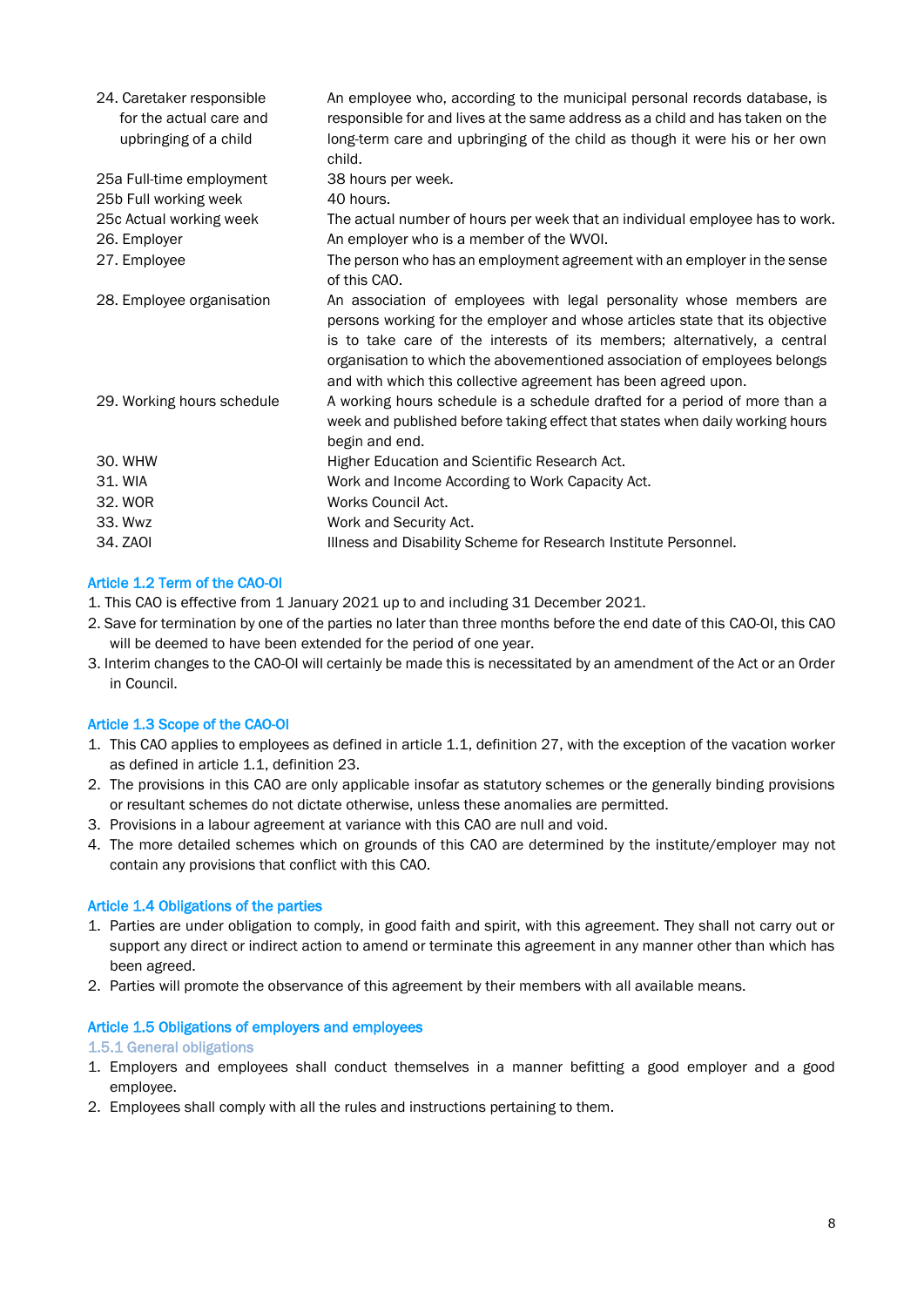| | |
|---|---|
| 24. Caretaker responsible for the actual care and upbringing of a child | An employee who, according to the municipal personal records database, is responsible for and lives at the same address as a child and has taken on the long-term care and upbringing of the child as though it were his or her own child. |
| 25a Full-time employment | 38 hours per week. |
| 25b Full working week | 40 hours. |
| 25c Actual working week | The actual number of hours per week that an individual employee has to work. |
| 26. Employer | An employer who is a member of the WVOI. |
| 27. Employee | The person who has an employment agreement with an employer in the sense of this CAO. |
| 28. Employee organisation | An association of employees with legal personality whose members are persons working for the employer and whose articles state that its objective is to take care of the interests of its members; alternatively, a central organisation to which the abovementioned association of employees belongs and with which this collective agreement has been agreed upon. |
| 29. Working hours schedule | A working hours schedule is a schedule drafted for a period of more than a week and published before taking effect that states when daily working hours begin and end. |
| 30. WHW | Higher Education and Scientific Research Act. |
| 31. WIA | Work and Income According to Work Capacity Act. |
| 32. WOR | Works Council Act. |
| 33. Wwz | Work and Security Act. |
| 34. ZAOI | Illness and Disability Scheme for Research Institute Personnel. |

### Article 1.2 Term of the CAO-OI

1. This CAO is effective from 1 January 2021 up to and including 31 December 2021.
2. Save for termination by one of the parties no later than three months before the end date of this CAO-OI, this CAO will be deemed to have been extended for the period of one year.
3. Interim changes to the CAO-OI will certainly be made this is necessitated by an amendment of the Act or an Order in Council.

### Article 1.3 Scope of the CAO-OI

1. This CAO applies to employees as defined in article 1.1, definition 27, with the exception of the vacation worker as defined in article 1.1, definition 23.
2. The provisions in this CAO are only applicable insofar as statutory schemes or the generally binding provisions or resultant schemes do not dictate otherwise, unless these anomalies are permitted.
3. Provisions in a labour agreement at variance with this CAO are null and void.
4. The more detailed schemes which on grounds of this CAO are determined by the institute/employer may not contain any provisions that conflict with this CAO.

### Article 1.4 Obligations of the parties

1. Parties are under obligation to comply, in good faith and spirit, with this agreement. They shall not carry out or support any direct or indirect action to amend or terminate this agreement in any manner other than which has been agreed.
2. Parties will promote the observance of this agreement by their members with all available means.

### Article 1.5 Obligations of employers and employees

#### 1.5.1 General obligations

1. Employers and employees shall conduct themselves in a manner befitting a good employer and a good employee.
2. Employees shall comply with all the rules and instructions pertaining to them.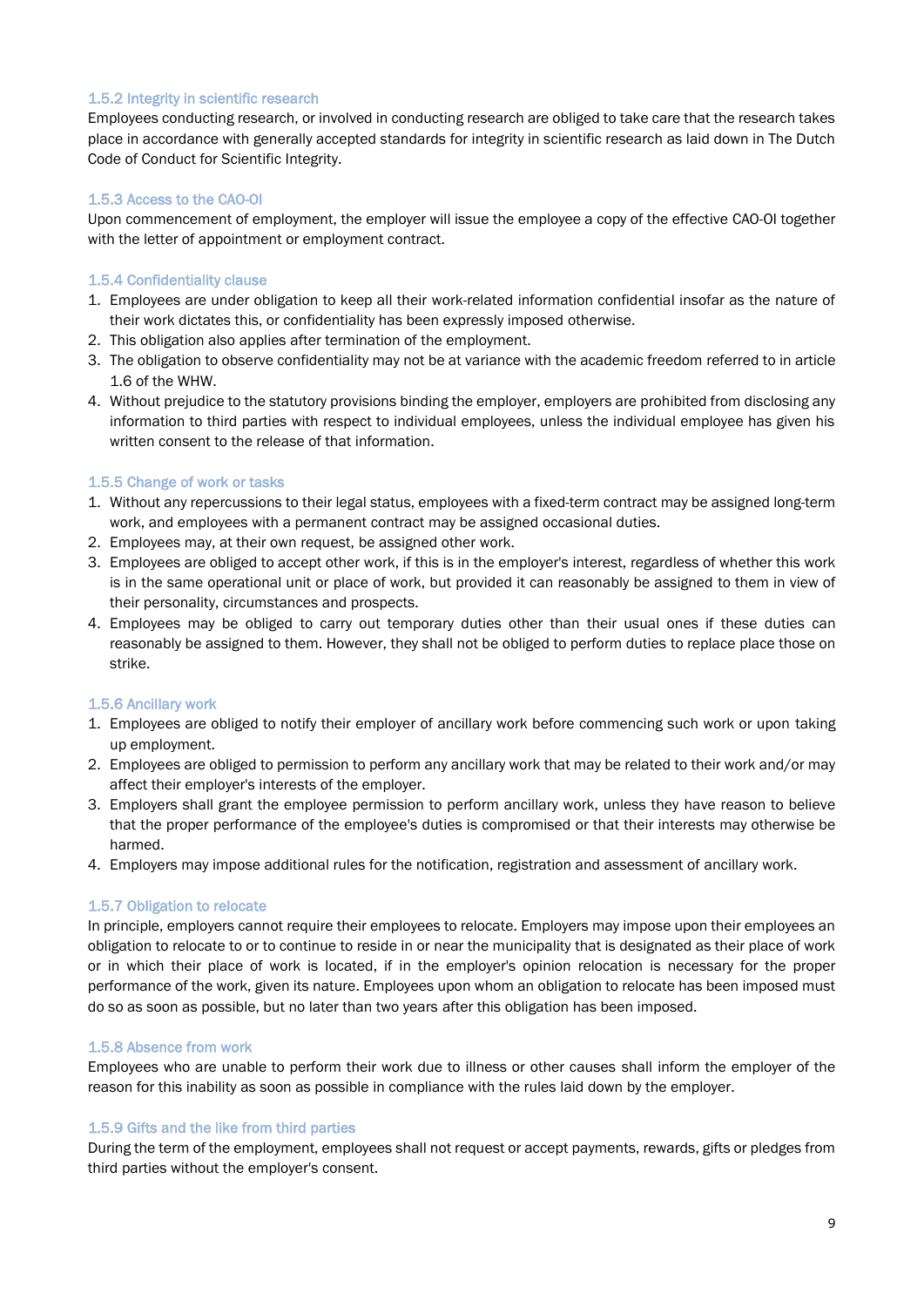### 1.5.2 Integrity in scientific research

Employees conducting research, or involved in conducting research are obliged to take care that the research takes place in accordance with generally accepted standards for integrity in scientific research as laid down in The Dutch Code of Conduct for Scientific Integrity.

### 1.5.3 Access to the CAO-OI

Upon commencement of employment, the employer will issue the employee a copy of the effective CAO-OI together with the letter of appointment or employment contract.

### 1.5.4 Confidentiality clause

1. Employees are under obligation to keep all their work-related information confidential insofar as the nature of their work dictates this, or confidentiality has been expressly imposed otherwise.
2. This obligation also applies after termination of the employment.
3. The obligation to observe confidentiality may not be at variance with the academic freedom referred to in article 1.6 of the WHW.
4. Without prejudice to the statutory provisions binding the employer, employers are prohibited from disclosing any information to third parties with respect to individual employees, unless the individual employee has given his written consent to the release of that information.

### 1.5.5 Change of work or tasks

1. Without any repercussions to their legal status, employees with a fixed-term contract may be assigned long-term work, and employees with a permanent contract may be assigned occasional duties.
2. Employees may, at their own request, be assigned other work.
3. Employees are obliged to accept other work, if this is in the employer's interest, regardless of whether this work is in the same operational unit or place of work, but provided it can reasonably be assigned to them in view of their personality, circumstances and prospects.
4. Employees may be obliged to carry out temporary duties other than their usual ones if these duties can reasonably be assigned to them. However, they shall not be obliged to perform duties to replace place those on strike.

### 1.5.6 Ancillary work

1. Employees are obliged to notify their employer of ancillary work before commencing such work or upon taking up employment.
2. Employees are obliged to permission to perform any ancillary work that may be related to their work and/or may affect their employer's interests of the employer.
3. Employers shall grant the employee permission to perform ancillary work, unless they have reason to believe that the proper performance of the employee's duties is compromised or that their interests may otherwise be harmed.
4. Employers may impose additional rules for the notification, registration and assessment of ancillary work.

### 1.5.7 Obligation to relocate

In principle, employers cannot require their employees to relocate. Employers may impose upon their employees an obligation to relocate to or to continue to reside in or near the municipality that is designated as their place of work or in which their place of work is located, if in the employer's opinion relocation is necessary for the proper performance of the work, given its nature. Employees upon whom an obligation to relocate has been imposed must do so as soon as possible, but no later than two years after this obligation has been imposed.

### 1.5.8 Absence from work

Employees who are unable to perform their work due to illness or other causes shall inform the employer of the reason for this inability as soon as possible in compliance with the rules laid down by the employer.

### 1.5.9 Gifts and the like from third parties

During the term of the employment, employees shall not request or accept payments, rewards, gifts or pledges from third parties without the employer's consent.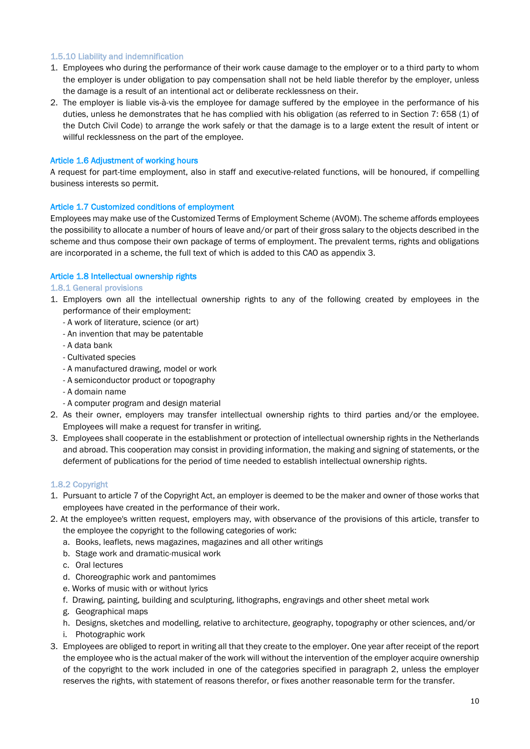#### 1.5.10 Liability and indemnification

1. Employees who during the performance of their work cause damage to the employer or to a third party to whom the employer is under obligation to pay compensation shall not be held liable therefor by the employer, unless the damage is a result of an intentional act or deliberate recklessness on their.
2. The employer is liable vis-à-vis the employee for damage suffered by the employee in the performance of his duties, unless he demonstrates that he has complied with his obligation (as referred to in Section 7: 658 (1) of the Dutch Civil Code) to arrange the work safely or that the damage is to a large extent the result of intent or willful recklessness on the part of the employee.

### Article 1.6 Adjustment of working hours

A request for part-time employment, also in staff and executive-related functions, will be honoured, if compelling business interests so permit.

### Article 1.7 Customized conditions of employment

Employees may make use of the Customized Terms of Employment Scheme (AVOM). The scheme affords employees the possibility to allocate a number of hours of leave and/or part of their gross salary to the objects described in the scheme and thus compose their own package of terms of employment. The prevalent terms, rights and obligations are incorporated in a scheme, the full text of which is added to this CAO as appendix 3.

### Article 1.8 Intellectual ownership rights

#### 1.8.1 General provisions

1. Employers own all the intellectual ownership rights to any of the following created by employees in the performance of their employment:
   - A work of literature, science (or art)
   - An invention that may be patentable
   - A data bank
   - Cultivated species
   - A manufactured drawing, model or work
   - A semiconductor product or topography
   - A domain name
   - A computer program and design material
2. As their owner, employers may transfer intellectual ownership rights to third parties and/or the employee. Employees will make a request for transfer in writing.
3. Employees shall cooperate in the establishment or protection of intellectual ownership rights in the Netherlands and abroad. This cooperation may consist in providing information, the making and signing of statements, or the deferment of publications for the period of time needed to establish intellectual ownership rights.

#### 1.8.2 Copyright

1. Pursuant to article 7 of the Copyright Act, an employer is deemed to be the maker and owner of those works that employees have created in the performance of their work.
2. At the employee's written request, employers may, with observance of the provisions of this article, transfer to the employee the copyright to the following categories of work:
   a. Books, leaflets, news magazines, magazines and all other writings
   b. Stage work and dramatic-musical work
   c. Oral lectures
   d. Choreographic work and pantomimes
   e. Works of music with or without lyrics
   f. Drawing, painting, building and sculpturing, lithographs, engravings and other sheet metal work
   g. Geographical maps
   h. Designs, sketches and modelling, relative to architecture, geography, topography or other sciences, and/or
   i. Photographic work
3. Employees are obliged to report in writing all that they create to the employer. One year after receipt of the report the employee who is the actual maker of the work will without the intervention of the employer acquire ownership of the copyright to the work included in one of the categories specified in paragraph 2, unless the employer reserves the rights, with statement of reasons therefor, or fixes another reasonable term for the transfer.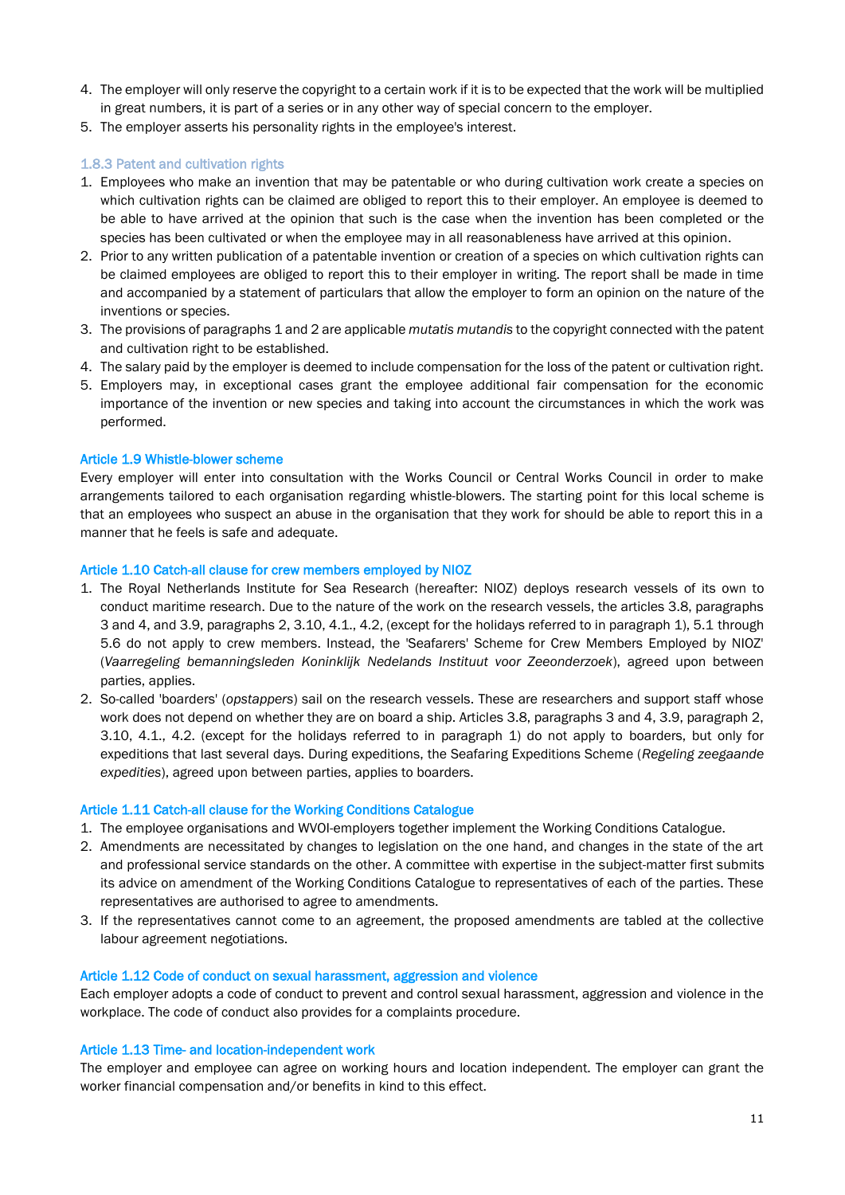4. The employer will only reserve the copyright to a certain work if it is to be expected that the work will be multiplied in great numbers, it is part of a series or in any other way of special concern to the employer.
5. The employer asserts his personality rights in the employee's interest.

#### 1.8.3 Patent and cultivation rights

1. Employees who make an invention that may be patentable or who during cultivation work create a species on which cultivation rights can be claimed are obliged to report this to their employer. An employee is deemed to be able to have arrived at the opinion that such is the case when the invention has been completed or the species has been cultivated or when the employee may in all reasonableness have arrived at this opinion.
2. Prior to any written publication of a patentable invention or creation of a species on which cultivation rights can be claimed employees are obliged to report this to their employer in writing. The report shall be made in time and accompanied by a statement of particulars that allow the employer to form an opinion on the nature of the inventions or species.
3. The provisions of paragraphs 1 and 2 are applicable *mutatis mutandis* to the copyright connected with the patent and cultivation right to be established.
4. The salary paid by the employer is deemed to include compensation for the loss of the patent or cultivation right.
5. Employers may, in exceptional cases grant the employee additional fair compensation for the economic importance of the invention or new species and taking into account the circumstances in which the work was performed.

### Article 1.9 Whistle-blower scheme

Every employer will enter into consultation with the Works Council or Central Works Council in order to make arrangements tailored to each organisation regarding whistle-blowers. The starting point for this local scheme is that an employees who suspect an abuse in the organisation that they work for should be able to report this in a manner that he feels is safe and adequate.

### Article 1.10 Catch-all clause for crew members employed by NIOZ

1. The Royal Netherlands Institute for Sea Research (hereafter: NIOZ) deploys research vessels of its own to conduct maritime research. Due to the nature of the work on the research vessels, the articles 3.8, paragraphs 3 and 4, and 3.9, paragraphs 2, 3.10, 4.1., 4.2, (except for the holidays referred to in paragraph 1), 5.1 through 5.6 do not apply to crew members. Instead, the 'Seafarers' Scheme for Crew Members Employed by NIOZ' (*Vaarregeling bemanningsleden Koninklijk Nedelands Instituut voor Zeeonderzoek*), agreed upon between parties, applies.
2. So-called 'boarders' (*opstappers*) sail on the research vessels. These are researchers and support staff whose work does not depend on whether they are on board a ship. Articles 3.8, paragraphs 3 and 4, 3.9, paragraph 2, 3.10, 4.1., 4.2. (except for the holidays referred to in paragraph 1) do not apply to boarders, but only for expeditions that last several days. During expeditions, the Seafaring Expeditions Scheme (*Regeling zeegaande expedities*), agreed upon between parties, applies to boarders.

### Article 1.11 Catch-all clause for the Working Conditions Catalogue

1. The employee organisations and WVOI-employers together implement the Working Conditions Catalogue.
2. Amendments are necessitated by changes to legislation on the one hand, and changes in the state of the art and professional service standards on the other. A committee with expertise in the subject-matter first submits its advice on amendment of the Working Conditions Catalogue to representatives of each of the parties. These representatives are authorised to agree to amendments.
3. If the representatives cannot come to an agreement, the proposed amendments are tabled at the collective labour agreement negotiations.

### Article 1.12 Code of conduct on sexual harassment, aggression and violence

Each employer adopts a code of conduct to prevent and control sexual harassment, aggression and violence in the workplace. The code of conduct also provides for a complaints procedure.

### Article 1.13 Time- and location-independent work

The employer and employee can agree on working hours and location independent. The employer can grant the worker financial compensation and/or benefits in kind to this effect.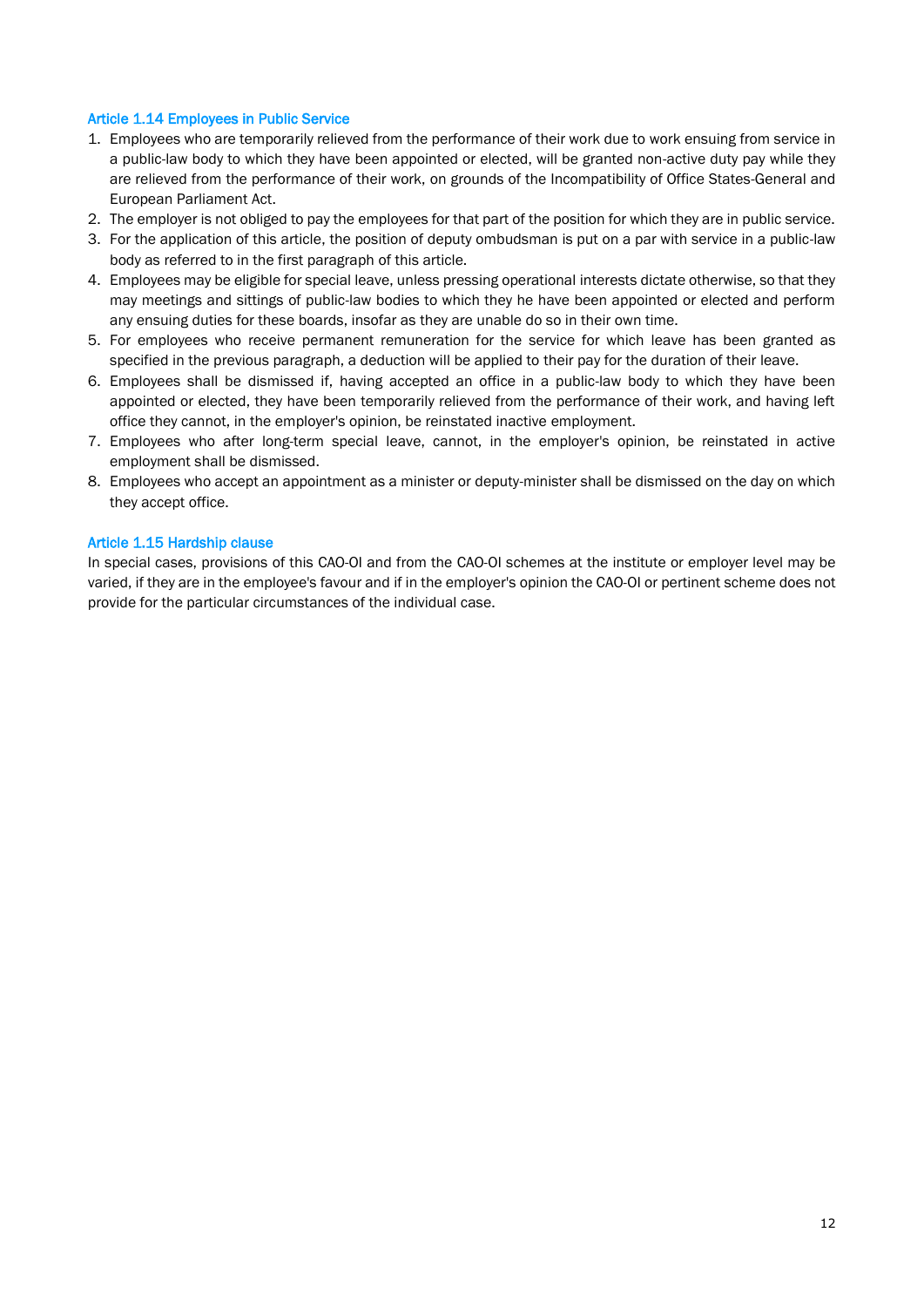### Article 1.14 Employees in Public Service

1. Employees who are temporarily relieved from the performance of their work due to work ensuing from service in a public-law body to which they have been appointed or elected, will be granted non-active duty pay while they are relieved from the performance of their work, on grounds of the Incompatibility of Office States-General and European Parliament Act.
2. The employer is not obliged to pay the employees for that part of the position for which they are in public service.
3. For the application of this article, the position of deputy ombudsman is put on a par with service in a public-law body as referred to in the first paragraph of this article.
4. Employees may be eligible for special leave, unless pressing operational interests dictate otherwise, so that they may meetings and sittings of public-law bodies to which they he have been appointed or elected and perform any ensuing duties for these boards, insofar as they are unable do so in their own time.
5. For employees who receive permanent remuneration for the service for which leave has been granted as specified in the previous paragraph, a deduction will be applied to their pay for the duration of their leave.
6. Employees shall be dismissed if, having accepted an office in a public-law body to which they have been appointed or elected, they have been temporarily relieved from the performance of their work, and having left office they cannot, in the employer's opinion, be reinstated inactive employment.
7. Employees who after long-term special leave, cannot, in the employer's opinion, be reinstated in active employment shall be dismissed.
8. Employees who accept an appointment as a minister or deputy-minister shall be dismissed on the day on which they accept office.

### Article 1.15 Hardship clause

In special cases, provisions of this CAO-OI and from the CAO-OI schemes at the institute or employer level may be varied, if they are in the employee's favour and if in the employer's opinion the CAO-OI or pertinent scheme does not provide for the particular circumstances of the individual case.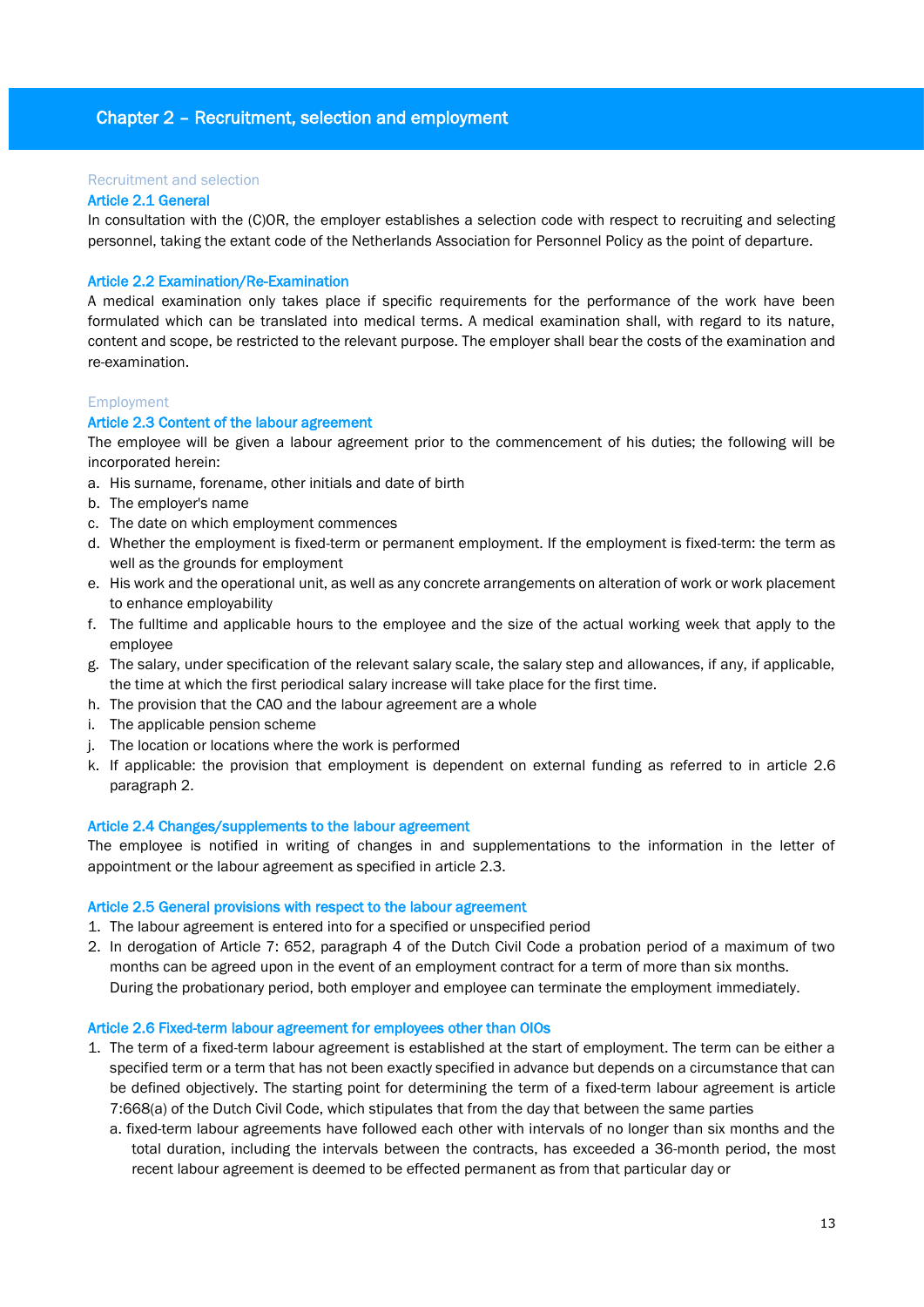# Chapter 2 – Recruitment, selection and employment

Recruitment and selection

### Article 2.1 General

In consultation with the (C)OR, the employer establishes a selection code with respect to recruiting and selecting personnel, taking the extant code of the Netherlands Association for Personnel Policy as the point of departure.

### Article 2.2 Examination/Re-Examination

A medical examination only takes place if specific requirements for the performance of the work have been formulated which can be translated into medical terms. A medical examination shall, with regard to its nature, content and scope, be restricted to the relevant purpose. The employer shall bear the costs of the examination and re-examination.

Employment

### Article 2.3 Content of the labour agreement

The employee will be given a labour agreement prior to the commencement of his duties; the following will be incorporated herein:

a. His surname, forename, other initials and date of birth
b. The employer's name
c. The date on which employment commences
d. Whether the employment is fixed-term or permanent employment. If the employment is fixed-term: the term as well as the grounds for employment
e. His work and the operational unit, as well as any concrete arrangements on alteration of work or work placement to enhance employability
f. The fulltime and applicable hours to the employee and the size of the actual working week that apply to the employee
g. The salary, under specification of the relevant salary scale, the salary step and allowances, if any, if applicable, the time at which the first periodical salary increase will take place for the first time.
h. The provision that the CAO and the labour agreement are a whole
i. The applicable pension scheme
j. The location or locations where the work is performed
k. If applicable: the provision that employment is dependent on external funding as referred to in article 2.6 paragraph 2.

### Article 2.4 Changes/supplements to the labour agreement

The employee is notified in writing of changes in and supplementations to the information in the letter of appointment or the labour agreement as specified in article 2.3.

### Article 2.5 General provisions with respect to the labour agreement

1. The labour agreement is entered into for a specified or unspecified period
2. In derogation of Article 7: 652, paragraph 4 of the Dutch Civil Code a probation period of a maximum of two months can be agreed upon in the event of an employment contract for a term of more than six months.
   During the probationary period, both employer and employee can terminate the employment immediately.

### Article 2.6 Fixed-term labour agreement for employees other than OIOs

1. The term of a fixed-term labour agreement is established at the start of employment. The term can be either a specified term or a term that has not been exactly specified in advance but depends on a circumstance that can be defined objectively. The starting point for determining the term of a fixed-term labour agreement is article 7:668(a) of the Dutch Civil Code, which stipulates that from the day that between the same parties
   a. fixed-term labour agreements have followed each other with intervals of no longer than six months and the total duration, including the intervals between the contracts, has exceeded a 36-month period, the most recent labour agreement is deemed to be effected permanent as from that particular day or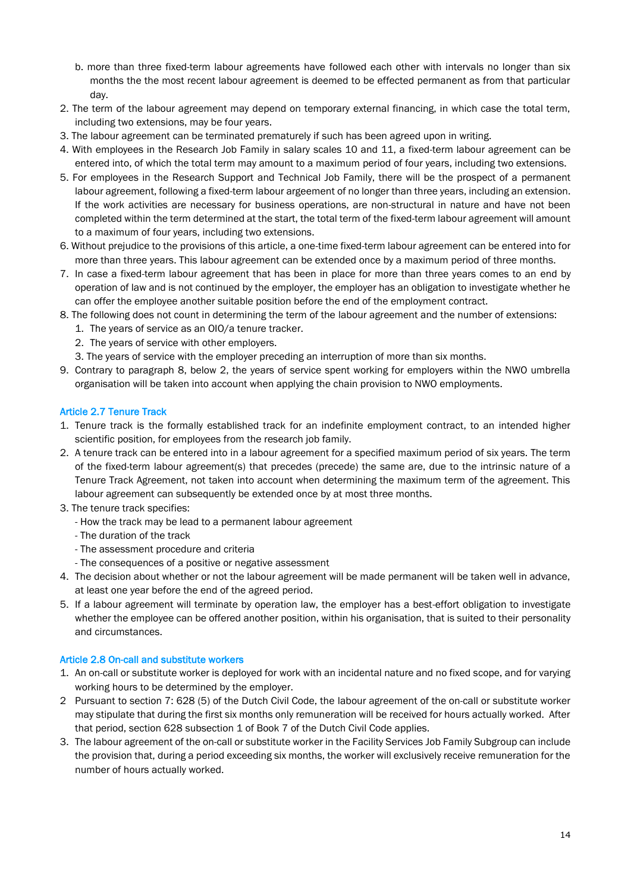b. more than three fixed-term labour agreements have followed each other with intervals no longer than six months the the most recent labour agreement is deemed to be effected permanent as from that particular day.

2. The term of the labour agreement may depend on temporary external financing, in which case the total term, including two extensions, may be four years.
3. The labour agreement can be terminated prematurely if such has been agreed upon in writing.
4. With employees in the Research Job Family in salary scales 10 and 11, a fixed-term labour agreement can be entered into, of which the total term may amount to a maximum period of four years, including two extensions.
5. For employees in the Research Support and Technical Job Family, there will be the prospect of a permanent labour agreement, following a fixed-term labour agreement of no longer than three years, including an extension. If the work activities are necessary for business operations, are non-structural in nature and have not been completed within the term determined at the start, the total term of the fixed-term labour agreement will amount to a maximum of four years, including two extensions.
6. Without prejudice to the provisions of this article, a one-time fixed-term labour agreement can be entered into for more than three years. This labour agreement can be extended once by a maximum period of three months.
7. In case a fixed-term labour agreement that has been in place for more than three years comes to an end by operation of law and is not continued by the employer, the employer has an obligation to investigate whether he can offer the employee another suitable position before the end of the employment contract.
8. The following does not count in determining the term of the labour agreement and the number of extensions:
   1. The years of service as an OIO/a tenure tracker.
   2. The years of service with other employers.
   3. The years of service with the employer preceding an interruption of more than six months.
9. Contrary to paragraph 8, below 2, the years of service spent working for employers within the NWO umbrella organisation will be taken into account when applying the chain provision to NWO employments.

### Article 2.7 Tenure Track

1. Tenure track is the formally established track for an indefinite employment contract, to an intended higher scientific position, for employees from the research job family.
2. A tenure track can be entered into in a labour agreement for a specified maximum period of six years. The term of the fixed-term labour agreement(s) that precedes (precede) the same are, due to the intrinsic nature of a Tenure Track Agreement, not taken into account when determining the maximum term of the agreement. This labour agreement can subsequently be extended once by at most three months.
3. The tenure track specifies:
   - How the track may be lead to a permanent labour agreement
   - The duration of the track
   - The assessment procedure and criteria
   - The consequences of a positive or negative assessment
4. The decision about whether or not the labour agreement will be made permanent will be taken well in advance, at least one year before the end of the agreed period.
5. If a labour agreement will terminate by operation law, the employer has a best-effort obligation to investigate whether the employee can be offered another position, within his organisation, that is suited to their personality and circumstances.

### Article 2.8 On-call and substitute workers

1. An on-call or substitute worker is deployed for work with an incidental nature and no fixed scope, and for varying working hours to be determined by the employer.
2. Pursuant to section 7: 628 (5) of the Dutch Civil Code, the labour agreement of the on-call or substitute worker may stipulate that during the first six months only remuneration will be received for hours actually worked. After that period, section 628 subsection 1 of Book 7 of the Dutch Civil Code applies.
3. The labour agreement of the on-call or substitute worker in the Facility Services Job Family Subgroup can include the provision that, during a period exceeding six months, the worker will exclusively receive remuneration for the number of hours actually worked.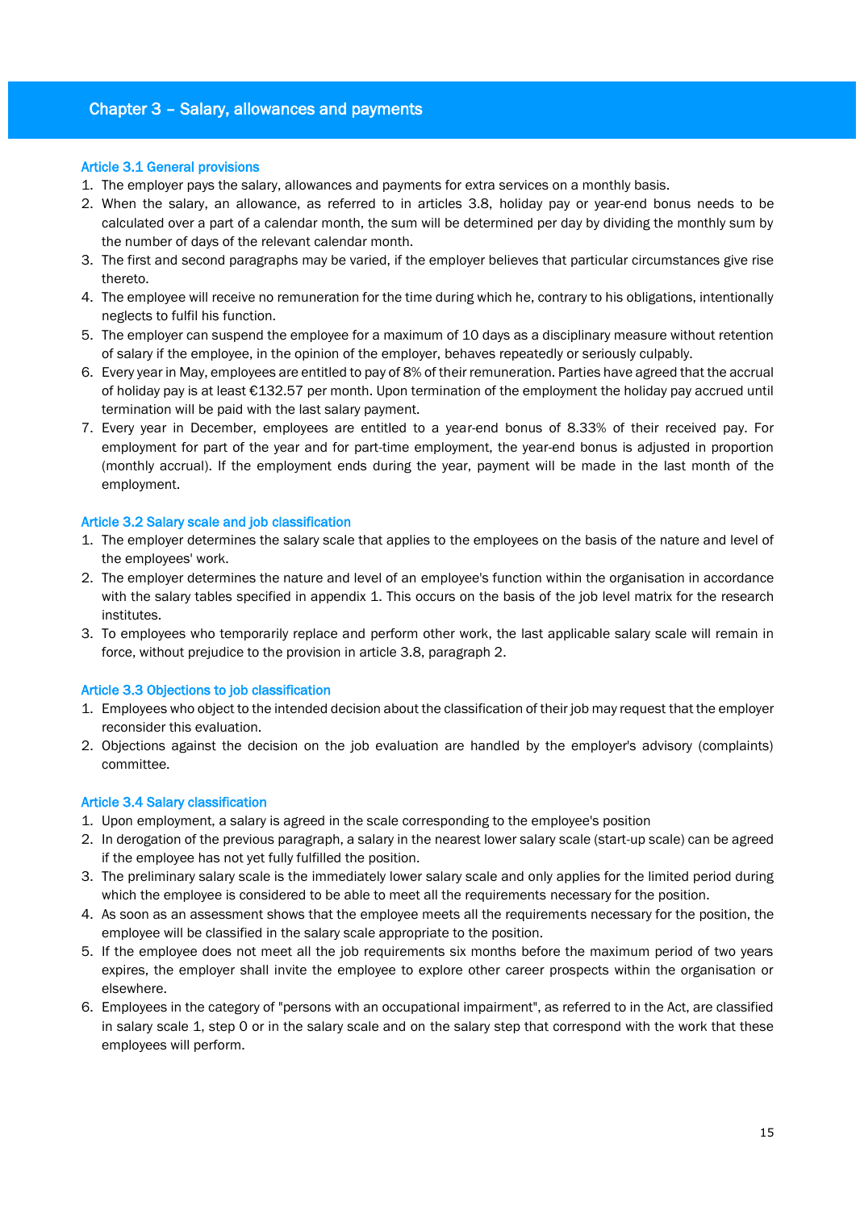# Chapter 3 – Salary, allowances and payments

### Article 3.1 General provisions

1. The employer pays the salary, allowances and payments for extra services on a monthly basis.
2. When the salary, an allowance, as referred to in articles 3.8, holiday pay or year-end bonus needs to be calculated over a part of a calendar month, the sum will be determined per day by dividing the monthly sum by the number of days of the relevant calendar month.
3. The first and second paragraphs may be varied, if the employer believes that particular circumstances give rise thereto.
4. The employee will receive no remuneration for the time during which he, contrary to his obligations, intentionally neglects to fulfil his function.
5. The employer can suspend the employee for a maximum of 10 days as a disciplinary measure without retention of salary if the employee, in the opinion of the employer, behaves repeatedly or seriously culpably.
6. Every year in May, employees are entitled to pay of 8% of their remuneration. Parties have agreed that the accrual of holiday pay is at least €132.57 per month. Upon termination of the employment the holiday pay accrued until termination will be paid with the last salary payment.
7. Every year in December, employees are entitled to a year-end bonus of 8.33% of their received pay. For employment for part of the year and for part-time employment, the year-end bonus is adjusted in proportion (monthly accrual). If the employment ends during the year, payment will be made in the last month of the employment.

### Article 3.2 Salary scale and job classification

1. The employer determines the salary scale that applies to the employees on the basis of the nature and level of the employees' work.
2. The employer determines the nature and level of an employee's function within the organisation in accordance with the salary tables specified in appendix 1. This occurs on the basis of the job level matrix for the research institutes.
3. To employees who temporarily replace and perform other work, the last applicable salary scale will remain in force, without prejudice to the provision in article 3.8, paragraph 2.

### Article 3.3 Objections to job classification

1. Employees who object to the intended decision about the classification of their job may request that the employer reconsider this evaluation.
2. Objections against the decision on the job evaluation are handled by the employer's advisory (complaints) committee.

### Article 3.4 Salary classification

1. Upon employment, a salary is agreed in the scale corresponding to the employee's position
2. In derogation of the previous paragraph, a salary in the nearest lower salary scale (start-up scale) can be agreed if the employee has not yet fully fulfilled the position.
3. The preliminary salary scale is the immediately lower salary scale and only applies for the limited period during which the employee is considered to be able to meet all the requirements necessary for the position.
4. As soon as an assessment shows that the employee meets all the requirements necessary for the position, the employee will be classified in the salary scale appropriate to the position.
5. If the employee does not meet all the job requirements six months before the maximum period of two years expires, the employer shall invite the employee to explore other career prospects within the organisation or elsewhere.
6. Employees in the category of "persons with an occupational impairment", as referred to in the Act, are classified in salary scale 1, step 0 or in the salary scale and on the salary step that correspond with the work that these employees will perform.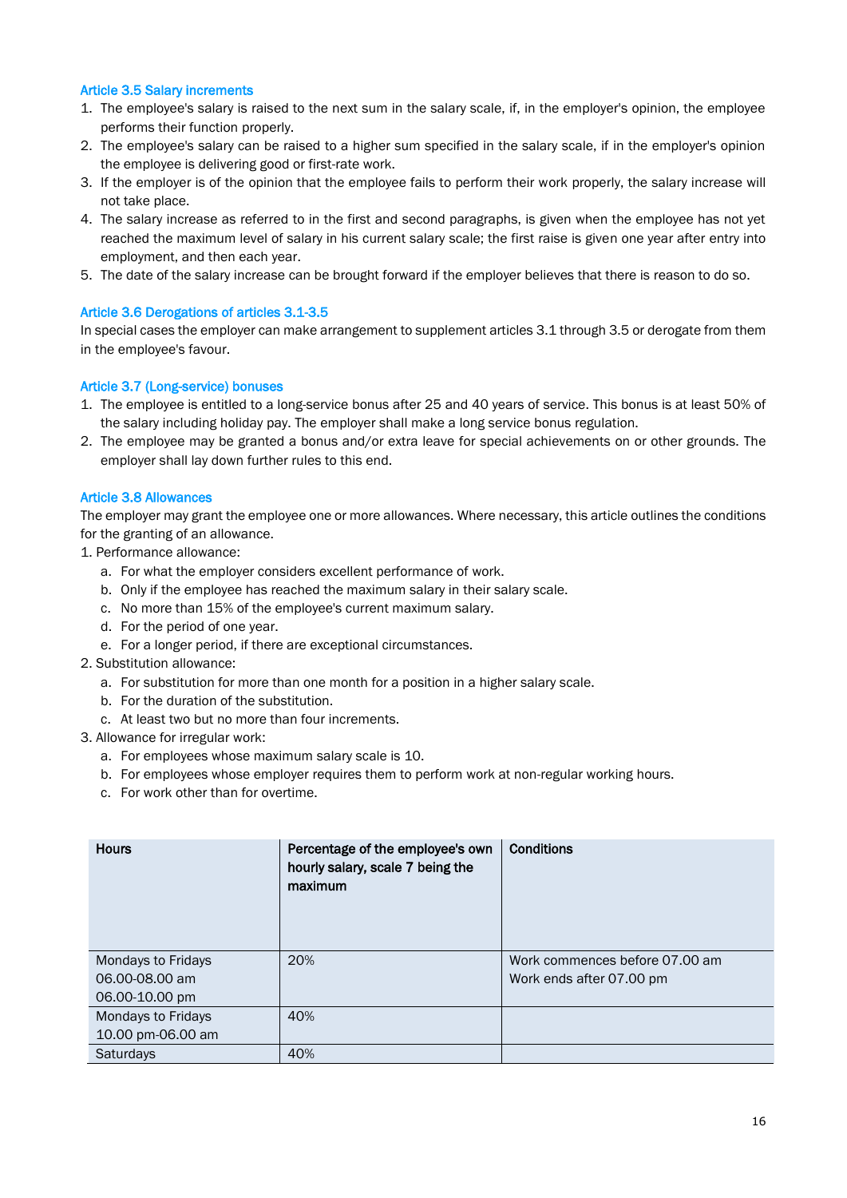### Article 3.5 Salary increments

1. The employee's salary is raised to the next sum in the salary scale, if, in the employer's opinion, the employee performs their function properly.
2. The employee's salary can be raised to a higher sum specified in the salary scale, if in the employer's opinion the employee is delivering good or first-rate work.
3. If the employer is of the opinion that the employee fails to perform their work properly, the salary increase will not take place.
4. The salary increase as referred to in the first and second paragraphs, is given when the employee has not yet reached the maximum level of salary in his current salary scale; the first raise is given one year after entry into employment, and then each year.
5. The date of the salary increase can be brought forward if the employer believes that there is reason to do so.

### Article 3.6 Derogations of articles 3.1-3.5

In special cases the employer can make arrangement to supplement articles 3.1 through 3.5 or derogate from them in the employee's favour.

### Article 3.7 (Long-service) bonuses

1. The employee is entitled to a long-service bonus after 25 and 40 years of service. This bonus is at least 50% of the salary including holiday pay. The employer shall make a long service bonus regulation.
2. The employee may be granted a bonus and/or extra leave for special achievements on or other grounds. The employer shall lay down further rules to this end.

### Article 3.8 Allowances

The employer may grant the employee one or more allowances. Where necessary, this article outlines the conditions for the granting of an allowance.

1. Performance allowance:
   a. For what the employer considers excellent performance of work.
   b. Only if the employee has reached the maximum salary in their salary scale.
   c. No more than 15% of the employee's current maximum salary.
   d. For the period of one year.
   e. For a longer period, if there are exceptional circumstances.
2. Substitution allowance:
   a. For substitution for more than one month for a position in a higher salary scale.
   b. For the duration of the substitution.
   c. At least two but no more than four increments.
3. Allowance for irregular work:
   a. For employees whose maximum salary scale is 10.
   b. For employees whose employer requires them to perform work at non-regular working hours.
   c. For work other than for overtime.

| Hours | Percentage of the employee's own hourly salary, scale 7 being the maximum | Conditions |
|---|---|---|
| Mondays to Fridays<br>06.00-08.00 am<br>06.00-10.00 pm | 20% | Work commences before 07.00 am<br>Work ends after 07.00 pm |
| Mondays to Fridays<br>10.00 pm-06.00 am | 40% | |
| Saturdays | 40% | |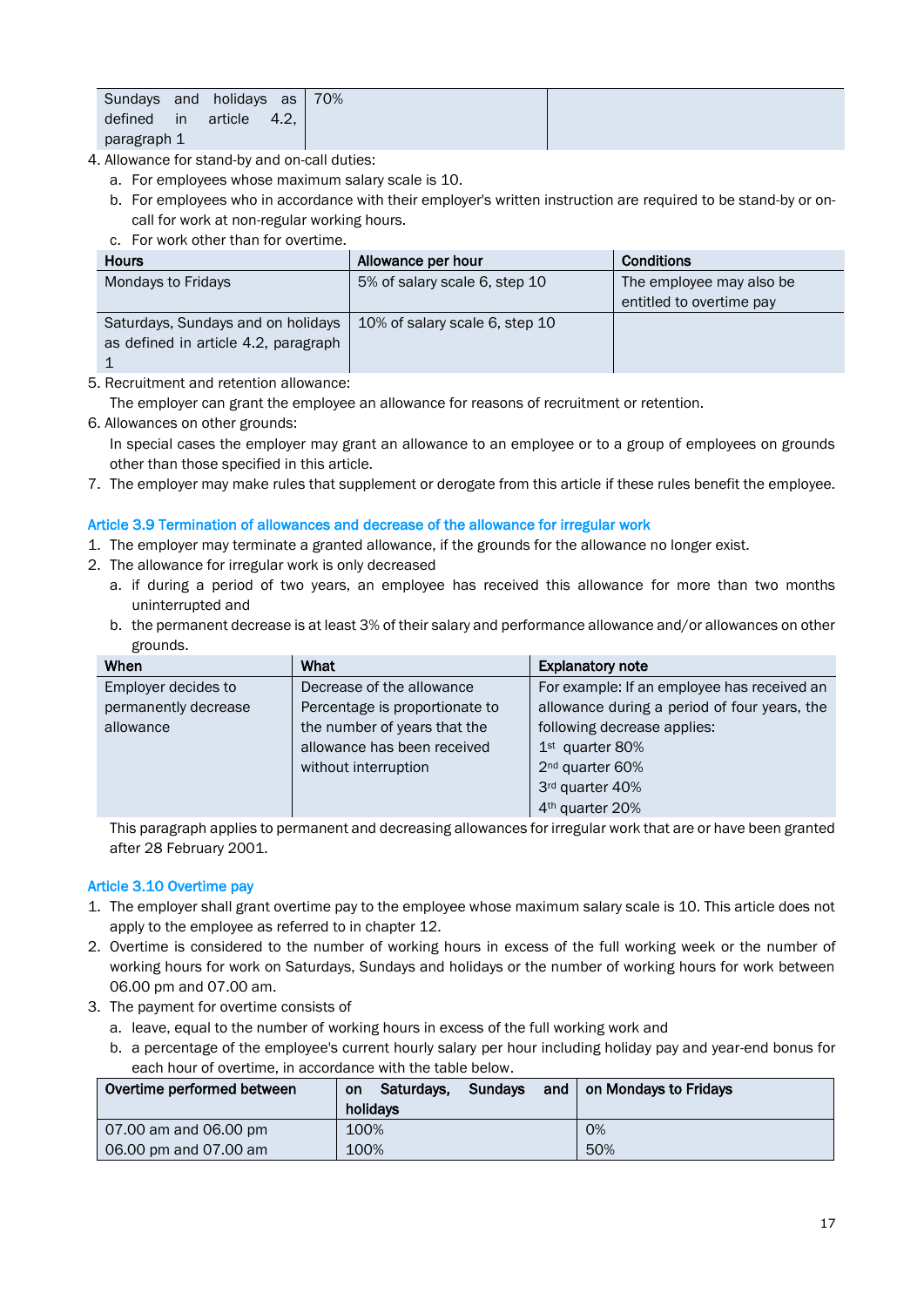| Sundays and holidays as defined in article 4.2, paragraph 1 | 70% | |
|---|---|---|

4. Allowance for stand-by and on-call duties:
   a. For employees whose maximum salary scale is 10.
   b. For employees who in accordance with their employer's written instruction are required to be stand-by or on-call for work at non-regular working hours.
   c. For work other than for overtime.

| Hours | Allowance per hour | Conditions |
|---|---|---|
| Mondays to Fridays | 5% of salary scale 6, step 10 | The employee may also be entitled to overtime pay |
| Saturdays, Sundays and on holidays as defined in article 4.2, paragraph 1 | 10% of salary scale 6, step 10 | |

5. Recruitment and retention allowance:
   The employer can grant the employee an allowance for reasons of recruitment or retention.
6. Allowances on other grounds:
   In special cases the employer may grant an allowance to an employee or to a group of employees on grounds other than those specified in this article.
7. The employer may make rules that supplement or derogate from this article if these rules benefit the employee.

### Article 3.9 Termination of allowances and decrease of the allowance for irregular work

1. The employer may terminate a granted allowance, if the grounds for the allowance no longer exist.
2. The allowance for irregular work is only decreased
   a. if during a period of two years, an employee has received this allowance for more than two months uninterrupted and
   b. the permanent decrease is at least 3% of their salary and performance allowance and/or allowances on other grounds.

| When | What | Explanatory note |
|---|---|---|
| Employer decides to permanently decrease allowance | Decrease of the allowance Percentage is proportionate to the number of years that the allowance has been received without interruption | For example: If an employee has received an allowance during a period of four years, the following decrease applies:<br>1st quarter 80%<br>2nd quarter 60%<br>3rd quarter 40%<br>4th quarter 20% |

This paragraph applies to permanent and decreasing allowances for irregular work that are or have been granted after 28 February 2001.

### Article 3.10 Overtime pay

1. The employer shall grant overtime pay to the employee whose maximum salary scale is 10. This article does not apply to the employee as referred to in chapter 12.
2. Overtime is considered to the number of working hours in excess of the full working week or the number of working hours for work on Saturdays, Sundays and holidays or the number of working hours for work between 06.00 pm and 07.00 am.
3. The payment for overtime consists of
   a. leave, equal to the number of working hours in excess of the full working work and
   b. a percentage of the employee's current hourly salary per hour including holiday pay and year-end bonus for each hour of overtime, in accordance with the table below.

| Overtime performed between | on Saturdays, Sundays and holidays | on Mondays to Fridays |
|---|---|---|
| 07.00 am and 06.00 pm | 100% | 0% |
| 06.00 pm and 07.00 am | 100% | 50% |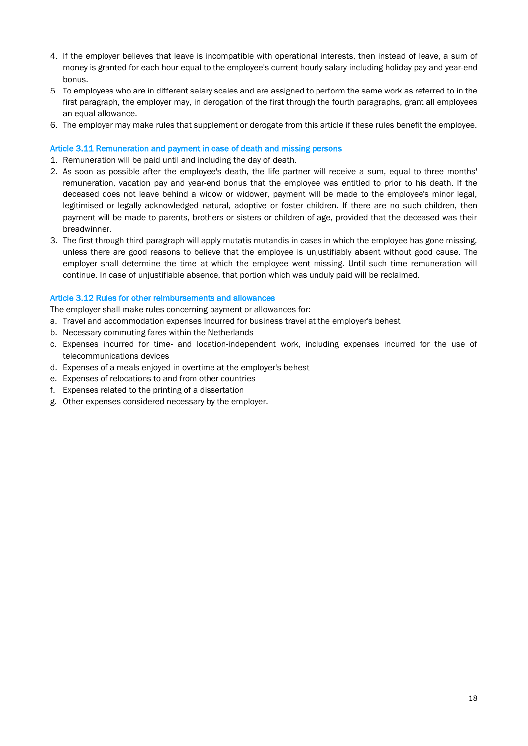4. If the employer believes that leave is incompatible with operational interests, then instead of leave, a sum of money is granted for each hour equal to the employee's current hourly salary including holiday pay and year-end bonus.
5. To employees who are in different salary scales and are assigned to perform the same work as referred to in the first paragraph, the employer may, in derogation of the first through the fourth paragraphs, grant all employees an equal allowance.
6. The employer may make rules that supplement or derogate from this article if these rules benefit the employee.

### Article 3.11 Remuneration and payment in case of death and missing persons

1. Remuneration will be paid until and including the day of death.
2. As soon as possible after the employee's death, the life partner will receive a sum, equal to three months' remuneration, vacation pay and year-end bonus that the employee was entitled to prior to his death. If the deceased does not leave behind a widow or widower, payment will be made to the employee's minor legal, legitimised or legally acknowledged natural, adoptive or foster children. If there are no such children, then payment will be made to parents, brothers or sisters or children of age, provided that the deceased was their breadwinner.
3. The first through third paragraph will apply mutatis mutandis in cases in which the employee has gone missing, unless there are good reasons to believe that the employee is unjustifiably absent without good cause. The employer shall determine the time at which the employee went missing. Until such time remuneration will continue. In case of unjustifiable absence, that portion which was unduly paid will be reclaimed.

### Article 3.12 Rules for other reimbursements and allowances

The employer shall make rules concerning payment or allowances for:

a. Travel and accommodation expenses incurred for business travel at the employer's behest
b. Necessary commuting fares within the Netherlands
c. Expenses incurred for time- and location-independent work, including expenses incurred for the use of telecommunications devices
d. Expenses of a meals enjoyed in overtime at the employer's behest
e. Expenses of relocations to and from other countries
f. Expenses related to the printing of a dissertation
g. Other expenses considered necessary by the employer.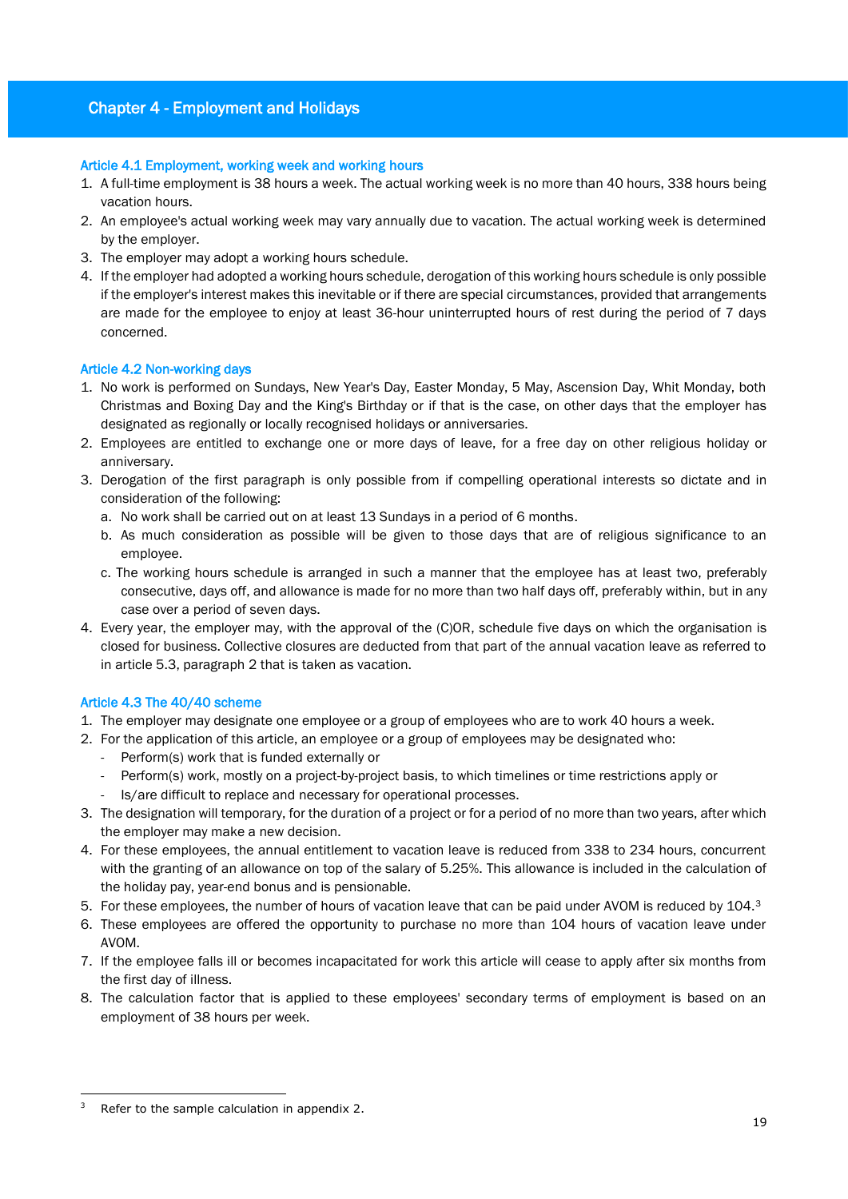# Chapter 4 - Employment and Holidays

## Article 4.1 Employment, working week and working hours

1. A full-time employment is 38 hours a week. The actual working week is no more than 40 hours, 338 hours being vacation hours.
2. An employee's actual working week may vary annually due to vacation. The actual working week is determined by the employer.
3. The employer may adopt a working hours schedule.
4. If the employer had adopted a working hours schedule, derogation of this working hours schedule is only possible if the employer's interest makes this inevitable or if there are special circumstances, provided that arrangements are made for the employee to enjoy at least 36-hour uninterrupted hours of rest during the period of 7 days concerned.

## Article 4.2 Non-working days

1. No work is performed on Sundays, New Year's Day, Easter Monday, 5 May, Ascension Day, Whit Monday, both Christmas and Boxing Day and the King's Birthday or if that is the case, on other days that the employer has designated as regionally or locally recognised holidays or anniversaries.
2. Employees are entitled to exchange one or more days of leave, for a free day on other religious holiday or anniversary.
3. Derogation of the first paragraph is only possible from if compelling operational interests so dictate and in consideration of the following:
   a. No work shall be carried out on at least 13 Sundays in a period of 6 months.
   b. As much consideration as possible will be given to those days that are of religious significance to an employee.
   c. The working hours schedule is arranged in such a manner that the employee has at least two, preferably consecutive, days off, and allowance is made for no more than two half days off, preferably within, but in any case over a period of seven days.
4. Every year, the employer may, with the approval of the (C)OR, schedule five days on which the organisation is closed for business. Collective closures are deducted from that part of the annual vacation leave as referred to in article 5.3, paragraph 2 that is taken as vacation.

## Article 4.3 The 40/40 scheme

1. The employer may designate one employee or a group of employees who are to work 40 hours a week.
2. For the application of this article, an employee or a group of employees may be designated who:
   - Perform(s) work that is funded externally or
   - Perform(s) work, mostly on a project-by-project basis, to which timelines or time restrictions apply or
   - Is/are difficult to replace and necessary for operational processes.
3. The designation will temporary, for the duration of a project or for a period of no more than two years, after which the employer may make a new decision.
4. For these employees, the annual entitlement to vacation leave is reduced from 338 to 234 hours, concurrent with the granting of an allowance on top of the salary of 5.25%. This allowance is included in the calculation of the holiday pay, year-end bonus and is pensionable.
5. For these employees, the number of hours of vacation leave that can be paid under AVOM is reduced by 104.[3]
6. These employees are offered the opportunity to purchase no more than 104 hours of vacation leave under AVOM.
7. If the employee falls ill or becomes incapacitated for work this article will cease to apply after six months from the first day of illness.
8. The calculation factor that is applied to these employees' secondary terms of employment is based on an employment of 38 hours per week.

[3] Refer to the sample calculation in appendix 2.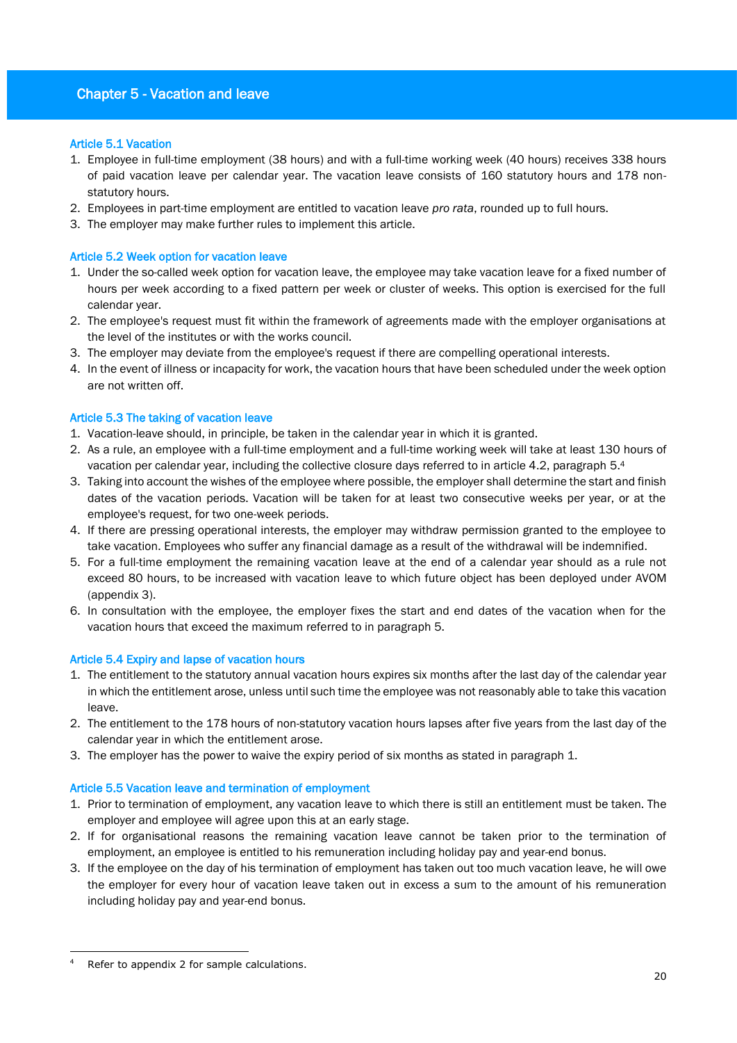# Chapter 5 - Vacation and leave

## Article 5.1 Vacation

1. Employee in full-time employment (38 hours) and with a full-time working week (40 hours) receives 338 hours of paid vacation leave per calendar year. The vacation leave consists of 160 statutory hours and 178 non-statutory hours.
2. Employees in part-time employment are entitled to vacation leave *pro rata*, rounded up to full hours.
3. The employer may make further rules to implement this article.

## Article 5.2 Week option for vacation leave

1. Under the so-called week option for vacation leave, the employee may take vacation leave for a fixed number of hours per week according to a fixed pattern per week or cluster of weeks. This option is exercised for the full calendar year.
2. The employee's request must fit within the framework of agreements made with the employer organisations at the level of the institutes or with the works council.
3. The employer may deviate from the employee's request if there are compelling operational interests.
4. In the event of illness or incapacity for work, the vacation hours that have been scheduled under the week option are not written off.

## Article 5.3 The taking of vacation leave

1. Vacation-leave should, in principle, be taken in the calendar year in which it is granted.
2. As a rule, an employee with a full-time employment and a full-time working week will take at least 130 hours of vacation per calendar year, including the collective closure days referred to in article 4.2, paragraph 5.[4]
3. Taking into account the wishes of the employee where possible, the employer shall determine the start and finish dates of the vacation periods. Vacation will be taken for at least two consecutive weeks per year, or at the employee's request, for two one-week periods.
4. If there are pressing operational interests, the employer may withdraw permission granted to the employee to take vacation. Employees who suffer any financial damage as a result of the withdrawal will be indemnified.
5. For a full-time employment the remaining vacation leave at the end of a calendar year should as a rule not exceed 80 hours, to be increased with vacation leave to which future object has been deployed under AVOM (appendix 3).
6. In consultation with the employee, the employer fixes the start and end dates of the vacation when for the vacation hours that exceed the maximum referred to in paragraph 5.

## Article 5.4 Expiry and lapse of vacation hours

1. The entitlement to the statutory annual vacation hours expires six months after the last day of the calendar year in which the entitlement arose, unless until such time the employee was not reasonably able to take this vacation leave.
2. The entitlement to the 178 hours of non-statutory vacation hours lapses after five years from the last day of the calendar year in which the entitlement arose.
3. The employer has the power to waive the expiry period of six months as stated in paragraph 1.

## Article 5.5 Vacation leave and termination of employment

1. Prior to termination of employment, any vacation leave to which there is still an entitlement must be taken. The employer and employee will agree upon this at an early stage.
2. If for organisational reasons the remaining vacation leave cannot be taken prior to the termination of employment, an employee is entitled to his remuneration including holiday pay and year-end bonus.
3. If the employee on the day of his termination of employment has taken out too much vacation leave, he will owe the employer for every hour of vacation leave taken out in excess a sum to the amount of his remuneration including holiday pay and year-end bonus.

---

[4] Refer to appendix 2 for sample calculations.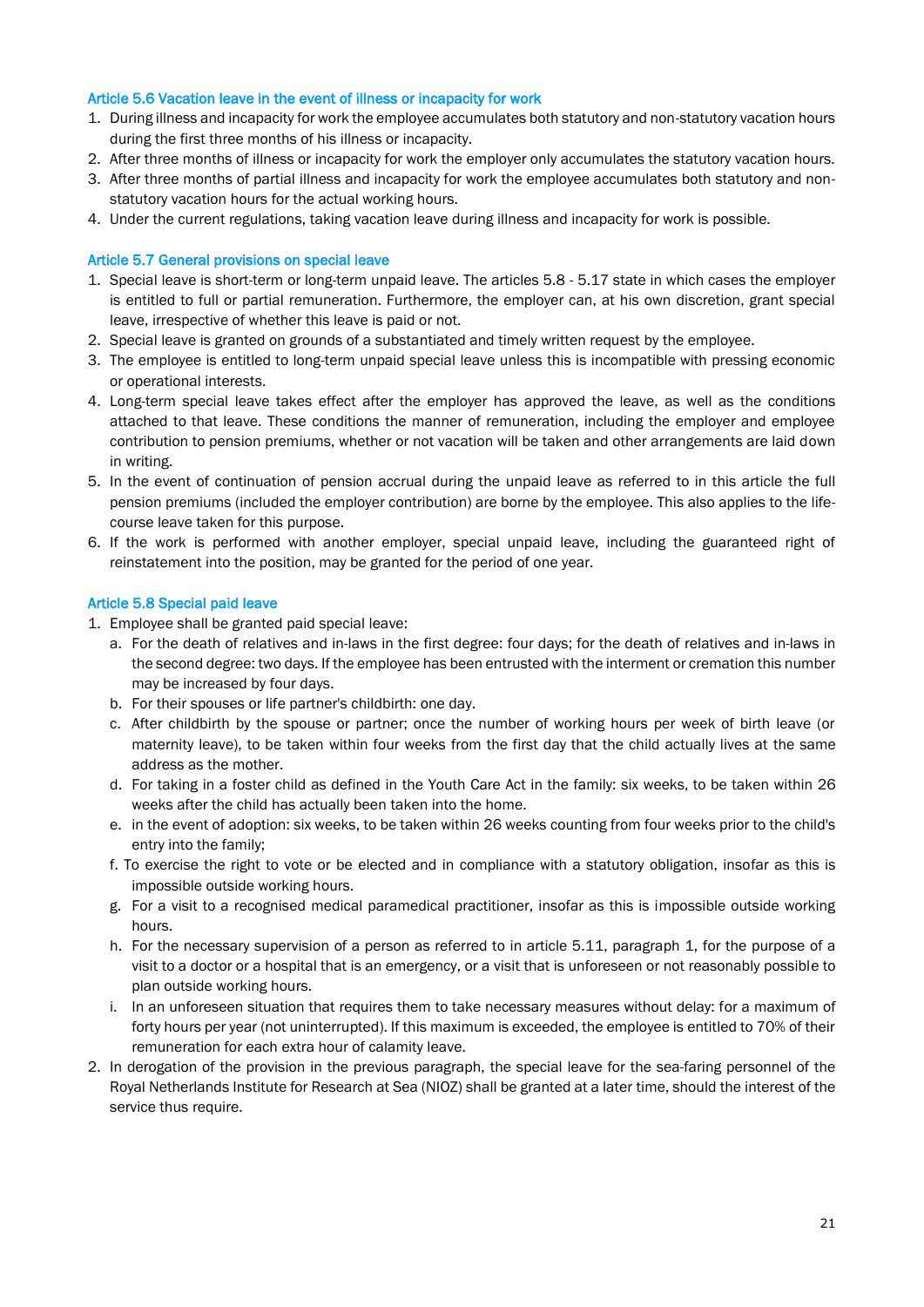### Article 5.6 Vacation leave in the event of illness or incapacity for work

1. During illness and incapacity for work the employee accumulates both statutory and non-statutory vacation hours during the first three months of his illness or incapacity.
2. After three months of illness or incapacity for work the employer only accumulates the statutory vacation hours.
3. After three months of partial illness and incapacity for work the employee accumulates both statutory and non-statutory vacation hours for the actual working hours.
4. Under the current regulations, taking vacation leave during illness and incapacity for work is possible.

### Article 5.7 General provisions on special leave

1. Special leave is short-term or long-term unpaid leave. The articles 5.8 - 5.17 state in which cases the employer is entitled to full or partial remuneration. Furthermore, the employer can, at his own discretion, grant special leave, irrespective of whether this leave is paid or not.
2. Special leave is granted on grounds of a substantiated and timely written request by the employee.
3. The employee is entitled to long-term unpaid special leave unless this is incompatible with pressing economic or operational interests.
4. Long-term special leave takes effect after the employer has approved the leave, as well as the conditions attached to that leave. These conditions the manner of remuneration, including the employer and employee contribution to pension premiums, whether or not vacation will be taken and other arrangements are laid down in writing.
5. In the event of continuation of pension accrual during the unpaid leave as referred to in this article the full pension premiums (included the employer contribution) are borne by the employee. This also applies to the life-course leave taken for this purpose.
6. If the work is performed with another employer, special unpaid leave, including the guaranteed right of reinstatement into the position, may be granted for the period of one year.

### Article 5.8 Special paid leave

1. Employee shall be granted paid special leave:
   a. For the death of relatives and in-laws in the first degree: four days; for the death of relatives and in-laws in the second degree: two days. If the employee has been entrusted with the interment or cremation this number may be increased by four days.
   b. For their spouses or life partner's childbirth: one day.
   c. After childbirth by the spouse or partner; once the number of working hours per week of birth leave (or maternity leave), to be taken within four weeks from the first day that the child actually lives at the same address as the mother.
   d. For taking in a foster child as defined in the Youth Care Act in the family: six weeks, to be taken within 26 weeks after the child has actually been taken into the home.
   e. in the event of adoption: six weeks, to be taken within 26 weeks counting from four weeks prior to the child's entry into the family;
   f. To exercise the right to vote or be elected and in compliance with a statutory obligation, insofar as this is impossible outside working hours.
   g. For a visit to a recognised medical paramedical practitioner, insofar as this is impossible outside working hours.
   h. For the necessary supervision of a person as referred to in article 5.11, paragraph 1, for the purpose of a visit to a doctor or a hospital that is an emergency, or a visit that is unforeseen or not reasonably possible to plan outside working hours.
   i. In an unforeseen situation that requires them to take necessary measures without delay: for a maximum of forty hours per year (not uninterrupted). If this maximum is exceeded, the employee is entitled to 70% of their remuneration for each extra hour of calamity leave.
2. In derogation of the provision in the previous paragraph, the special leave for the sea-faring personnel of the Royal Netherlands Institute for Research at Sea (NIOZ) shall be granted at a later time, should the interest of the service thus require.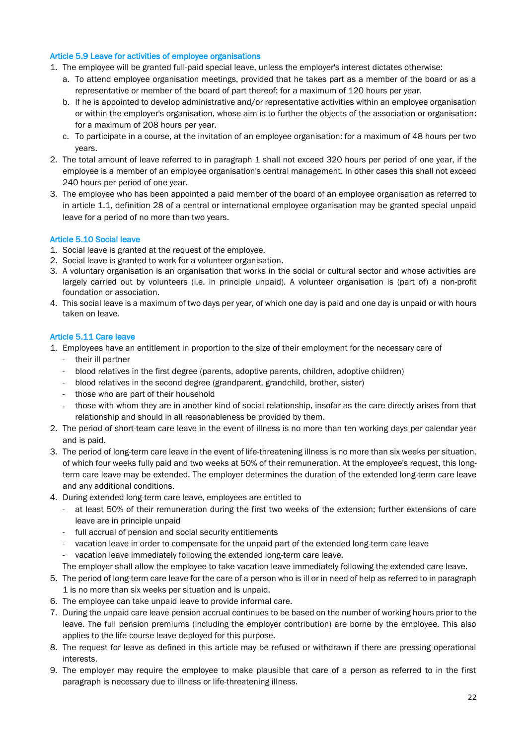### Article 5.9 Leave for activities of employee organisations

1. The employee will be granted full-paid special leave, unless the employer's interest dictates otherwise:
   a. To attend employee organisation meetings, provided that he takes part as a member of the board or as a representative or member of the board of part thereof: for a maximum of 120 hours per year.
   b. If he is appointed to develop administrative and/or representative activities within an employee organisation or within the employer's organisation, whose aim is to further the objects of the association or organisation: for a maximum of 208 hours per year.
   c. To participate in a course, at the invitation of an employee organisation: for a maximum of 48 hours per two years.
2. The total amount of leave referred to in paragraph 1 shall not exceed 320 hours per period of one year, if the employee is a member of an employee organisation's central management. In other cases this shall not exceed 240 hours per period of one year.
3. The employee who has been appointed a paid member of the board of an employee organisation as referred to in article 1.1, definition 28 of a central or international employee organisation may be granted special unpaid leave for a period of no more than two years.

### Article 5.10 Social leave

1. Social leave is granted at the request of the employee.
2. Social leave is granted to work for a volunteer organisation.
3. A voluntary organisation is an organisation that works in the social or cultural sector and whose activities are largely carried out by volunteers (i.e. in principle unpaid). A volunteer organisation is (part of) a non-profit foundation or association.
4. This social leave is a maximum of two days per year, of which one day is paid and one day is unpaid or with hours taken on leave.

### Article 5.11 Care leave

1. Employees have an entitlement in proportion to the size of their employment for the necessary care of
   - their ill partner
   - blood relatives in the first degree (parents, adoptive parents, children, adoptive children)
   - blood relatives in the second degree (grandparent, grandchild, brother, sister)
   - those who are part of their household
   - those with whom they are in another kind of social relationship, insofar as the care directly arises from that relationship and should in all reasonableness be provided by them.
2. The period of short-team care leave in the event of illness is no more than ten working days per calendar year and is paid.
3. The period of long-term care leave in the event of life-threatening illness is no more than six weeks per situation, of which four weeks fully paid and two weeks at 50% of their remuneration. At the employee's request, this long-term care leave may be extended. The employer determines the duration of the extended long-term care leave and any additional conditions.
4. During extended long-term care leave, employees are entitled to
   - at least 50% of their remuneration during the first two weeks of the extension; further extensions of care leave are in principle unpaid
   - full accrual of pension and social security entitlements
   - vacation leave in order to compensate for the unpaid part of the extended long-term care leave
   - vacation leave immediately following the extended long-term care leave.

   The employer shall allow the employee to take vacation leave immediately following the extended care leave.
5. The period of long-term care leave for the care of a person who is ill or in need of help as referred to in paragraph 1 is no more than six weeks per situation and is unpaid.
6. The employee can take unpaid leave to provide informal care.
7. During the unpaid care leave pension accrual continues to be based on the number of working hours prior to the leave. The full pension premiums (including the employer contribution) are borne by the employee. This also applies to the life-course leave deployed for this purpose.
8. The request for leave as defined in this article may be refused or withdrawn if there are pressing operational interests.
9. The employer may require the employee to make plausible that care of a person as referred to in the first paragraph is necessary due to illness or life-threatening illness.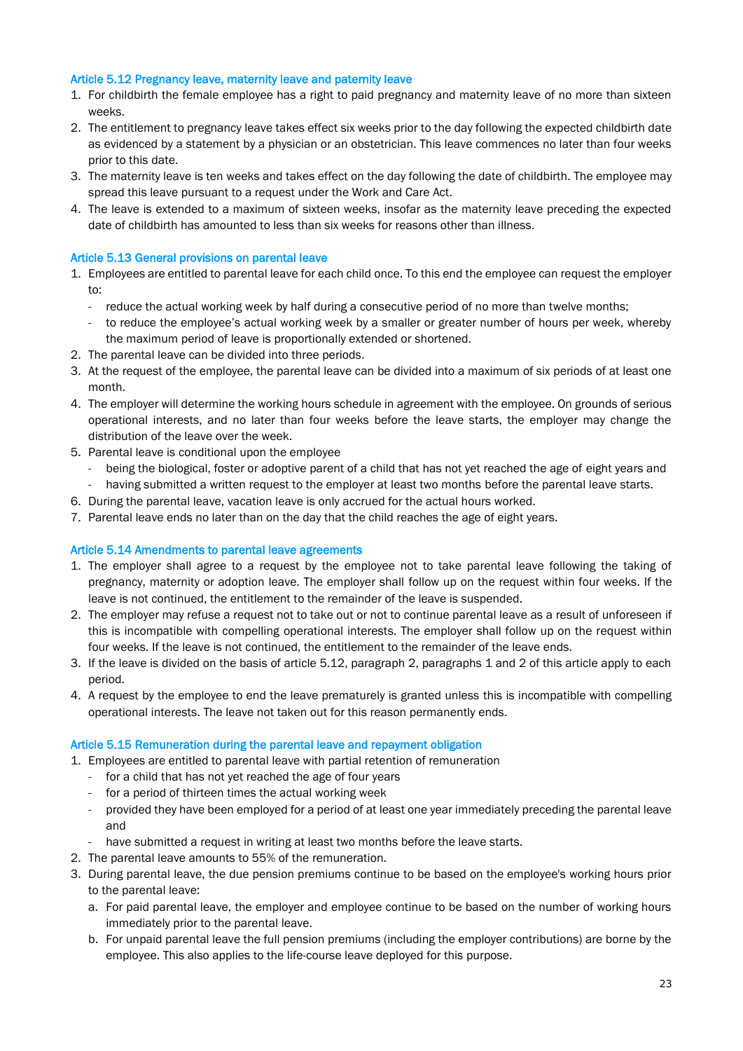### Article 5.12 Pregnancy leave, maternity leave and paternity leave

1. For childbirth the female employee has a right to paid pregnancy and maternity leave of no more than sixteen weeks.
2. The entitlement to pregnancy leave takes effect six weeks prior to the day following the expected childbirth date as evidenced by a statement by a physician or an obstetrician. This leave commences no later than four weeks prior to this date.
3. The maternity leave is ten weeks and takes effect on the day following the date of childbirth. The employee may spread this leave pursuant to a request under the Work and Care Act.
4. The leave is extended to a maximum of sixteen weeks, insofar as the maternity leave preceding the expected date of childbirth has amounted to less than six weeks for reasons other than illness.

### Article 5.13 General provisions on parental leave

1. Employees are entitled to parental leave for each child once. To this end the employee can request the employer to:
   - reduce the actual working week by half during a consecutive period of no more than twelve months;
   - to reduce the employee's actual working week by a smaller or greater number of hours per week, whereby the maximum period of leave is proportionally extended or shortened.
2. The parental leave can be divided into three periods.
3. At the request of the employee, the parental leave can be divided into a maximum of six periods of at least one month.
4. The employer will determine the working hours schedule in agreement with the employee. On grounds of serious operational interests, and no later than four weeks before the leave starts, the employer may change the distribution of the leave over the week.
5. Parental leave is conditional upon the employee
   - being the biological, foster or adoptive parent of a child that has not yet reached the age of eight years and
   - having submitted a written request to the employer at least two months before the parental leave starts.
6. During the parental leave, vacation leave is only accrued for the actual hours worked.
7. Parental leave ends no later than on the day that the child reaches the age of eight years.

### Article 5.14 Amendments to parental leave agreements

1. The employer shall agree to a request by the employee not to take parental leave following the taking of pregnancy, maternity or adoption leave. The employer shall follow up on the request within four weeks. If the leave is not continued, the entitlement to the remainder of the leave is suspended.
2. The employer may refuse a request not to take out or not to continue parental leave as a result of unforeseen if this is incompatible with compelling operational interests. The employer shall follow up on the request within four weeks. If the leave is not continued, the entitlement to the remainder of the leave ends.
3. If the leave is divided on the basis of article 5.12, paragraph 2, paragraphs 1 and 2 of this article apply to each period.
4. A request by the employee to end the leave prematurely is granted unless this is incompatible with compelling operational interests. The leave not taken out for this reason permanently ends.

### Article 5.15 Remuneration during the parental leave and repayment obligation

1. Employees are entitled to parental leave with partial retention of remuneration
   - for a child that has not yet reached the age of four years
   - for a period of thirteen times the actual working week
   - provided they have been employed for a period of at least one year immediately preceding the parental leave and
   - have submitted a request in writing at least two months before the leave starts.
2. The parental leave amounts to 55% of the remuneration.
3. During parental leave, the due pension premiums continue to be based on the employee's working hours prior to the parental leave:
   a. For paid parental leave, the employer and employee continue to be based on the number of working hours immediately prior to the parental leave.
   b. For unpaid parental leave the full pension premiums (including the employer contributions) are borne by the employee. This also applies to the life-course leave deployed for this purpose.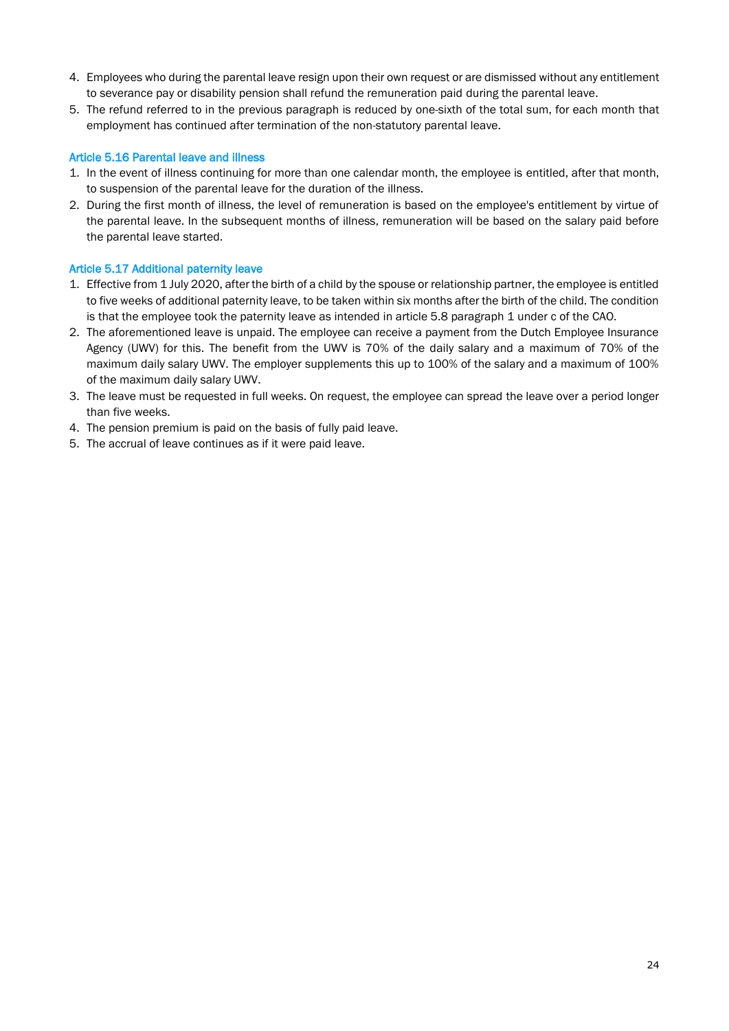4. Employees who during the parental leave resign upon their own request or are dismissed without any entitlement to severance pay or disability pension shall refund the remuneration paid during the parental leave.
5. The refund referred to in the previous paragraph is reduced by one-sixth of the total sum, for each month that employment has continued after termination of the non-statutory parental leave.

### Article 5.16 Parental leave and illness

1. In the event of illness continuing for more than one calendar month, the employee is entitled, after that month, to suspension of the parental leave for the duration of the illness.
2. During the first month of illness, the level of remuneration is based on the employee's entitlement by virtue of the parental leave. In the subsequent months of illness, remuneration will be based on the salary paid before the parental leave started.

### Article 5.17 Additional paternity leave

1. Effective from 1 July 2020, after the birth of a child by the spouse or relationship partner, the employee is entitled to five weeks of additional paternity leave, to be taken within six months after the birth of the child. The condition is that the employee took the paternity leave as intended in article 5.8 paragraph 1 under c of the CAO.
2. The aforementioned leave is unpaid. The employee can receive a payment from the Dutch Employee Insurance Agency (UWV) for this. The benefit from the UWV is 70% of the daily salary and a maximum of 70% of the maximum daily salary UWV. The employer supplements this up to 100% of the salary and a maximum of 100% of the maximum daily salary UWV.
3. The leave must be requested in full weeks. On request, the employee can spread the leave over a period longer than five weeks.
4. The pension premium is paid on the basis of fully paid leave.
5. The accrual of leave continues as if it were paid leave.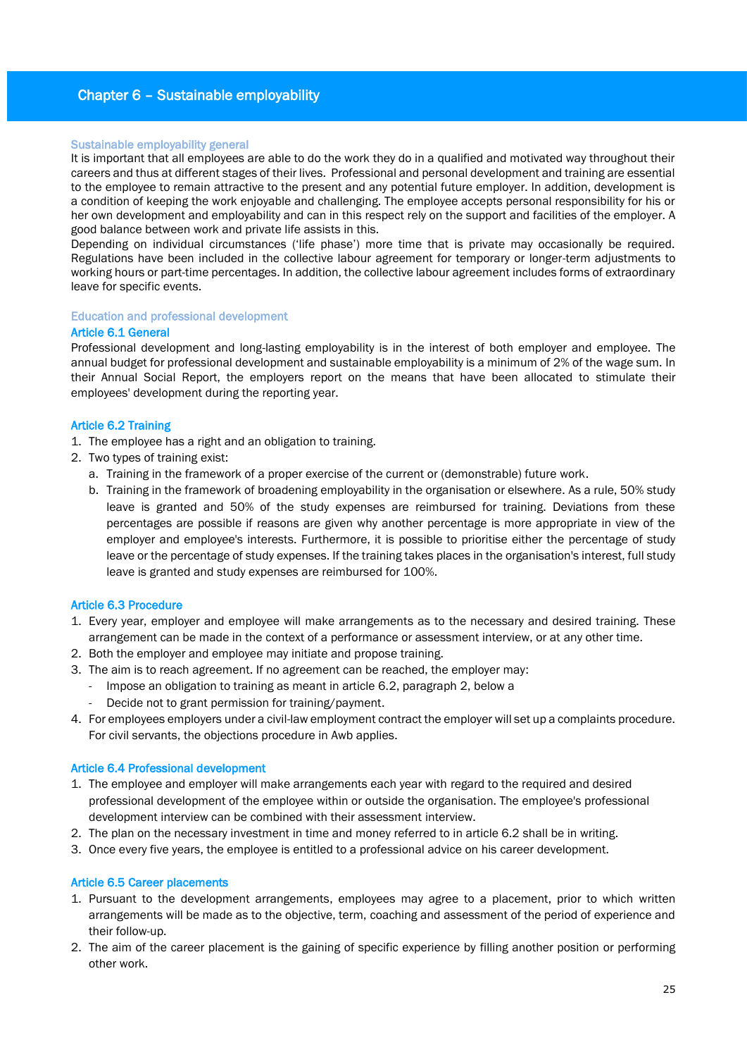# Chapter 6 – Sustainable employability

### Sustainable employability general

It is important that all employees are able to do the work they do in a qualified and motivated way throughout their careers and thus at different stages of their lives. Professional and personal development and training are essential to the employee to remain attractive to the present and any potential future employer. In addition, development is a condition of keeping the work enjoyable and challenging. The employee accepts personal responsibility for his or her own development and employability and can in this respect rely on the support and facilities of the employer. A good balance between work and private life assists in this.

Depending on individual circumstances ('life phase') more time that is private may occasionally be required. Regulations have been included in the collective labour agreement for temporary or longer-term adjustments to working hours or part-time percentages. In addition, the collective labour agreement includes forms of extraordinary leave for specific events.

### Education and professional development

## Article 6.1 General

Professional development and long-lasting employability is in the interest of both employer and employee. The annual budget for professional development and sustainable employability is a minimum of 2% of the wage sum. In their Annual Social Report, the employers report on the means that have been allocated to stimulate their employees' development during the reporting year.

## Article 6.2 Training

1. The employee has a right and an obligation to training.
2. Two types of training exist:
    a. Training in the framework of a proper exercise of the current or (demonstrable) future work.
    b. Training in the framework of broadening employability in the organisation or elsewhere. As a rule, 50% study leave is granted and 50% of the study expenses are reimbursed for training. Deviations from these percentages are possible if reasons are given why another percentage is more appropriate in view of the employer and employee's interests. Furthermore, it is possible to prioritise either the percentage of study leave or the percentage of study expenses. If the training takes places in the organisation's interest, full study leave is granted and study expenses are reimbursed for 100%.

## Article 6.3 Procedure

1. Every year, employer and employee will make arrangements as to the necessary and desired training. These arrangement can be made in the context of a performance or assessment interview, or at any other time.
2. Both the employer and employee may initiate and propose training.
3. The aim is to reach agreement. If no agreement can be reached, the employer may:
    - Impose an obligation to training as meant in article 6.2, paragraph 2, below a
    - Decide not to grant permission for training/payment.
4. For employees employers under a civil-law employment contract the employer will set up a complaints procedure. For civil servants, the objections procedure in Awb applies.

## Article 6.4 Professional development

1. The employee and employer will make arrangements each year with regard to the required and desired professional development of the employee within or outside the organisation. The employee's professional development interview can be combined with their assessment interview.
2. The plan on the necessary investment in time and money referred to in article 6.2 shall be in writing.
3. Once every five years, the employee is entitled to a professional advice on his career development.

## Article 6.5 Career placements

1. Pursuant to the development arrangements, employees may agree to a placement, prior to which written arrangements will be made as to the objective, term, coaching and assessment of the period of experience and their follow-up.
2. The aim of the career placement is the gaining of specific experience by filling another position or performing other work.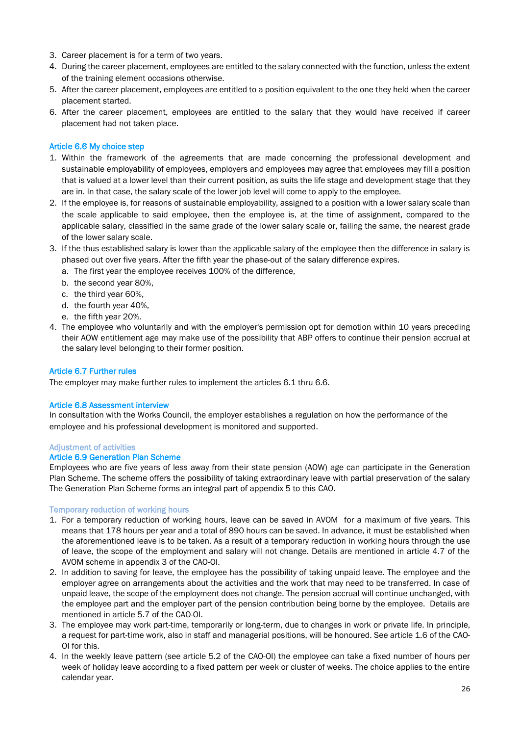3. Career placement is for a term of two years.
4. During the career placement, employees are entitled to the salary connected with the function, unless the extent of the training element occasions otherwise.
5. After the career placement, employees are entitled to a position equivalent to the one they held when the career placement started.
6. After the career placement, employees are entitled to the salary that they would have received if career placement had not taken place.

### Article 6.6 My choice step

1. Within the framework of the agreements that are made concerning the professional development and sustainable employability of employees, employers and employees may agree that employees may fill a position that is valued at a lower level than their current position, as suits the life stage and development stage that they are in. In that case, the salary scale of the lower job level will come to apply to the employee.
2. If the employee is, for reasons of sustainable employability, assigned to a position with a lower salary scale than the scale applicable to said employee, then the employee is, at the time of assignment, compared to the applicable salary, classified in the same grade of the lower salary scale or, failing the same, the nearest grade of the lower salary scale.
3. If the thus established salary is lower than the applicable salary of the employee then the difference in salary is phased out over five years. After the fifth year the phase-out of the salary difference expires.
   a. The first year the employee receives 100% of the difference,
   b. the second year 80%,
   c. the third year 60%,
   d. the fourth year 40%,
   e. the fifth year 20%.
4. The employee who voluntarily and with the employer's permission opt for demotion within 10 years preceding their AOW entitlement age may make use of the possibility that ABP offers to continue their pension accrual at the salary level belonging to their former position.

### Article 6.7 Further rules

The employer may make further rules to implement the articles 6.1 thru 6.6.

### Article 6.8 Assessment interview

In consultation with the Works Council, the employer establishes a regulation on how the performance of the employee and his professional development is monitored and supported.

#### Adjustment of activities

### Article 6.9 Generation Plan Scheme

Employees who are five years of less away from their state pension (AOW) age can participate in the Generation Plan Scheme. The scheme offers the possibility of taking extraordinary leave with partial preservation of the salary The Generation Plan Scheme forms an integral part of appendix 5 to this CAO.

#### Temporary reduction of working hours

1. For a temporary reduction of working hours, leave can be saved in AVOM for a maximum of five years. This means that 178 hours per year and a total of 890 hours can be saved. In advance, it must be established when the aforementioned leave is to be taken. As a result of a temporary reduction in working hours through the use of leave, the scope of the employment and salary will not change. Details are mentioned in article 4.7 of the AVOM scheme in appendix 3 of the CAO-OI.
2. In addition to saving for leave, the employee has the possibility of taking unpaid leave. The employee and the employer agree on arrangements about the activities and the work that may need to be transferred. In case of unpaid leave, the scope of the employment does not change. The pension accrual will continue unchanged, with the employee part and the employer part of the pension contribution being borne by the employee. Details are mentioned in article 5.7 of the CAO-OI.
3. The employee may work part-time, temporarily or long-term, due to changes in work or private life. In principle, a request for part-time work, also in staff and managerial positions, will be honoured. See article 1.6 of the CAO-OI for this.
4. In the weekly leave pattern (see article 5.2 of the CAO-OI) the employee can take a fixed number of hours per week of holiday leave according to a fixed pattern per week or cluster of weeks. The choice applies to the entire calendar year.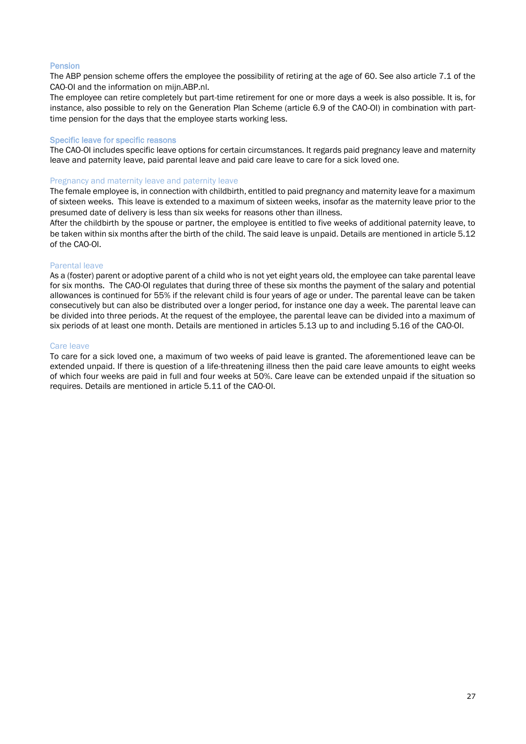## Pension

The ABP pension scheme offers the employee the possibility of retiring at the age of 60. See also article 7.1 of the CAO-OI and the information on mijn.ABP.nl.

The employee can retire completely but part-time retirement for one or more days a week is also possible. It is, for instance, also possible to rely on the Generation Plan Scheme (article 6.9 of the CAO-OI) in combination with part-time pension for the days that the employee starts working less.

## Specific leave for specific reasons

The CAO-OI includes specific leave options for certain circumstances. It regards paid pregnancy leave and maternity leave and paternity leave, paid parental leave and paid care leave to care for a sick loved one.

### Pregnancy and maternity leave and paternity leave

The female employee is, in connection with childbirth, entitled to paid pregnancy and maternity leave for a maximum of sixteen weeks. This leave is extended to a maximum of sixteen weeks, insofar as the maternity leave prior to the presumed date of delivery is less than six weeks for reasons other than illness.

After the childbirth by the spouse or partner, the employee is entitled to five weeks of additional paternity leave, to be taken within six months after the birth of the child. The said leave is unpaid. Details are mentioned in article 5.12 of the CAO-OI.

### Parental leave

As a (foster) parent or adoptive parent of a child who is not yet eight years old, the employee can take parental leave for six months. The CAO-OI regulates that during three of these six months the payment of the salary and potential allowances is continued for 55% if the relevant child is four years of age or under. The parental leave can be taken consecutively but can also be distributed over a longer period, for instance one day a week. The parental leave can be divided into three periods. At the request of the employee, the parental leave can be divided into a maximum of six periods of at least one month. Details are mentioned in articles 5.13 up to and including 5.16 of the CAO-OI.

### Care leave

To care for a sick loved one, a maximum of two weeks of paid leave is granted. The aforementioned leave can be extended unpaid. If there is question of a life-threatening illness then the paid care leave amounts to eight weeks of which four weeks are paid in full and four weeks at 50%. Care leave can be extended unpaid if the situation so requires. Details are mentioned in article 5.11 of the CAO-OI.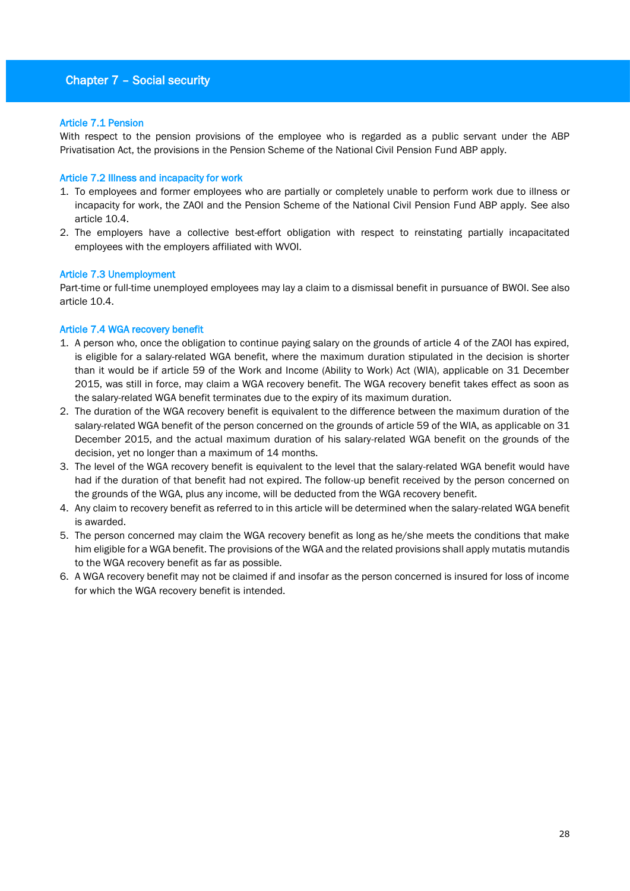# Chapter 7 – Social security

## Article 7.1 Pension

With respect to the pension provisions of the employee who is regarded as a public servant under the ABP Privatisation Act, the provisions in the Pension Scheme of the National Civil Pension Fund ABP apply.

## Article 7.2 Illness and incapacity for work

1. To employees and former employees who are partially or completely unable to perform work due to illness or incapacity for work, the ZAOI and the Pension Scheme of the National Civil Pension Fund ABP apply. See also article 10.4.
2. The employers have a collective best-effort obligation with respect to reinstating partially incapacitated employees with the employers affiliated with WVOI.

## Article 7.3 Unemployment

Part-time or full-time unemployed employees may lay a claim to a dismissal benefit in pursuance of BWOI. See also article 10.4.

## Article 7.4 WGA recovery benefit

1. A person who, once the obligation to continue paying salary on the grounds of article 4 of the ZAOI has expired, is eligible for a salary-related WGA benefit, where the maximum duration stipulated in the decision is shorter than it would be if article 59 of the Work and Income (Ability to Work) Act (WIA), applicable on 31 December 2015, was still in force, may claim a WGA recovery benefit. The WGA recovery benefit takes effect as soon as the salary-related WGA benefit terminates due to the expiry of its maximum duration.
2. The duration of the WGA recovery benefit is equivalent to the difference between the maximum duration of the salary-related WGA benefit of the person concerned on the grounds of article 59 of the WIA, as applicable on 31 December 2015, and the actual maximum duration of his salary-related WGA benefit on the grounds of the decision, yet no longer than a maximum of 14 months.
3. The level of the WGA recovery benefit is equivalent to the level that the salary-related WGA benefit would have had if the duration of that benefit had not expired. The follow-up benefit received by the person concerned on the grounds of the WGA, plus any income, will be deducted from the WGA recovery benefit.
4. Any claim to recovery benefit as referred to in this article will be determined when the salary-related WGA benefit is awarded.
5. The person concerned may claim the WGA recovery benefit as long as he/she meets the conditions that make him eligible for a WGA benefit. The provisions of the WGA and the related provisions shall apply mutatis mutandis to the WGA recovery benefit as far as possible.
6. A WGA recovery benefit may not be claimed if and insofar as the person concerned is insured for loss of income for which the WGA recovery benefit is intended.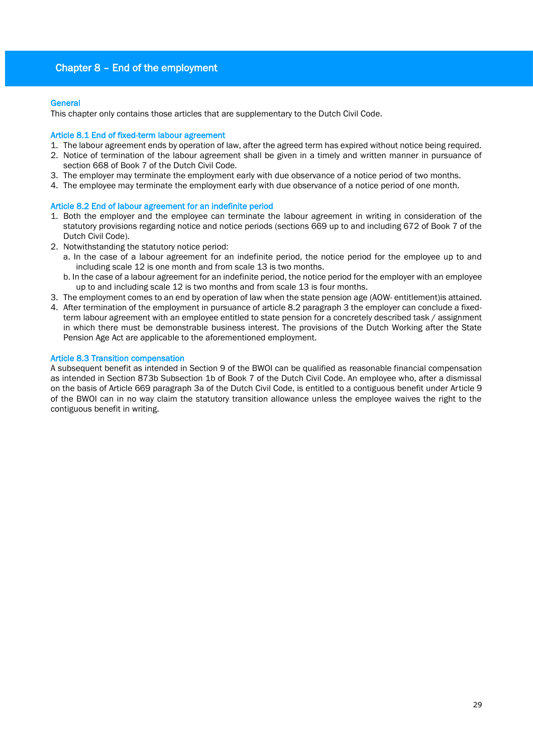# Chapter 8 – End of the employment

### General

This chapter only contains those articles that are supplementary to the Dutch Civil Code.

### Article 8.1 End of fixed-term labour agreement

1. The labour agreement ends by operation of law, after the agreed term has expired without notice being required.
2. Notice of termination of the labour agreement shall be given in a timely and written manner in pursuance of section 668 of Book 7 of the Dutch Civil Code.
3. The employer may terminate the employment early with due observance of a notice period of two months.
4. The employee may terminate the employment early with due observance of a notice period of one month.

### Article 8.2 End of labour agreement for an indefinite period

1. Both the employer and the employee can terminate the labour agreement in writing in consideration of the statutory provisions regarding notice and notice periods (sections 669 up to and including 672 of Book 7 of the Dutch Civil Code).
2. Notwithstanding the statutory notice period:
   a. In the case of a labour agreement for an indefinite period, the notice period for the employee up to and including scale 12 is one month and from scale 13 is two months.
   b. In the case of a labour agreement for an indefinite period, the notice period for the employer with an employee up to and including scale 12 is two months and from scale 13 is four months.
3. The employment comes to an end by operation of law when the state pension age (AOW- entitlement)is attained.
4. After termination of the employment in pursuance of article 8.2 paragraph 3 the employer can conclude a fixed-term labour agreement with an employee entitled to state pension for a concretely described task / assignment in which there must be demonstrable business interest. The provisions of the Dutch Working after the State Pension Age Act are applicable to the aforementioned employment.

### Article 8.3 Transition compensation

A subsequent benefit as intended in Section 9 of the BWOI can be qualified as reasonable financial compensation as intended in Section 873b Subsection 1b of Book 7 of the Dutch Civil Code. An employee who, after a dismissal on the basis of Article 669 paragraph 3a of the Dutch Civil Code, is entitled to a contiguous benefit under Article 9 of the BWOI can in no way claim the statutory transition allowance unless the employee waives the right to the contiguous benefit in writing.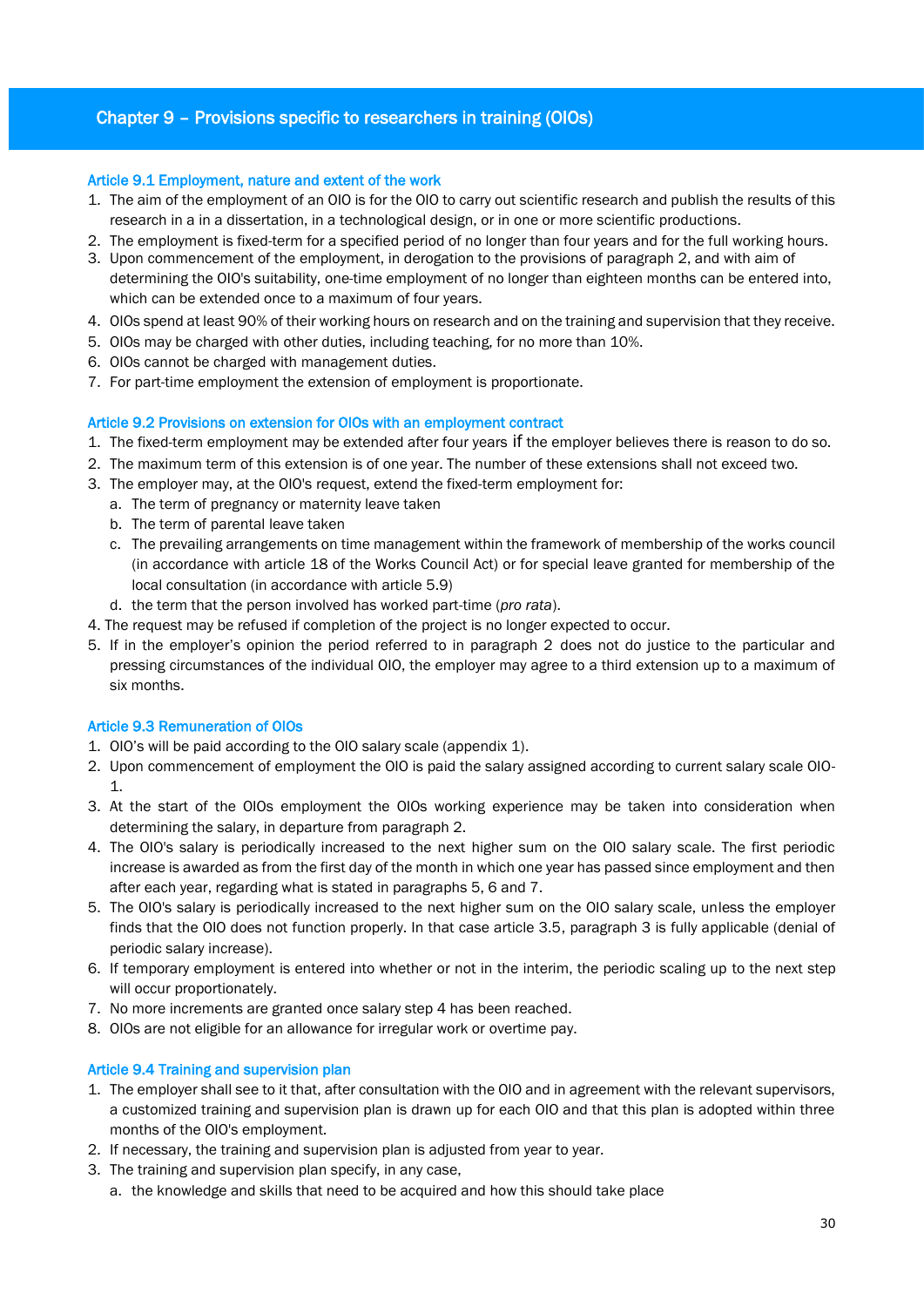## Chapter 9 – Provisions specific to researchers in training (OIOs)

### Article 9.1 Employment, nature and extent of the work

1. The aim of the employment of an OIO is for the OIO to carry out scientific research and publish the results of this research in a in a dissertation, in a technological design, or in one or more scientific productions.
2. The employment is fixed-term for a specified period of no longer than four years and for the full working hours.
3. Upon commencement of the employment, in derogation to the provisions of paragraph 2, and with aim of determining the OIO's suitability, one-time employment of no longer than eighteen months can be entered into, which can be extended once to a maximum of four years.
4. OIOs spend at least 90% of their working hours on research and on the training and supervision that they receive.
5. OIOs may be charged with other duties, including teaching, for no more than 10%.
6. OIOs cannot be charged with management duties.
7. For part-time employment the extension of employment is proportionate.

### Article 9.2 Provisions on extension for OIOs with an employment contract

1. The fixed-term employment may be extended after four years if the employer believes there is reason to do so.
2. The maximum term of this extension is of one year. The number of these extensions shall not exceed two.
3. The employer may, at the OIO's request, extend the fixed-term employment for:
   a. The term of pregnancy or maternity leave taken
   b. The term of parental leave taken
   c. The prevailing arrangements on time management within the framework of membership of the works council (in accordance with article 18 of the Works Council Act) or for special leave granted for membership of the local consultation (in accordance with article 5.9)
   d. the term that the person involved has worked part-time (*pro rata*).
4. The request may be refused if completion of the project is no longer expected to occur.
5. If in the employer's opinion the period referred to in paragraph 2 does not do justice to the particular and pressing circumstances of the individual OIO, the employer may agree to a third extension up to a maximum of six months.

### Article 9.3 Remuneration of OIOs

1. OIO's will be paid according to the OIO salary scale (appendix 1).
2. Upon commencement of employment the OIO is paid the salary assigned according to current salary scale OIO-1.
3. At the start of the OIOs employment the OIOs working experience may be taken into consideration when determining the salary, in departure from paragraph 2.
4. The OIO's salary is periodically increased to the next higher sum on the OIO salary scale. The first periodic increase is awarded as from the first day of the month in which one year has passed since employment and then after each year, regarding what is stated in paragraphs 5, 6 and 7.
5. The OIO's salary is periodically increased to the next higher sum on the OIO salary scale, unless the employer finds that the OIO does not function properly. In that case article 3.5, paragraph 3 is fully applicable (denial of periodic salary increase).
6. If temporary employment is entered into whether or not in the interim, the periodic scaling up to the next step will occur proportionately.
7. No more increments are granted once salary step 4 has been reached.
8. OIOs are not eligible for an allowance for irregular work or overtime pay.

### Article 9.4 Training and supervision plan

1. The employer shall see to it that, after consultation with the OIO and in agreement with the relevant supervisors, a customized training and supervision plan is drawn up for each OIO and that this plan is adopted within three months of the OIO's employment.
2. If necessary, the training and supervision plan is adjusted from year to year.
3. The training and supervision plan specify, in any case,
   a. the knowledge and skills that need to be acquired and how this should take place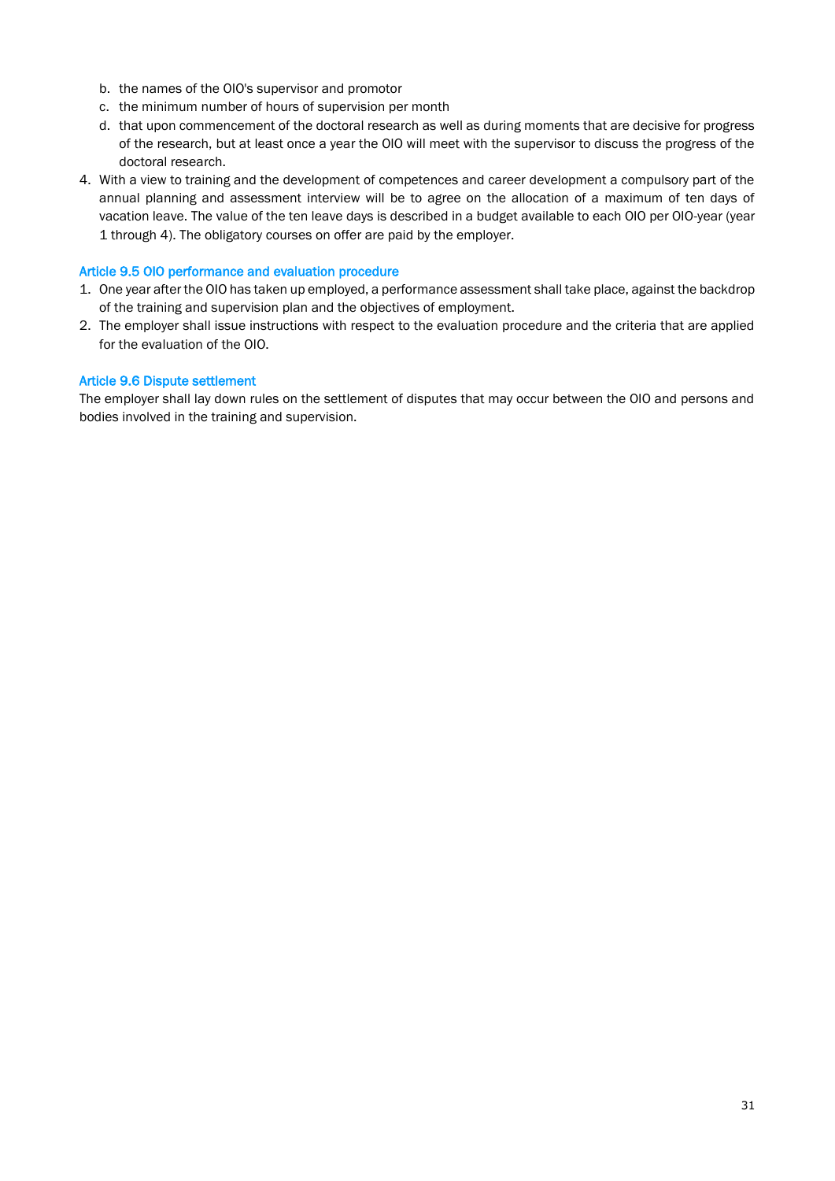b. the names of the OIO's supervisor and promotor
c. the minimum number of hours of supervision per month
d. that upon commencement of the doctoral research as well as during moments that are decisive for progress of the research, but at least once a year the OIO will meet with the supervisor to discuss the progress of the doctoral research.

4. With a view to training and the development of competences and career development a compulsory part of the annual planning and assessment interview will be to agree on the allocation of a maximum of ten days of vacation leave. The value of the ten leave days is described in a budget available to each OIO per OIO-year (year 1 through 4). The obligatory courses on offer are paid by the employer.

### Article 9.5 OIO performance and evaluation procedure

1. One year after the OIO has taken up employed, a performance assessment shall take place, against the backdrop of the training and supervision plan and the objectives of employment.
2. The employer shall issue instructions with respect to the evaluation procedure and the criteria that are applied for the evaluation of the OIO.

### Article 9.6 Dispute settlement

The employer shall lay down rules on the settlement of disputes that may occur between the OIO and persons and bodies involved in the training and supervision.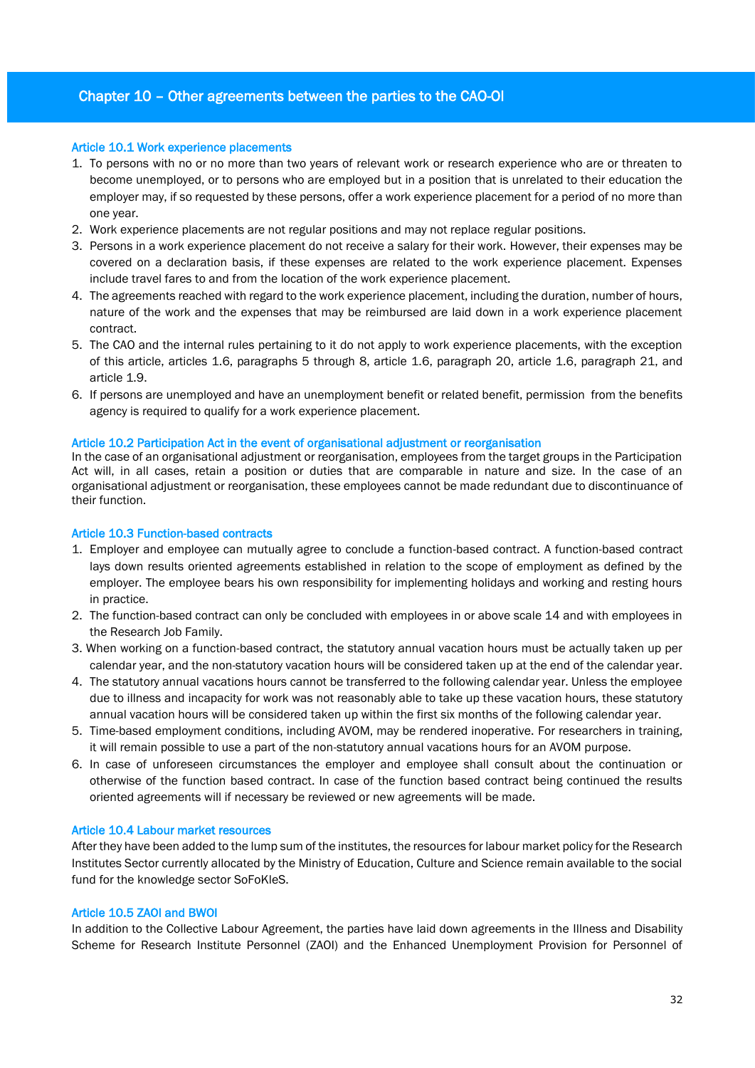## Chapter 10 – Other agreements between the parties to the CAO-OI

### Article 10.1 Work experience placements

1. To persons with no or no more than two years of relevant work or research experience who are or threaten to become unemployed, or to persons who are employed but in a position that is unrelated to their education the employer may, if so requested by these persons, offer a work experience placement for a period of no more than one year.
2. Work experience placements are not regular positions and may not replace regular positions.
3. Persons in a work experience placement do not receive a salary for their work. However, their expenses may be covered on a declaration basis, if these expenses are related to the work experience placement. Expenses include travel fares to and from the location of the work experience placement.
4. The agreements reached with regard to the work experience placement, including the duration, number of hours, nature of the work and the expenses that may be reimbursed are laid down in a work experience placement contract.
5. The CAO and the internal rules pertaining to it do not apply to work experience placements, with the exception of this article, articles 1.6, paragraphs 5 through 8, article 1.6, paragraph 20, article 1.6, paragraph 21, and article 1.9.
6. If persons are unemployed and have an unemployment benefit or related benefit, permission from the benefits agency is required to qualify for a work experience placement.

### Article 10.2 Participation Act in the event of organisational adjustment or reorganisation

In the case of an organisational adjustment or reorganisation, employees from the target groups in the Participation Act will, in all cases, retain a position or duties that are comparable in nature and size. In the case of an organisational adjustment or reorganisation, these employees cannot be made redundant due to discontinuance of their function.

### Article 10.3 Function-based contracts

1. Employer and employee can mutually agree to conclude a function-based contract. A function-based contract lays down results oriented agreements established in relation to the scope of employment as defined by the employer. The employee bears his own responsibility for implementing holidays and working and resting hours in practice.
2. The function-based contract can only be concluded with employees in or above scale 14 and with employees in the Research Job Family.
3. When working on a function-based contract, the statutory annual vacation hours must be actually taken up per calendar year, and the non-statutory vacation hours will be considered taken up at the end of the calendar year.
4. The statutory annual vacations hours cannot be transferred to the following calendar year. Unless the employee due to illness and incapacity for work was not reasonably able to take up these vacation hours, these statutory annual vacation hours will be considered taken up within the first six months of the following calendar year.
5. Time-based employment conditions, including AVOM, may be rendered inoperative. For researchers in training, it will remain possible to use a part of the non-statutory annual vacations hours for an AVOM purpose.
6. In case of unforeseen circumstances the employer and employee shall consult about the continuation or otherwise of the function based contract. In case of the function based contract being continued the results oriented agreements will if necessary be reviewed or new agreements will be made.

### Article 10.4 Labour market resources

After they have been added to the lump sum of the institutes, the resources for labour market policy for the Research Institutes Sector currently allocated by the Ministry of Education, Culture and Science remain available to the social fund for the knowledge sector SoFoKleS.

### Article 10.5 ZAOI and BWOI

In addition to the Collective Labour Agreement, the parties have laid down agreements in the Illness and Disability Scheme for Research Institute Personnel (ZAOI) and the Enhanced Unemployment Provision for Personnel of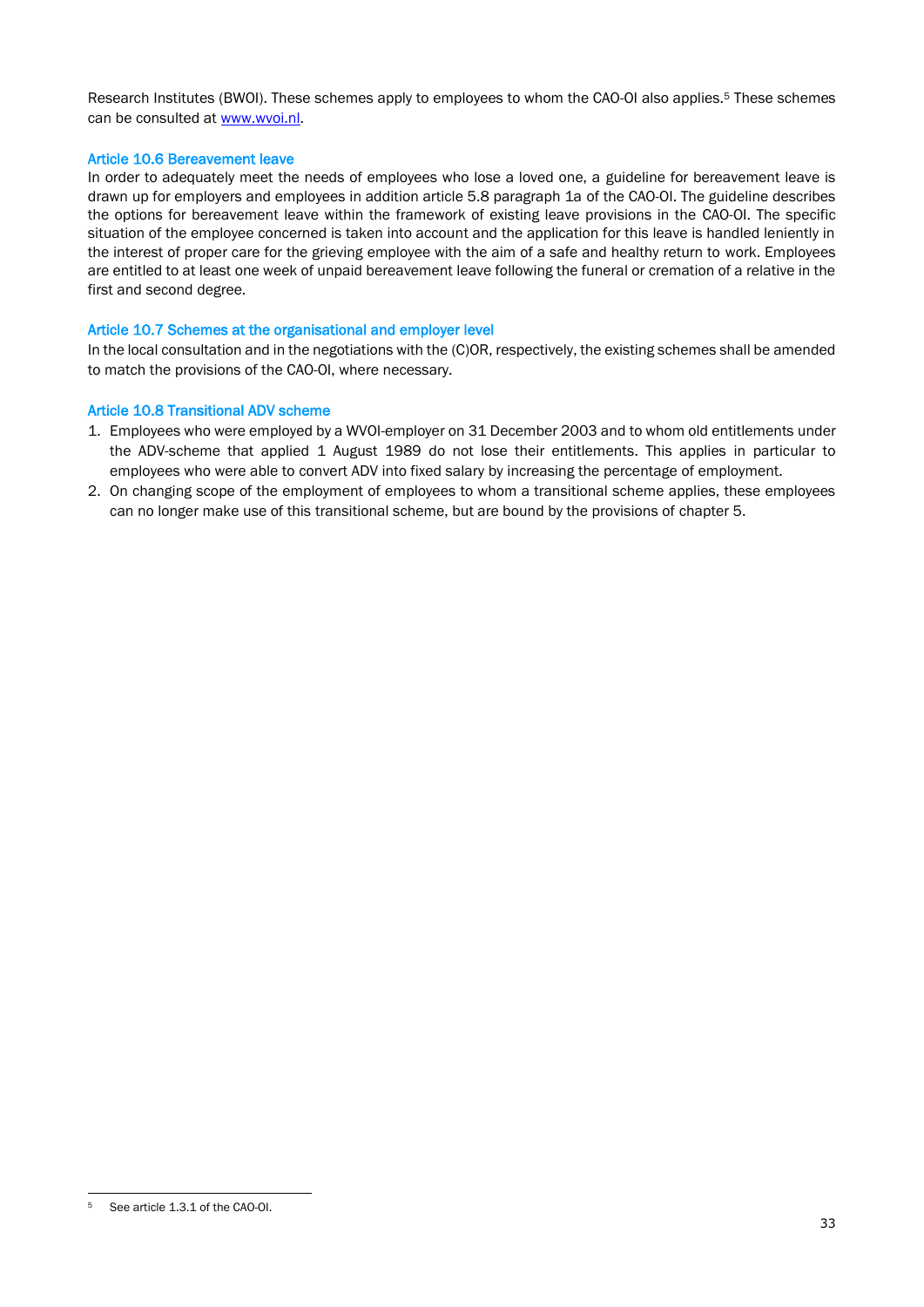Research Institutes (BWOI). These schemes apply to employees to whom the CAO-OI also applies.[5] These schemes can be consulted at www.wvoi.nl.

### Article 10.6 Bereavement leave

In order to adequately meet the needs of employees who lose a loved one, a guideline for bereavement leave is drawn up for employers and employees in addition article 5.8 paragraph 1a of the CAO-OI. The guideline describes the options for bereavement leave within the framework of existing leave provisions in the CAO-OI. The specific situation of the employee concerned is taken into account and the application for this leave is handled leniently in the interest of proper care for the grieving employee with the aim of a safe and healthy return to work. Employees are entitled to at least one week of unpaid bereavement leave following the funeral or cremation of a relative in the first and second degree.

### Article 10.7 Schemes at the organisational and employer level

In the local consultation and in the negotiations with the (C)OR, respectively, the existing schemes shall be amended to match the provisions of the CAO-OI, where necessary.

### Article 10.8 Transitional ADV scheme

1. Employees who were employed by a WVOI-employer on 31 December 2003 and to whom old entitlements under the ADV-scheme that applied 1 August 1989 do not lose their entitlements. This applies in particular to employees who were able to convert ADV into fixed salary by increasing the percentage of employment.
2. On changing scope of the employment of employees to whom a transitional scheme applies, these employees can no longer make use of this transitional scheme, but are bound by the provisions of chapter 5.

---

[5] See article 1.3.1 of the CAO-OI.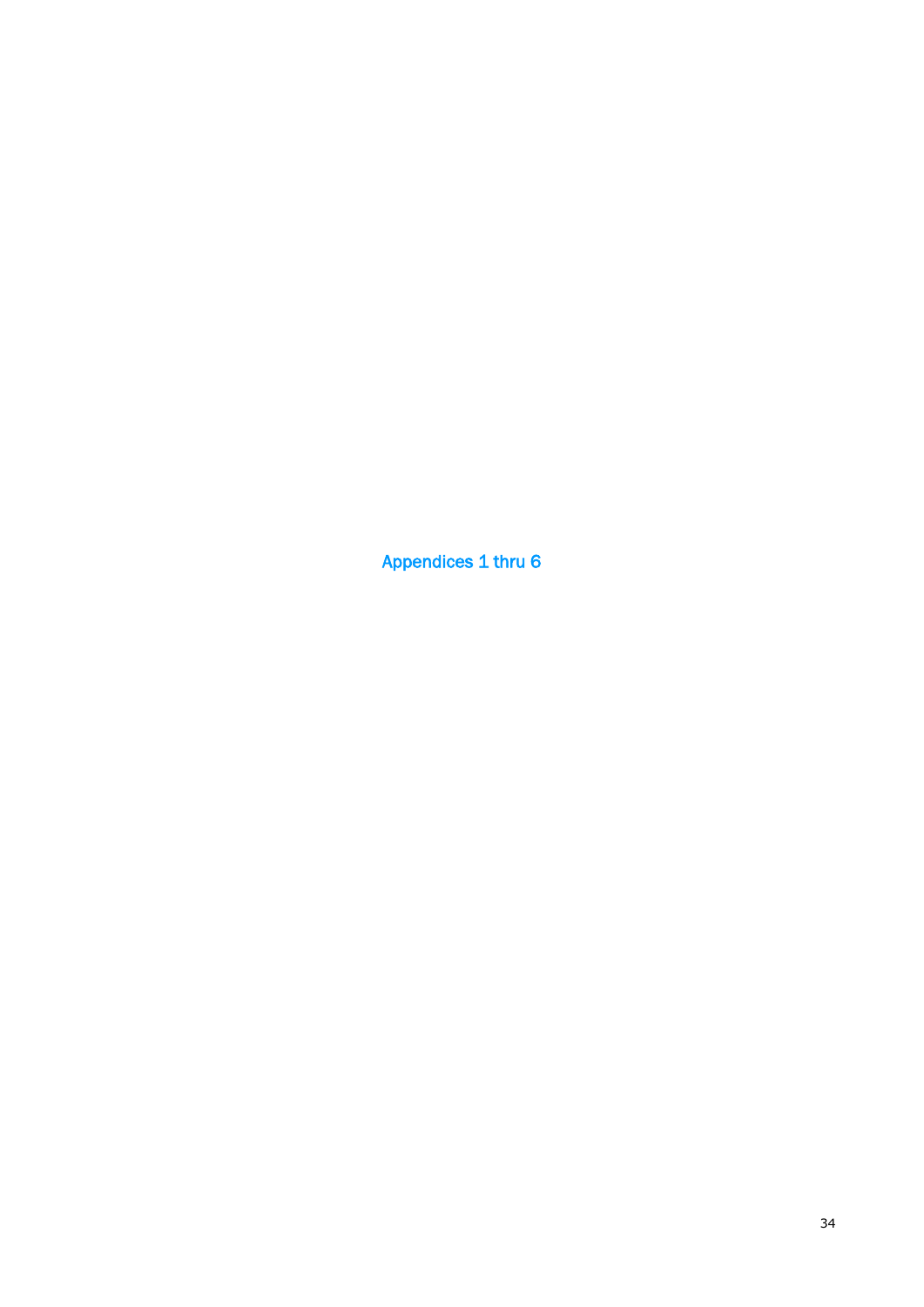# Appendices 1 thru 6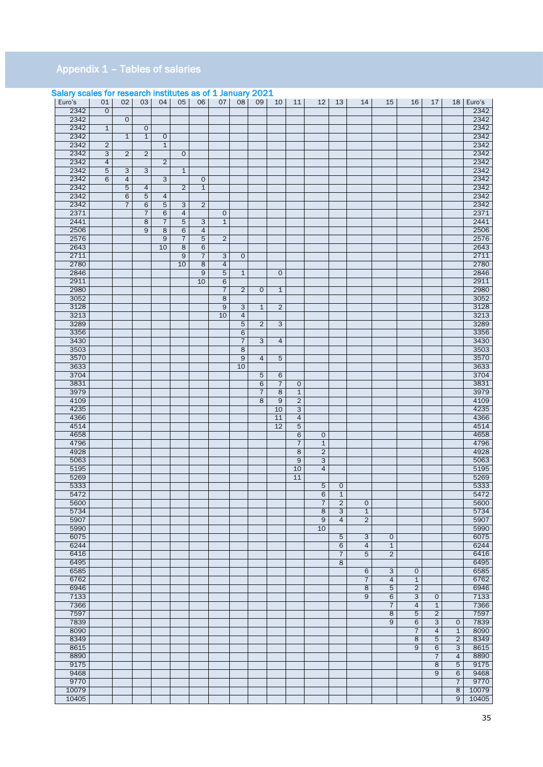## Appendix 1 – Tables of salaries

**Salary scales for research institutes as of 1 January 2021**

| Euro's | 01 | 02 | 03 | 04 | 05 | 06 | 07 | 08 | 09 | 10 | 11 | 12 | 13 | 14 | 15 | 16 | 17 | 18 | Euro's |
|---|---|---|---|---|---|---|---|---|---|---|---|---|---|---|---|---|---|---|---|
| 2342 | 0 | | | | | | | | | | | | | | | | | | 2342 |
| 2342 | | 0 | | | | | | | | | | | | | | | | | 2342 |
| 2342 | 1 | | 0 | | | | | | | | | | | | | | | | 2342 |
| 2342 | | 1 | 1 | 0 | | | | | | | | | | | | | | | 2342 |
| 2342 | 2 | | | 1 | | | | | | | | | | | | | | | 2342 |
| 2342 | 3 | 2 | 2 | | 0 | | | | | | | | | | | | | | 2342 |
| 2342 | 4 | | | 2 | | | | | | | | | | | | | | | 2342 |
| 2342 | 5 | 3 | 3 | | 1 | | | | | | | | | | | | | | 2342 |
| 2342 | 6 | 4 | | 3 | | 0 | | | | | | | | | | | | | 2342 |
| 2342 | | 5 | 4 | | 2 | 1 | | | | | | | | | | | | | 2342 |
| 2342 | | 6 | 5 | 4 | | | | | | | | | | | | | | | 2342 |
| 2342 | | 7 | 6 | 5 | 3 | 2 | | | | | | | | | | | | | 2342 |
| 2371 | | | 7 | 6 | 4 | | 0 | | | | | | | | | | | | 2371 |
| 2441 | | | 8 | 7 | 5 | 3 | 1 | | | | | | | | | | | | 2441 |
| 2506 | | | 9 | 8 | 6 | 4 | | | | | | | | | | | | | 2506 |
| 2576 | | | | 9 | 7 | 5 | 2 | | | | | | | | | | | | 2576 |
| 2643 | | | | 10 | 8 | 6 | | | | | | | | | | | | | 2643 |
| 2711 | | | | | 9 | 7 | 3 | 0 | | | | | | | | | | | 2711 |
| 2780 | | | | | 10 | 8 | 4 | | | | | | | | | | | | 2780 |
| 2846 | | | | | | 9 | 5 | 1 | | 0 | | | | | | | | | 2846 |
| 2911 | | | | | | 10 | 6 | | | | | | | | | | | | 2911 |
| 2980 | | | | | | | 7 | 2 | 0 | 1 | | | | | | | | | 2980 |
| 3052 | | | | | | | 8 | | | | | | | | | | | | 3052 |
| 3128 | | | | | | | 9 | 3 | 1 | 2 | | | | | | | | | 3128 |
| 3213 | | | | | | | 10 | 4 | | | | | | | | | | | 3213 |
| 3289 | | | | | | | | 5 | 2 | 3 | | | | | | | | | 3289 |
| 3356 | | | | | | | | 6 | | | | | | | | | | | 3356 |
| 3430 | | | | | | | | 7 | 3 | 4 | | | | | | | | | 3430 |
| 3503 | | | | | | | | 8 | | | | | | | | | | | 3503 |
| 3570 | | | | | | | | 9 | 4 | 5 | | | | | | | | | 3570 |
| 3633 | | | | | | | | 10 | | | | | | | | | | | 3633 |
| 3704 | | | | | | | | | 5 | 6 | | | | | | | | | 3704 |
| 3831 | | | | | | | | | 6 | 7 | 0 | | | | | | | | 3831 |
| 3979 | | | | | | | | | 7 | 8 | 1 | | | | | | | | 3979 |
| 4109 | | | | | | | | | 8 | 9 | 2 | | | | | | | | 4109 |
| 4235 | | | | | | | | | | 10 | 3 | | | | | | | | 4235 |
| 4366 | | | | | | | | | | 11 | 4 | | | | | | | | 4366 |
| 4514 | | | | | | | | | | 12 | 5 | | | | | | | | 4514 |
| 4658 | | | | | | | | | | | 6 | 0 | | | | | | | 4658 |
| 4796 | | | | | | | | | | | 7 | 1 | | | | | | | 4796 |
| 4928 | | | | | | | | | | | 8 | 2 | | | | | | | 4928 |
| 5063 | | | | | | | | | | | 9 | 3 | | | | | | | 5063 |
| 5195 | | | | | | | | | | | 10 | 4 | | | | | | | 5195 |
| 5269 | | | | | | | | | | | 11 | | | | | | | | 5269 |
| 5333 | | | | | | | | | | | | 5 | 0 | | | | | | 5333 |
| 5472 | | | | | | | | | | | | 6 | 1 | | | | | | 5472 |
| 5600 | | | | | | | | | | | | 7 | 2 | 0 | | | | | 5600 |
| 5734 | | | | | | | | | | | | 8 | 3 | 1 | | | | | 5734 |
| 5907 | | | | | | | | | | | | 9 | 4 | 2 | | | | | 5907 |
| 5990 | | | | | | | | | | | | 10 | | | | | | | 5990 |
| 6075 | | | | | | | | | | | | | 5 | 3 | 0 | | | | 6075 |
| 6244 | | | | | | | | | | | | | 6 | 4 | 1 | | | | 6244 |
| 6416 | | | | | | | | | | | | | 7 | 5 | 2 | | | | 6416 |
| 6495 | | | | | | | | | | | | | 8 | | | | | | 6495 |
| 6585 | | | | | | | | | | | | | | 6 | 3 | 0 | | | 6585 |
| 6762 | | | | | | | | | | | | | | 7 | 4 | 1 | | | 6762 |
| 6946 | | | | | | | | | | | | | | 8 | 5 | 2 | | | 6946 |
| 7133 | | | | | | | | | | | | | | 9 | 6 | 3 | 0 | | 7133 |
| 7366 | | | | | | | | | | | | | | | 7 | 4 | 1 | | 7366 |
| 7597 | | | | | | | | | | | | | | | 8 | 5 | 2 | | 7597 |
| 7839 | | | | | | | | | | | | | | | 9 | 6 | 3 | 0 | 7839 |
| 8090 | | | | | | | | | | | | | | | | 7 | 4 | 1 | 8090 |
| 8349 | | | | | | | | | | | | | | | | 8 | 5 | 2 | 8349 |
| 8615 | | | | | | | | | | | | | | | | 9 | 6 | 3 | 8615 |
| 8890 | | | | | | | | | | | | | | | | | 7 | 4 | 8890 |
| 9175 | | | | | | | | | | | | | | | | | 8 | 5 | 9175 |
| 9468 | | | | | | | | | | | | | | | | | 9 | 6 | 9468 |
| 9770 | | | | | | | | | | | | | | | | | | 7 | 9770 |
| 10079 | | | | | | | | | | | | | | | | | | 8 | 10079 |
| 10405 | | | | | | | | | | | | | | | | | | 9 | 10405 |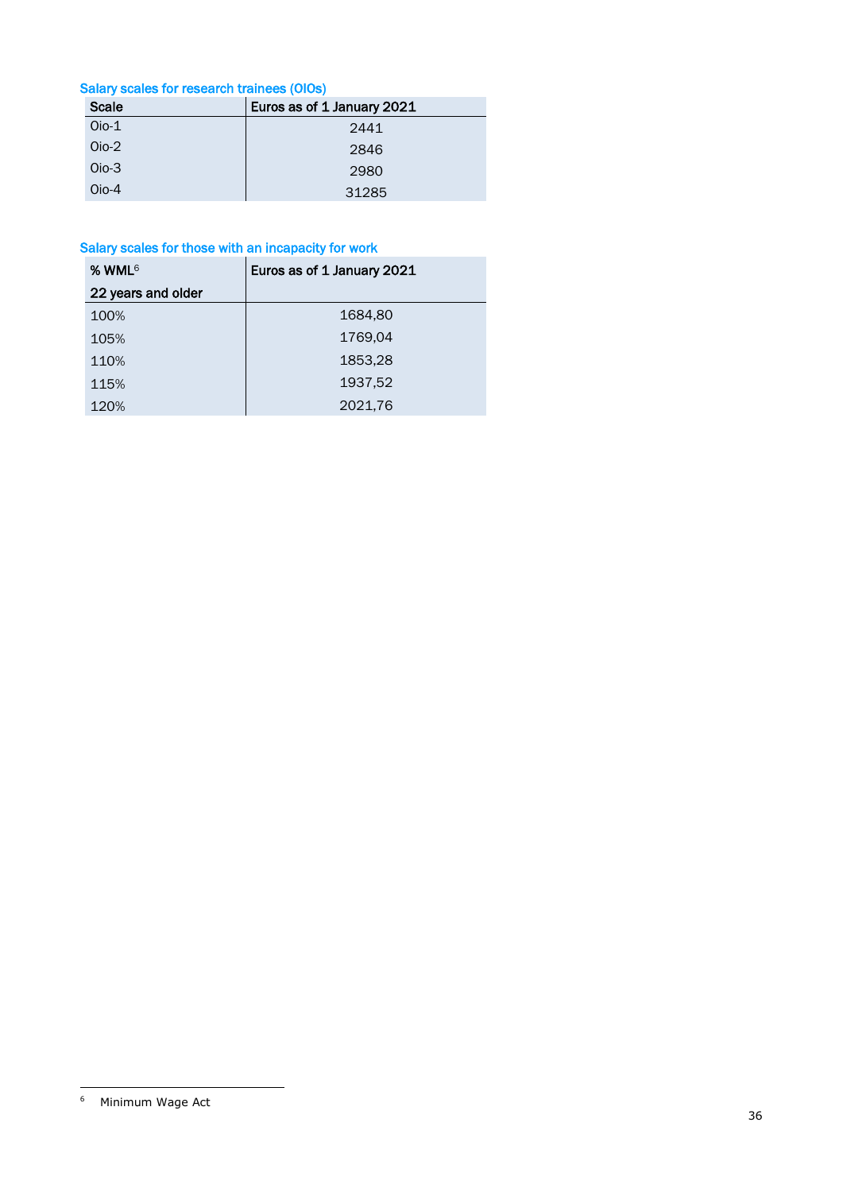### Salary scales for research trainees (OIOs)

| Scale | Euros as of 1 January 2021 |
|---|---|
| Oio-1 | 2441 |
| Oio-2 | 2846 |
| Oio-3 | 2980 |
| Oio-4 | 31285 |

### Salary scales for those with an incapacity for work

| % WML[6] 22 years and older | Euros as of 1 January 2021 |
|---|---|
| 100% | 1684,80 |
| 105% | 1769,04 |
| 110% | 1853,28 |
| 115% | 1937,52 |
| 120% | 2021,76 |

[6] Minimum Wage Act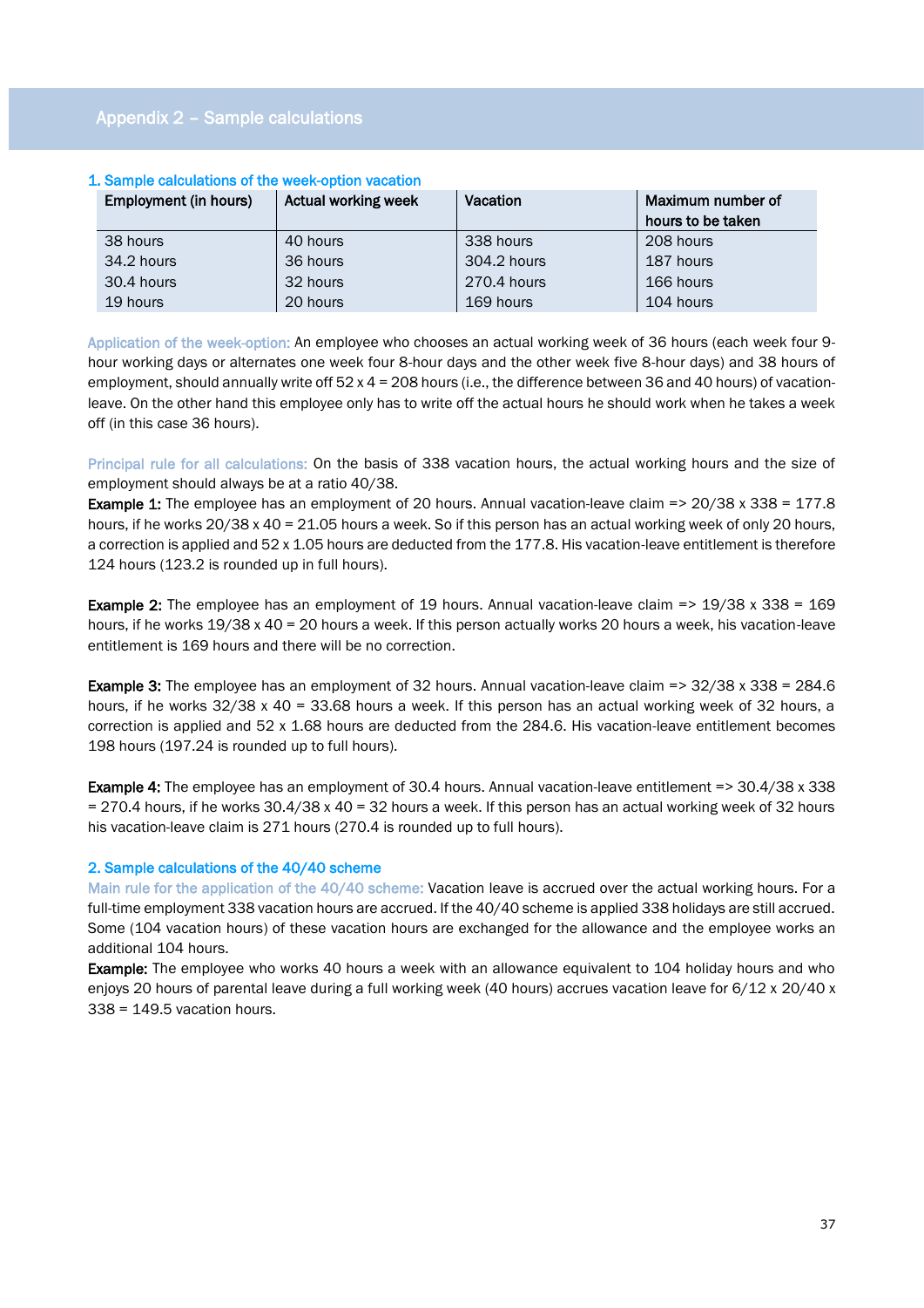# Appendix 2 – Sample calculations

## 1. Sample calculations of the week-option vacation

| Employment (in hours) | Actual working week | Vacation | Maximum number of hours to be taken |
|---|---|---|---|
| 38 hours | 40 hours | 338 hours | 208 hours |
| 34.2 hours | 36 hours | 304.2 hours | 187 hours |
| 30.4 hours | 32 hours | 270.4 hours | 166 hours |
| 19 hours | 20 hours | 169 hours | 104 hours |

Application of the week-option: An employee who chooses an actual working week of 36 hours (each week four 9-hour working days or alternates one week four 8-hour days and the other week five 8-hour days) and 38 hours of employment, should annually write off 52 x 4 = 208 hours (i.e., the difference between 36 and 40 hours) of vacation-leave. On the other hand this employee only has to write off the actual hours he should work when he takes a week off (in this case 36 hours).

Principal rule for all calculations: On the basis of 338 vacation hours, the actual working hours and the size of employment should always be at a ratio 40/38.

**Example 1:** The employee has an employment of 20 hours. Annual vacation-leave claim => 20/38 x 338 = 177.8 hours, if he works 20/38 x 40 = 21.05 hours a week. So if this person has an actual working week of only 20 hours, a correction is applied and 52 x 1.05 hours are deducted from the 177.8. His vacation-leave entitlement is therefore 124 hours (123.2 is rounded up in full hours).

**Example 2:** The employee has an employment of 19 hours. Annual vacation-leave claim => 19/38 x 338 = 169 hours, if he works 19/38 x 40 = 20 hours a week. If this person actually works 20 hours a week, his vacation-leave entitlement is 169 hours and there will be no correction.

**Example 3:** The employee has an employment of 32 hours. Annual vacation-leave claim => 32/38 x 338 = 284.6 hours, if he works 32/38 x 40 = 33.68 hours a week. If this person has an actual working week of 32 hours, a correction is applied and 52 x 1.68 hours are deducted from the 284.6. His vacation-leave entitlement becomes 198 hours (197.24 is rounded up to full hours).

**Example 4:** The employee has an employment of 30.4 hours. Annual vacation-leave entitlement => 30.4/38 x 338 = 270.4 hours, if he works 30.4/38 x 40 = 32 hours a week. If this person has an actual working week of 32 hours his vacation-leave claim is 271 hours (270.4 is rounded up to full hours).

## 2. Sample calculations of the 40/40 scheme

Main rule for the application of the 40/40 scheme: Vacation leave is accrued over the actual working hours. For a full-time employment 338 vacation hours are accrued. If the 40/40 scheme is applied 338 holidays are still accrued. Some (104 vacation hours) of these vacation hours are exchanged for the allowance and the employee works an additional 104 hours.

**Example:** The employee who works 40 hours a week with an allowance equivalent to 104 holiday hours and who enjoys 20 hours of parental leave during a full working week (40 hours) accrues vacation leave for 6/12 x 20/40 x 338 = 149.5 vacation hours.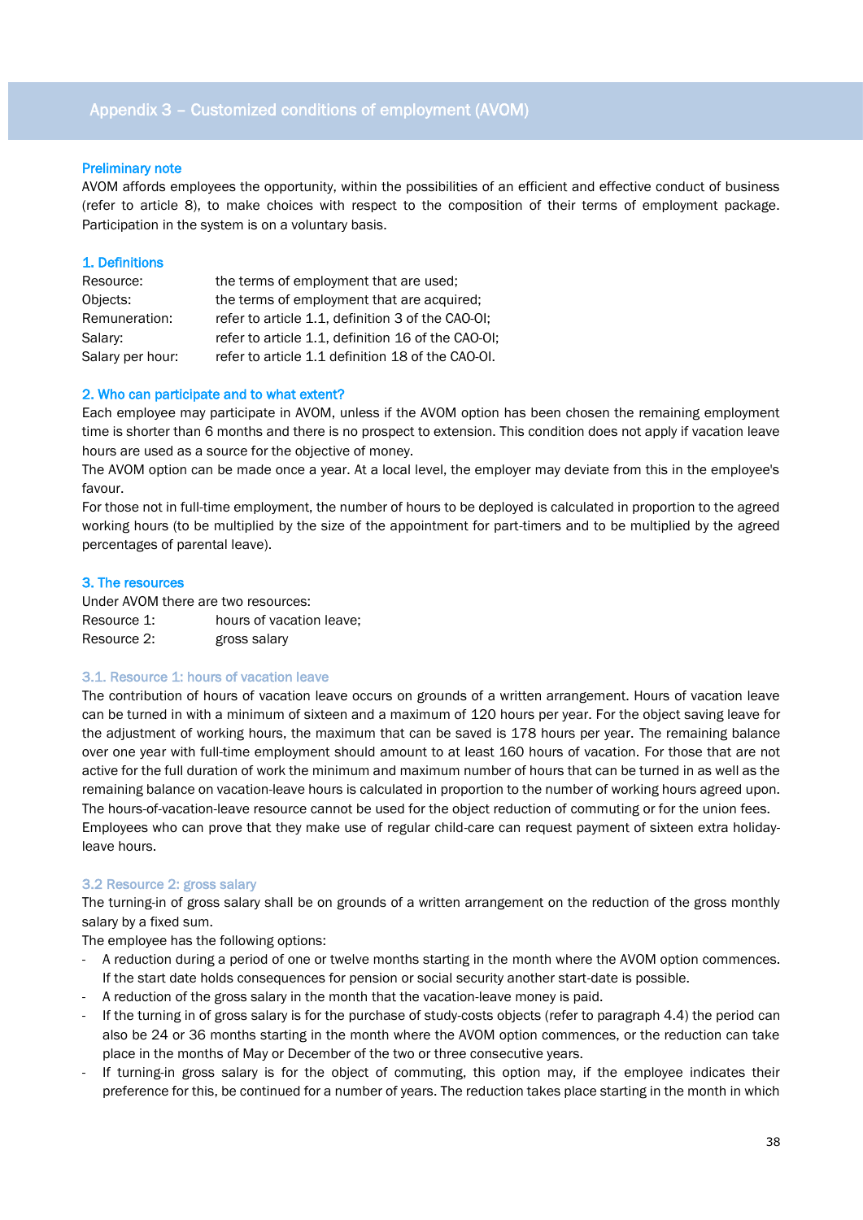# Appendix 3 – Customized conditions of employment (AVOM)

### Preliminary note

AVOM affords employees the opportunity, within the possibilities of an efficient and effective conduct of business (refer to article 8), to make choices with respect to the composition of their terms of employment package. Participation in the system is on a voluntary basis.

### 1. Definitions

| | |
|---|---|
| Resource: | the terms of employment that are used; |
| Objects: | the terms of employment that are acquired; |
| Remuneration: | refer to article 1.1, definition 3 of the CAO-OI; |
| Salary: | refer to article 1.1, definition 16 of the CAO-OI; |
| Salary per hour: | refer to article 1.1 definition 18 of the CAO-OI. |

### 2. Who can participate and to what extent?

Each employee may participate in AVOM, unless if the AVOM option has been chosen the remaining employment time is shorter than 6 months and there is no prospect to extension. This condition does not apply if vacation leave hours are used as a source for the objective of money.

The AVOM option can be made once a year. At a local level, the employer may deviate from this in the employee's favour.

For those not in full-time employment, the number of hours to be deployed is calculated in proportion to the agreed working hours (to be multiplied by the size of the appointment for part-timers and to be multiplied by the agreed percentages of parental leave).

### 3. The resources

Under AVOM there are two resources:

| | |
|---|---|
| Resource 1: | hours of vacation leave; |
| Resource 2: | gross salary |

#### 3.1. Resource 1: hours of vacation leave

The contribution of hours of vacation leave occurs on grounds of a written arrangement. Hours of vacation leave can be turned in with a minimum of sixteen and a maximum of 120 hours per year. For the object saving leave for the adjustment of working hours, the maximum that can be saved is 178 hours per year. The remaining balance over one year with full-time employment should amount to at least 160 hours of vacation. For those that are not active for the full duration of work the minimum and maximum number of hours that can be turned in as well as the remaining balance on vacation-leave hours is calculated in proportion to the number of working hours agreed upon. The hours-of-vacation-leave resource cannot be used for the object reduction of commuting or for the union fees.

Employees who can prove that they make use of regular child-care can request payment of sixteen extra holiday-leave hours.

#### 3.2 Resource 2: gross salary

The turning-in of gross salary shall be on grounds of a written arrangement on the reduction of the gross monthly salary by a fixed sum.

The employee has the following options:

- A reduction during a period of one or twelve months starting in the month where the AVOM option commences. If the start date holds consequences for pension or social security another start-date is possible.
- A reduction of the gross salary in the month that the vacation-leave money is paid.
- If the turning in of gross salary is for the purchase of study-costs objects (refer to paragraph 4.4) the period can also be 24 or 36 months starting in the month where the AVOM option commences, or the reduction can take place in the months of May or December of the two or three consecutive years.
- If turning-in gross salary is for the object of commuting, this option may, if the employee indicates their preference for this, be continued for a number of years. The reduction takes place starting in the month in which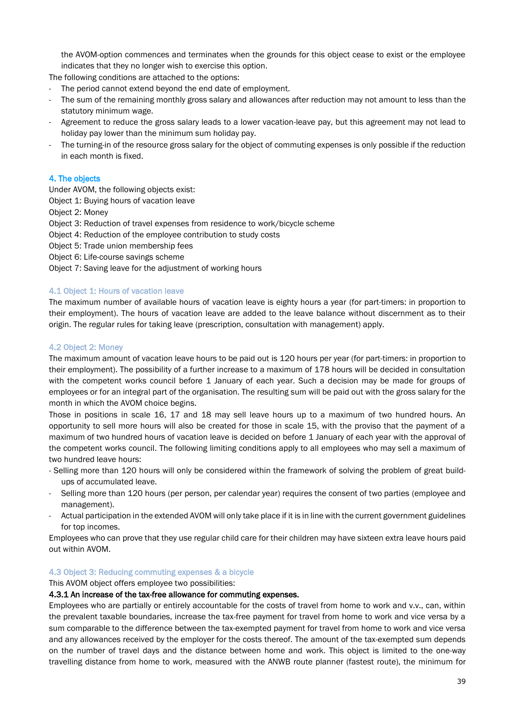the AVOM-option commences and terminates when the grounds for this object cease to exist or the employee indicates that they no longer wish to exercise this option.

The following conditions are attached to the options:

- The period cannot extend beyond the end date of employment.
- The sum of the remaining monthly gross salary and allowances after reduction may not amount to less than the statutory minimum wage.
- Agreement to reduce the gross salary leads to a lower vacation-leave pay, but this agreement may not lead to holiday pay lower than the minimum sum holiday pay.
- The turning-in of the resource gross salary for the object of commuting expenses is only possible if the reduction in each month is fixed.

## 4. The objects

Under AVOM, the following objects exist:

Object 1: Buying hours of vacation leave
Object 2: Money
Object 3: Reduction of travel expenses from residence to work/bicycle scheme
Object 4: Reduction of the employee contribution to study costs
Object 5: Trade union membership fees
Object 6: Life-course savings scheme
Object 7: Saving leave for the adjustment of working hours

### 4.1 Object 1: Hours of vacation leave

The maximum number of available hours of vacation leave is eighty hours a year (for part-timers: in proportion to their employment). The hours of vacation leave are added to the leave balance without discernment as to their origin. The regular rules for taking leave (prescription, consultation with management) apply.

### 4.2 Object 2: Money

The maximum amount of vacation leave hours to be paid out is 120 hours per year (for part-timers: in proportion to their employment). The possibility of a further increase to a maximum of 178 hours will be decided in consultation with the competent works council before 1 January of each year. Such a decision may be made for groups of employees or for an integral part of the organisation. The resulting sum will be paid out with the gross salary for the month in which the AVOM choice begins.

Those in positions in scale 16, 17 and 18 may sell leave hours up to a maximum of two hundred hours. An opportunity to sell more hours will also be created for those in scale 15, with the proviso that the payment of a maximum of two hundred hours of vacation leave is decided on before 1 January of each year with the approval of the competent works council. The following limiting conditions apply to all employees who may sell a maximum of two hundred leave hours:

- Selling more than 120 hours will only be considered within the framework of solving the problem of great build-ups of accumulated leave.
- Selling more than 120 hours (per person, per calendar year) requires the consent of two parties (employee and management).
- Actual participation in the extended AVOM will only take place if it is in line with the current government guidelines for top incomes.

Employees who can prove that they use regular child care for their children may have sixteen extra leave hours paid out within AVOM.

### 4.3 Object 3: Reducing commuting expenses & a bicycle

This AVOM object offers employee two possibilities:

#### 4.3.1 An increase of the tax-free allowance for commuting expenses.

Employees who are partially or entirely accountable for the costs of travel from home to work and v.v., can, within the prevalent taxable boundaries, increase the tax-free payment for travel from home to work and vice versa by a sum comparable to the difference between the tax-exempted payment for travel from home to work and vice versa and any allowances received by the employer for the costs thereof. The amount of the tax-exempted sum depends on the number of travel days and the distance between home and work. This object is limited to the one-way travelling distance from home to work, measured with the ANWB route planner (fastest route), the minimum for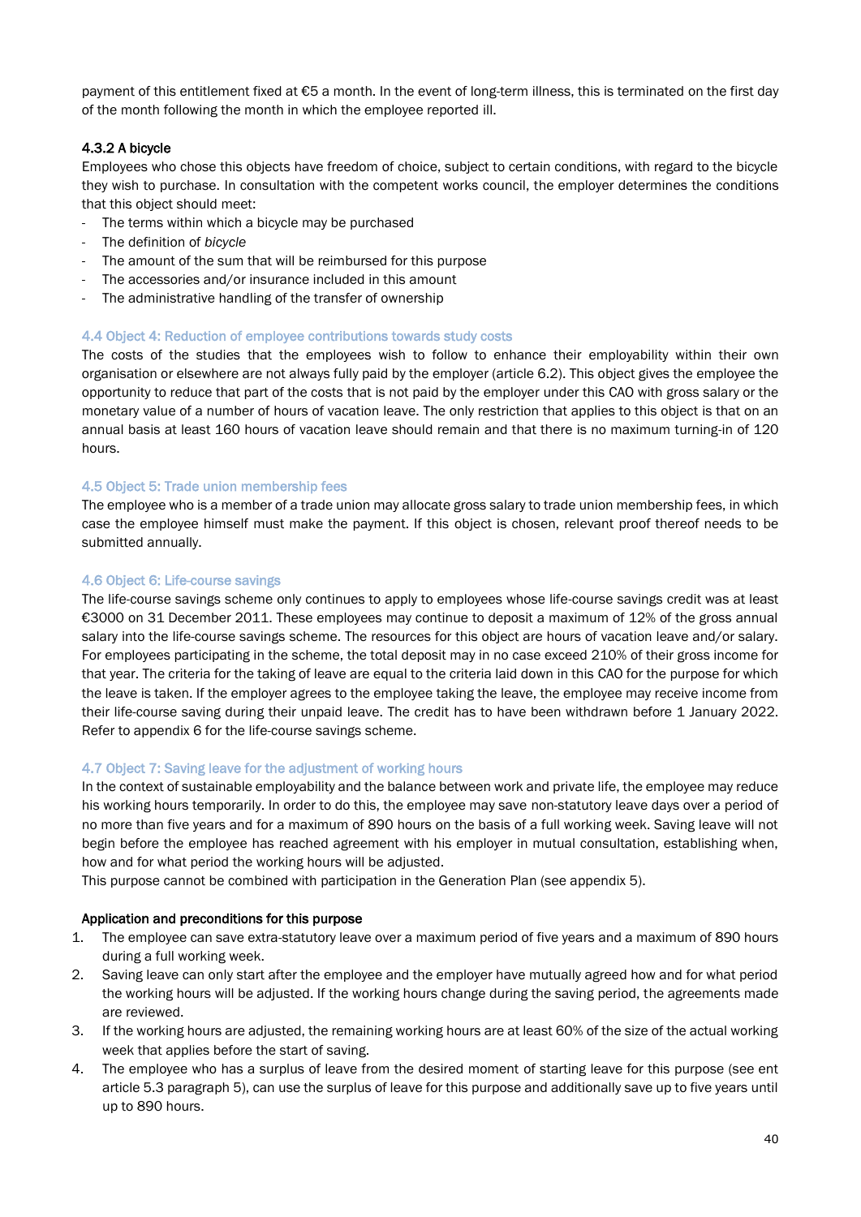payment of this entitlement fixed at €5 a month. In the event of long-term illness, this is terminated on the first day of the month following the month in which the employee reported ill.

#### 4.3.2 A bicycle

Employees who chose this objects have freedom of choice, subject to certain conditions, with regard to the bicycle they wish to purchase. In consultation with the competent works council, the employer determines the conditions that this object should meet:

- The terms within which a bicycle may be purchased
- The definition of *bicycle*
- The amount of the sum that will be reimbursed for this purpose
- The accessories and/or insurance included in this amount
- The administrative handling of the transfer of ownership

### 4.4 Object 4: Reduction of employee contributions towards study costs

The costs of the studies that the employees wish to follow to enhance their employability within their own organisation or elsewhere are not always fully paid by the employer (article 6.2). This object gives the employee the opportunity to reduce that part of the costs that is not paid by the employer under this CAO with gross salary or the monetary value of a number of hours of vacation leave. The only restriction that applies to this object is that on an annual basis at least 160 hours of vacation leave should remain and that there is no maximum turning-in of 120 hours.

### 4.5 Object 5: Trade union membership fees

The employee who is a member of a trade union may allocate gross salary to trade union membership fees, in which case the employee himself must make the payment. If this object is chosen, relevant proof thereof needs to be submitted annually.

### 4.6 Object 6: Life-course savings

The life-course savings scheme only continues to apply to employees whose life-course savings credit was at least €3000 on 31 December 2011. These employees may continue to deposit a maximum of 12% of the gross annual salary into the life-course savings scheme. The resources for this object are hours of vacation leave and/or salary. For employees participating in the scheme, the total deposit may in no case exceed 210% of their gross income for that year. The criteria for the taking of leave are equal to the criteria laid down in this CAO for the purpose for which the leave is taken. If the employer agrees to the employee taking the leave, the employee may receive income from their life-course saving during their unpaid leave. The credit has to have been withdrawn before 1 January 2022. Refer to appendix 6 for the life-course savings scheme.

### 4.7 Object 7: Saving leave for the adjustment of working hours

In the context of sustainable employability and the balance between work and private life, the employee may reduce his working hours temporarily. In order to do this, the employee may save non-statutory leave days over a period of no more than five years and for a maximum of 890 hours on the basis of a full working week. Saving leave will not begin before the employee has reached agreement with his employer in mutual consultation, establishing when, how and for what period the working hours will be adjusted.

This purpose cannot be combined with participation in the Generation Plan (see appendix 5).

#### Application and preconditions for this purpose

1. The employee can save extra-statutory leave over a maximum period of five years and a maximum of 890 hours during a full working week.
2. Saving leave can only start after the employee and the employer have mutually agreed how and for what period the working hours will be adjusted. If the working hours change during the saving period, the agreements made are reviewed.
3. If the working hours are adjusted, the remaining working hours are at least 60% of the size of the actual working week that applies before the start of saving.
4. The employee who has a surplus of leave from the desired moment of starting leave for this purpose (see ent article 5.3 paragraph 5), can use the surplus of leave for this purpose and additionally save up to five years until up to 890 hours.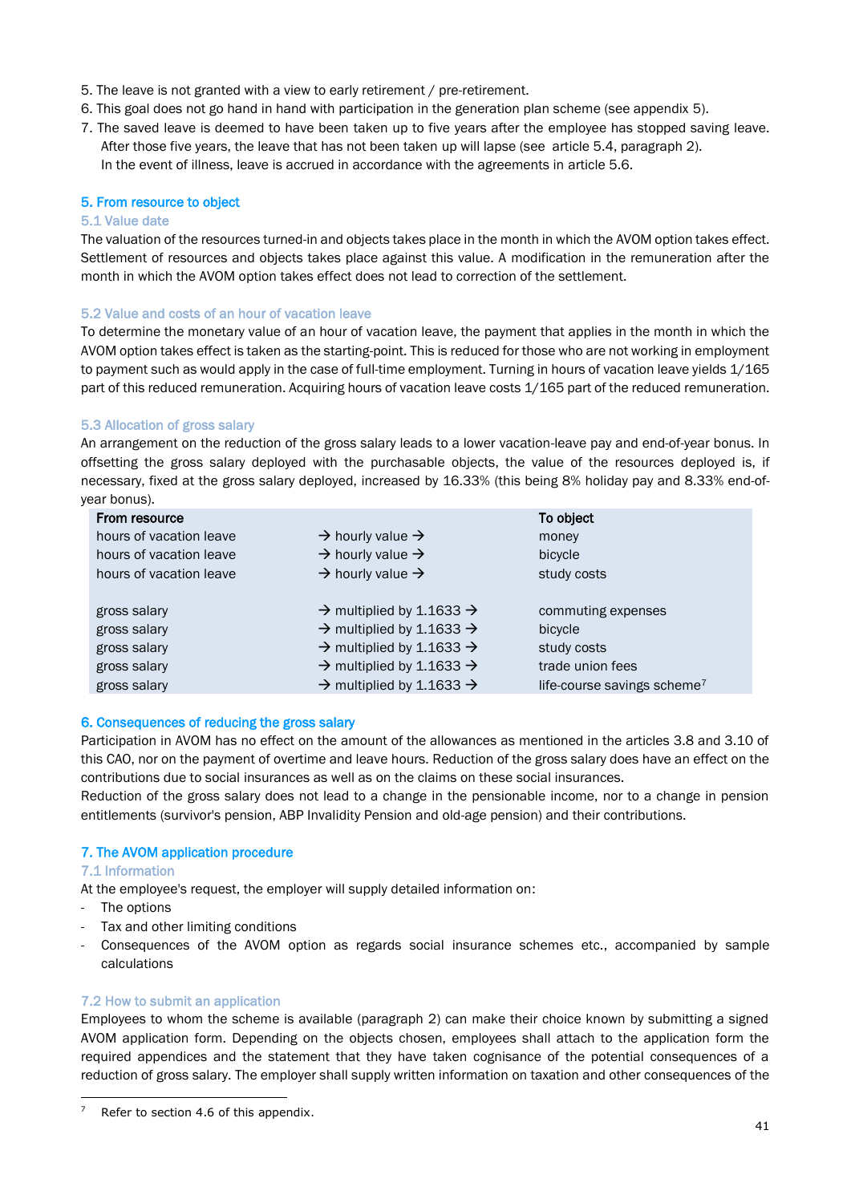5. The leave is not granted with a view to early retirement / pre-retirement.
6. This goal does not go hand in hand with participation in the generation plan scheme (see appendix 5).
7. The saved leave is deemed to have been taken up to five years after the employee has stopped saving leave. After those five years, the leave that has not been taken up will lapse (see article 5.4, paragraph 2). In the event of illness, leave is accrued in accordance with the agreements in article 5.6.

## 5. From resource to object

### 5.1 Value date

The valuation of the resources turned-in and objects takes place in the month in which the AVOM option takes effect. Settlement of resources and objects takes place against this value. A modification in the remuneration after the month in which the AVOM option takes effect does not lead to correction of the settlement.

### 5.2 Value and costs of an hour of vacation leave

To determine the monetary value of an hour of vacation leave, the payment that applies in the month in which the AVOM option takes effect is taken as the starting-point. This is reduced for those who are not working in employment to payment such as would apply in the case of full-time employment. Turning in hours of vacation leave yields 1/165 part of this reduced remuneration. Acquiring hours of vacation leave costs 1/165 part of the reduced remuneration.

### 5.3 Allocation of gross salary

An arrangement on the reduction of the gross salary leads to a lower vacation-leave pay and end-of-year bonus. In offsetting the gross salary deployed with the purchasable objects, the value of the resources deployed is, if necessary, fixed at the gross salary deployed, increased by 16.33% (this being 8% holiday pay and 8.33% end-of-year bonus).

| From resource | | To object |
|---|---|---|
| hours of vacation leave | → hourly value → | money |
| hours of vacation leave | → hourly value → | bicycle |
| hours of vacation leave | → hourly value → | study costs |
| | | |
| gross salary | → multiplied by 1.1633 → | commuting expenses |
| gross salary | → multiplied by 1.1633 → | bicycle |
| gross salary | → multiplied by 1.1633 → | study costs |
| gross salary | → multiplied by 1.1633 → | trade union fees |
| gross salary | → multiplied by 1.1633 → | life-course savings scheme[7] |

## 6. Consequences of reducing the gross salary

Participation in AVOM has no effect on the amount of the allowances as mentioned in the articles 3.8 and 3.10 of this CAO, nor on the payment of overtime and leave hours. Reduction of the gross salary does have an effect on the contributions due to social insurances as well as on the claims on these social insurances.
Reduction of the gross salary does not lead to a change in the pensionable income, nor to a change in pension entitlements (survivor's pension, ABP Invalidity Pension and old-age pension) and their contributions.

## 7. The AVOM application procedure

### 7.1 Information

At the employee's request, the employer will supply detailed information on:

- The options
- Tax and other limiting conditions
- Consequences of the AVOM option as regards social insurance schemes etc., accompanied by sample calculations

### 7.2 How to submit an application

Employees to whom the scheme is available (paragraph 2) can make their choice known by submitting a signed AVOM application form. Depending on the objects chosen, employees shall attach to the application form the required appendices and the statement that they have taken cognisance of the potential consequences of a reduction of gross salary. The employer shall supply written information on taxation and other consequences of the

[7] Refer to section 4.6 of this appendix.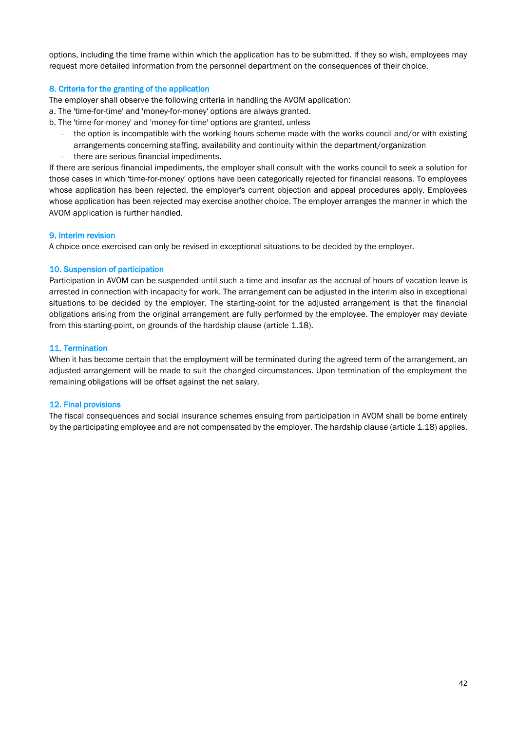options, including the time frame within which the application has to be submitted. If they so wish, employees may request more detailed information from the personnel department on the consequences of their choice.

### 8. Criteria for the granting of the application

The employer shall observe the following criteria in handling the AVOM application:

a. The 'time-for-time' and 'money-for-money' options are always granted.

b. The 'time-for-money' and 'money-for-time' options are granted, unless

- the option is incompatible with the working hours scheme made with the works council and/or with existing arrangements concerning staffing, availability and continuity within the department/organization
- there are serious financial impediments.

If there are serious financial impediments, the employer shall consult with the works council to seek a solution for those cases in which 'time-for-money' options have been categorically rejected for financial reasons. To employees whose application has been rejected, the employer's current objection and appeal procedures apply. Employees whose application has been rejected may exercise another choice. The employer arranges the manner in which the AVOM application is further handled.

### 9. Interim revision

A choice once exercised can only be revised in exceptional situations to be decided by the employer.

### 10. Suspension of participation

Participation in AVOM can be suspended until such a time and insofar as the accrual of hours of vacation leave is arrested in connection with incapacity for work. The arrangement can be adjusted in the interim also in exceptional situations to be decided by the employer. The starting-point for the adjusted arrangement is that the financial obligations arising from the original arrangement are fully performed by the employee. The employer may deviate from this starting-point, on grounds of the hardship clause (article 1.18).

### 11. Termination

When it has become certain that the employment will be terminated during the agreed term of the arrangement, an adjusted arrangement will be made to suit the changed circumstances. Upon termination of the employment the remaining obligations will be offset against the net salary.

### 12. Final provisions

The fiscal consequences and social insurance schemes ensuing from participation in AVOM shall be borne entirely by the participating employee and are not compensated by the employer. The hardship clause (article 1.18) applies.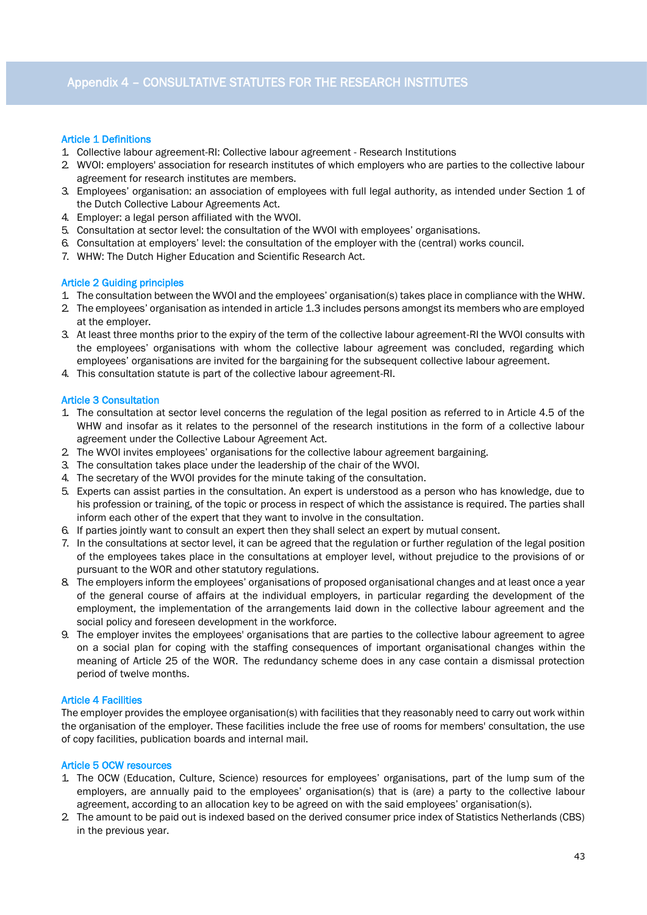# Appendix 4 – CONSULTATIVE STATUTES FOR THE RESEARCH INSTITUTES

## Article 1 Definitions

1. Collective labour agreement-RI: Collective labour agreement - Research Institutions
2. WVOI: employers' association for research institutes of which employers who are parties to the collective labour agreement for research institutes are members.
3. Employees' organisation: an association of employees with full legal authority, as intended under Section 1 of the Dutch Collective Labour Agreements Act.
4. Employer: a legal person affiliated with the WVOI.
5. Consultation at sector level: the consultation of the WVOI with employees' organisations.
6. Consultation at employers' level: the consultation of the employer with the (central) works council.
7. WHW: The Dutch Higher Education and Scientific Research Act.

## Article 2 Guiding principles

1. The consultation between the WVOI and the employees' organisation(s) takes place in compliance with the WHW.
2. The employees' organisation as intended in article 1.3 includes persons amongst its members who are employed at the employer.
3. At least three months prior to the expiry of the term of the collective labour agreement-RI the WVOI consults with the employees' organisations with whom the collective labour agreement was concluded, regarding which employees' organisations are invited for the bargaining for the subsequent collective labour agreement.
4. This consultation statute is part of the collective labour agreement-RI.

## Article 3 Consultation

1. The consultation at sector level concerns the regulation of the legal position as referred to in Article 4.5 of the WHW and insofar as it relates to the personnel of the research institutions in the form of a collective labour agreement under the Collective Labour Agreement Act.
2. The WVOI invites employees' organisations for the collective labour agreement bargaining.
3. The consultation takes place under the leadership of the chair of the WVOI.
4. The secretary of the WVOI provides for the minute taking of the consultation.
5. Experts can assist parties in the consultation. An expert is understood as a person who has knowledge, due to his profession or training, of the topic or process in respect of which the assistance is required. The parties shall inform each other of the expert that they want to involve in the consultation.
6. If parties jointly want to consult an expert then they shall select an expert by mutual consent.
7. In the consultations at sector level, it can be agreed that the regulation or further regulation of the legal position of the employees takes place in the consultations at employer level, without prejudice to the provisions of or pursuant to the WOR and other statutory regulations.
8. The employers inform the employees' organisations of proposed organisational changes and at least once a year of the general course of affairs at the individual employers, in particular regarding the development of the employment, the implementation of the arrangements laid down in the collective labour agreement and the social policy and foreseen development in the workforce.
9. The employer invites the employees' organisations that are parties to the collective labour agreement to agree on a social plan for coping with the staffing consequences of important organisational changes within the meaning of Article 25 of the WOR. The redundancy scheme does in any case contain a dismissal protection period of twelve months.

## Article 4 Facilities

The employer provides the employee organisation(s) with facilities that they reasonably need to carry out work within the organisation of the employer. These facilities include the free use of rooms for members' consultation, the use of copy facilities, publication boards and internal mail.

## Article 5 OCW resources

1. The OCW (Education, Culture, Science) resources for employees' organisations, part of the lump sum of the employers, are annually paid to the employees' organisation(s) that is (are) a party to the collective labour agreement, according to an allocation key to be agreed on with the said employees' organisation(s).
2. The amount to be paid out is indexed based on the derived consumer price index of Statistics Netherlands (CBS) in the previous year.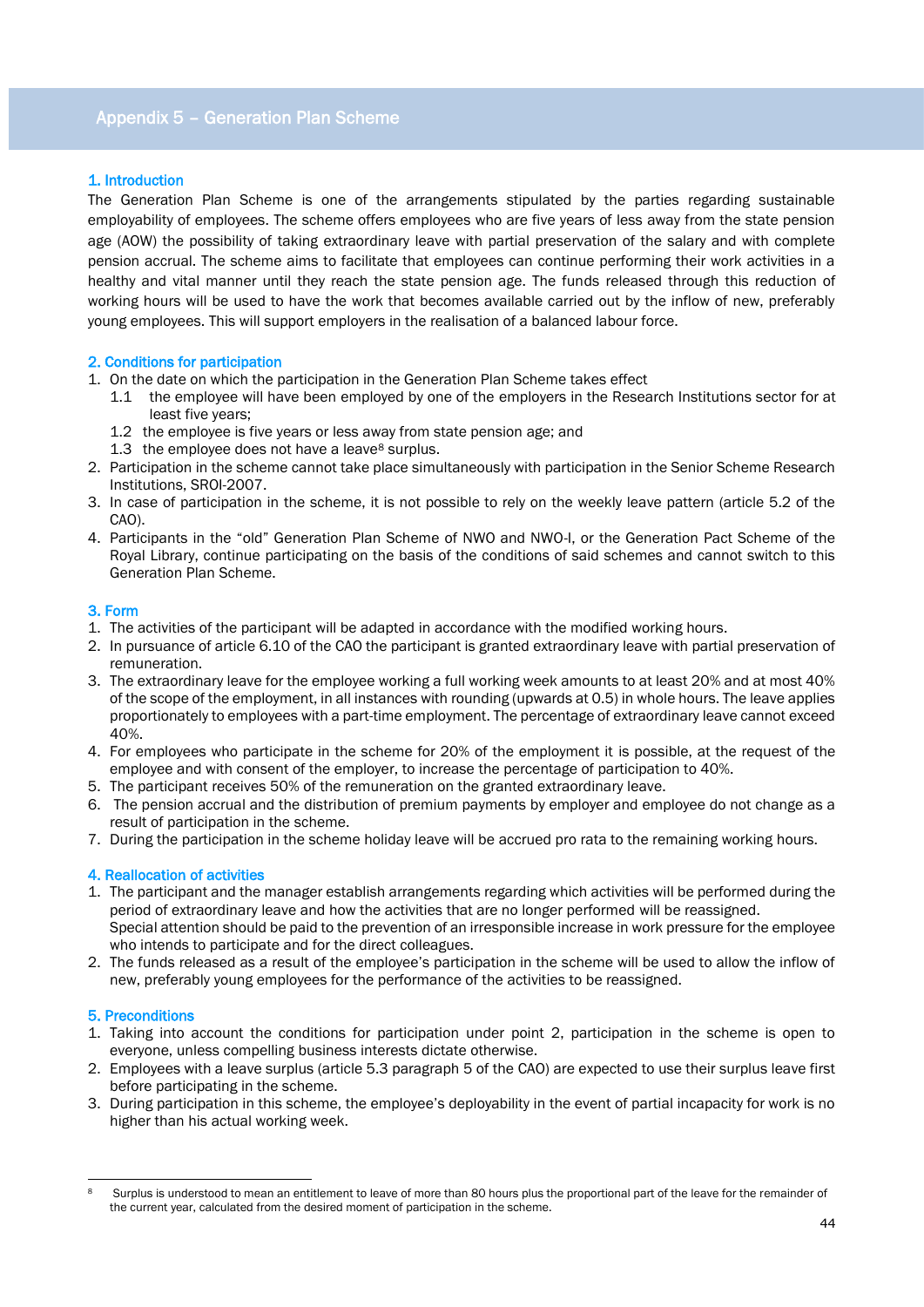# Appendix 5 – Generation Plan Scheme

## 1. Introduction

The Generation Plan Scheme is one of the arrangements stipulated by the parties regarding sustainable employability of employees. The scheme offers employees who are five years of less away from the state pension age (AOW) the possibility of taking extraordinary leave with partial preservation of the salary and with complete pension accrual. The scheme aims to facilitate that employees can continue performing their work activities in a healthy and vital manner until they reach the state pension age. The funds released through this reduction of working hours will be used to have the work that becomes available carried out by the inflow of new, preferably young employees. This will support employers in the realisation of a balanced labour force.

## 2. Conditions for participation

1. On the date on which the participation in the Generation Plan Scheme takes effect
   - 1.1 the employee will have been employed by one of the employers in the Research Institutions sector for at least five years;
   - 1.2 the employee is five years or less away from state pension age; and
   - 1.3 the employee does not have a leave[8] surplus.
2. Participation in the scheme cannot take place simultaneously with participation in the Senior Scheme Research Institutions, SROI-2007.
3. In case of participation in the scheme, it is not possible to rely on the weekly leave pattern (article 5.2 of the CAO).
4. Participants in the "old" Generation Plan Scheme of NWO and NWO-I, or the Generation Pact Scheme of the Royal Library, continue participating on the basis of the conditions of said schemes and cannot switch to this Generation Plan Scheme.

## 3. Form

1. The activities of the participant will be adapted in accordance with the modified working hours.
2. In pursuance of article 6.10 of the CAO the participant is granted extraordinary leave with partial preservation of remuneration.
3. The extraordinary leave for the employee working a full working week amounts to at least 20% and at most 40% of the scope of the employment, in all instances with rounding (upwards at 0.5) in whole hours. The leave applies proportionately to employees with a part-time employment. The percentage of extraordinary leave cannot exceed 40%.
4. For employees who participate in the scheme for 20% of the employment it is possible, at the request of the employee and with consent of the employer, to increase the percentage of participation to 40%.
5. The participant receives 50% of the remuneration on the granted extraordinary leave.
6. The pension accrual and the distribution of premium payments by employer and employee do not change as a result of participation in the scheme.
7. During the participation in the scheme holiday leave will be accrued pro rata to the remaining working hours.

## 4. Reallocation of activities

1. The participant and the manager establish arrangements regarding which activities will be performed during the period of extraordinary leave and how the activities that are no longer performed will be reassigned.
   Special attention should be paid to the prevention of an irresponsible increase in work pressure for the employee who intends to participate and for the direct colleagues.
2. The funds released as a result of the employee's participation in the scheme will be used to allow the inflow of new, preferably young employees for the performance of the activities to be reassigned.

## 5. Preconditions

1. Taking into account the conditions for participation under point 2, participation in the scheme is open to everyone, unless compelling business interests dictate otherwise.
2. Employees with a leave surplus (article 5.3 paragraph 5 of the CAO) are expected to use their surplus leave first before participating in the scheme.
3. During participation in this scheme, the employee's deployability in the event of partial incapacity for work is no higher than his actual working week.

---

[8] Surplus is understood to mean an entitlement to leave of more than 80 hours plus the proportional part of the leave for the remainder of the current year, calculated from the desired moment of participation in the scheme.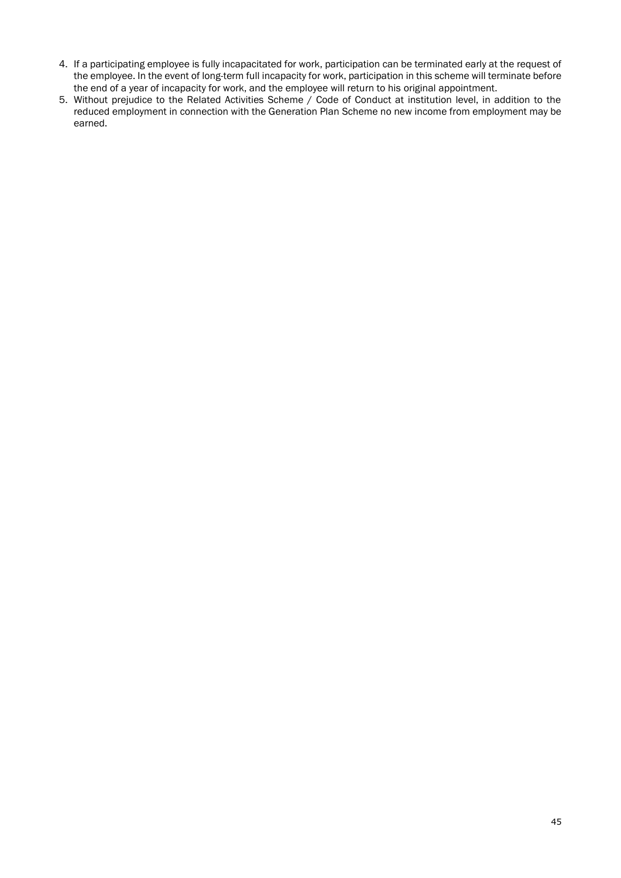4. If a participating employee is fully incapacitated for work, participation can be terminated early at the request of the employee. In the event of long-term full incapacity for work, participation in this scheme will terminate before the end of a year of incapacity for work, and the employee will return to his original appointment.
5. Without prejudice to the Related Activities Scheme / Code of Conduct at institution level, in addition to the reduced employment in connection with the Generation Plan Scheme no new income from employment may be earned.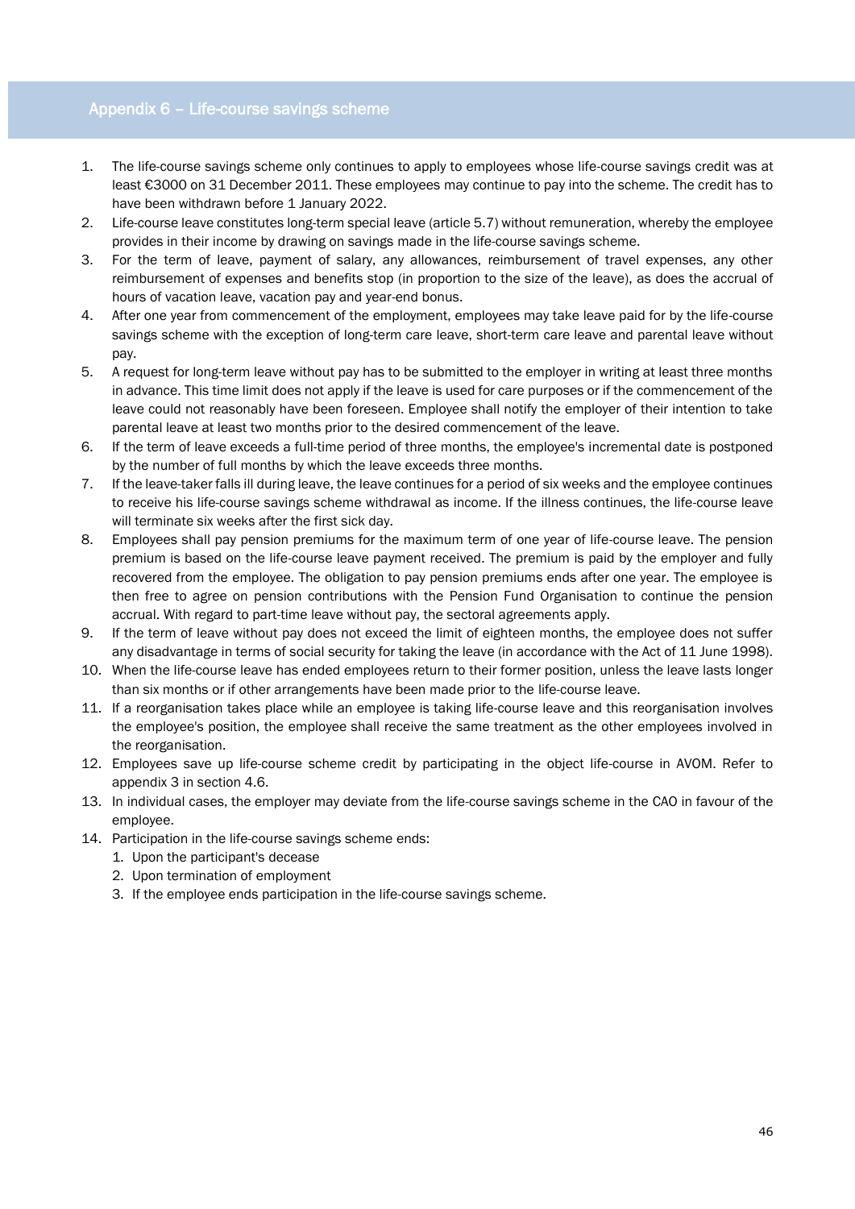## Appendix 6 – Life-course savings scheme

1. The life-course savings scheme only continues to apply to employees whose life-course savings credit was at least €3000 on 31 December 2011. These employees may continue to pay into the scheme. The credit has to have been withdrawn before 1 January 2022.
2. Life-course leave constitutes long-term special leave (article 5.7) without remuneration, whereby the employee provides in their income by drawing on savings made in the life-course savings scheme.
3. For the term of leave, payment of salary, any allowances, reimbursement of travel expenses, any other reimbursement of expenses and benefits stop (in proportion to the size of the leave), as does the accrual of hours of vacation leave, vacation pay and year-end bonus.
4. After one year from commencement of the employment, employees may take leave paid for by the life-course savings scheme with the exception of long-term care leave, short-term care leave and parental leave without pay.
5. A request for long-term leave without pay has to be submitted to the employer in writing at least three months in advance. This time limit does not apply if the leave is used for care purposes or if the commencement of the leave could not reasonably have been foreseen. Employee shall notify the employer of their intention to take parental leave at least two months prior to the desired commencement of the leave.
6. If the term of leave exceeds a full-time period of three months, the employee's incremental date is postponed by the number of full months by which the leave exceeds three months.
7. If the leave-taker falls ill during leave, the leave continues for a period of six weeks and the employee continues to receive his life-course savings scheme withdrawal as income. If the illness continues, the life-course leave will terminate six weeks after the first sick day.
8. Employees shall pay pension premiums for the maximum term of one year of life-course leave. The pension premium is based on the life-course leave payment received. The premium is paid by the employer and fully recovered from the employee. The obligation to pay pension premiums ends after one year. The employee is then free to agree on pension contributions with the Pension Fund Organisation to continue the pension accrual. With regard to part-time leave without pay, the sectoral agreements apply.
9. If the term of leave without pay does not exceed the limit of eighteen months, the employee does not suffer any disadvantage in terms of social security for taking the leave (in accordance with the Act of 11 June 1998).
10. When the life-course leave has ended employees return to their former position, unless the leave lasts longer than six months or if other arrangements have been made prior to the life-course leave.
11. If a reorganisation takes place while an employee is taking life-course leave and this reorganisation involves the employee's position, the employee shall receive the same treatment as the other employees involved in the reorganisation.
12. Employees save up life-course scheme credit by participating in the object life-course in AVOM. Refer to appendix 3 in section 4.6.
13. In individual cases, the employer may deviate from the life-course savings scheme in the CAO in favour of the employee.
14. Participation in the life-course savings scheme ends:
    1. Upon the participant's decease
    2. Upon termination of employment
    3. If the employee ends participation in the life-course savings scheme.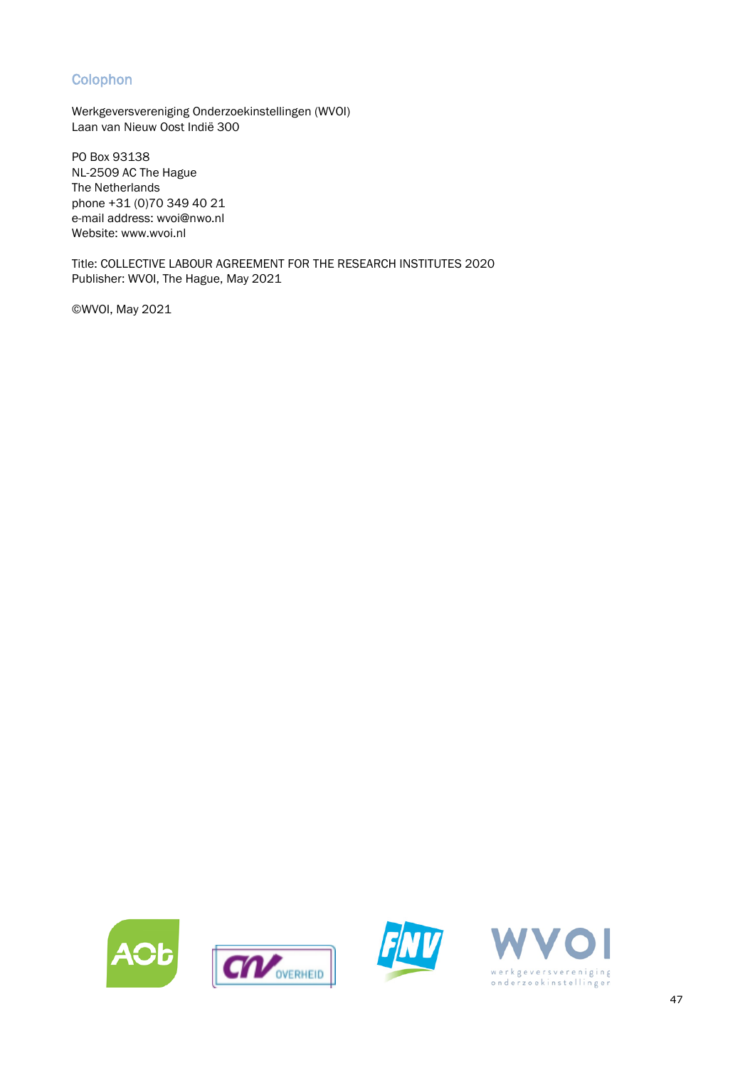## Colophon

Werkgeversvereniging Onderzoekinstellingen (WVOI)
Laan van Nieuw Oost Indië 300

PO Box 93138
NL-2509 AC The Hague
The Netherlands
phone +31 (0)70 349 40 21
e-mail address: wvoi@nwo.nl
Website: www.wvoi.nl

Title: COLLECTIVE LABOUR AGREEMENT FOR THE RESEARCH INSTITUTES 2020
Publisher: WVOI, The Hague, May 2021

©WVOI, May 2021